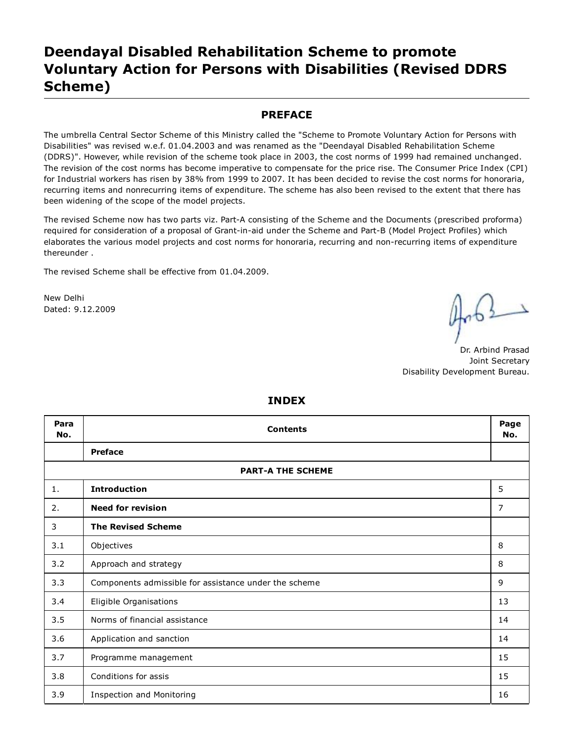# Deendayal Disabled Rehabilitation Scheme to promote Voluntary Action for Persons with Disabilities (Revised DDRS Scheme)

## PREFACE

The umbrella Central Sector Scheme of this Ministry called the "Scheme to Promote Voluntary Action for Persons with Disabilities" was revised w.e.f. 01.04.2003 and was renamed as the "Deendayal Disabled Rehabilitation Scheme (DDRS)". However, while revision of the scheme took place in 2003, the cost norms of 1999 had remained unchanged. The revision of the cost norms has become imperative to compensate for the price rise. The Consumer Price Index (CPI) for Industrial workers has risen by 38% from 1999 to 2007. It has been decided to revise the cost norms for honoraria, recurring items and nonrecurring items of expenditure. The scheme has also been revised to the extent that there has been widening of the scope of the model projects.

The revised Scheme now has two parts viz. Part-A consisting of the Scheme and the Documents (prescribed proforma) required for consideration of a proposal of Grant-in-aid under the Scheme and Part-B (Model Project Profiles) which elaborates the various model projects and cost norms for honoraria, recurring and non-recurring items of expenditure thereunder .

The revised Scheme shall be effective from 01.04.2009.

New Delhi
Dated: 9.12.2009

Dr. Arbind Prasad
Joint Secretary
Disability Development Bureau.

## INDEX

| Para No. | Contents | Page No. |
|---|---|---|
| | **Preface** | |
| | **PART-A THE SCHEME** | |
| 1. | **Introduction** | 5 |
| 2. | **Need for revision** | 7 |
| 3 | **The Revised Scheme** | |
| 3.1 | Objectives | 8 |
| 3.2 | Approach and strategy | 8 |
| 3.3 | Components admissible for assistance under the scheme | 9 |
| 3.4 | Eligible Organisations | 13 |
| 3.5 | Norms of financial assistance | 14 |
| 3.6 | Application and sanction | 14 |
| 3.7 | Programme management | 15 |
| 3.8 | Conditions for assis | 15 |
| 3.9 | Inspection and Monitoring | 16 |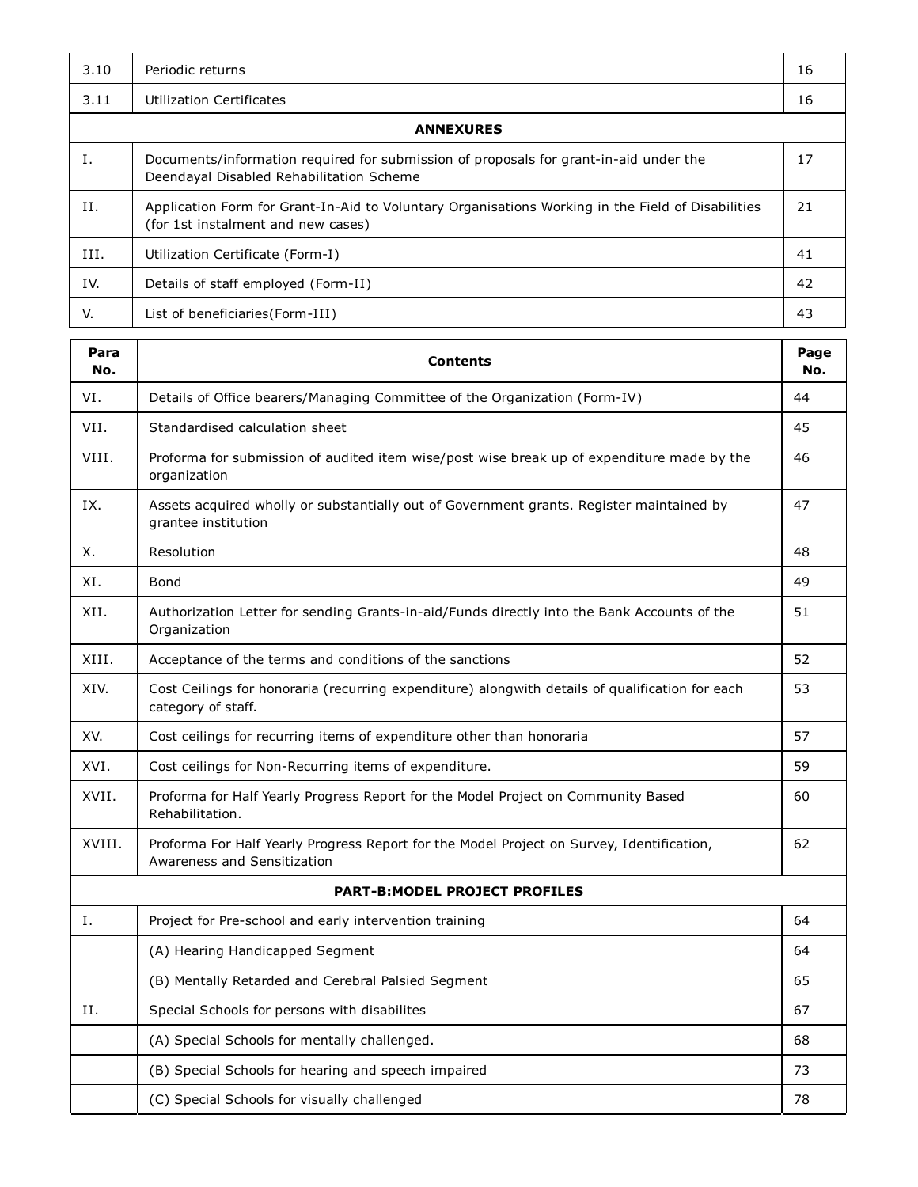| Para No. | Contents | Page No. |
|---|---|---|
| 3.10 | Periodic returns | 16 |
| 3.11 | Utilization Certificates | 16 |
| | **ANNEXURES** | |
| I. | Documents/information required for submission of proposals for grant-in-aid under the Deendayal Disabled Rehabilitation Scheme | 17 |
| II. | Application Form for Grant-In-Aid to Voluntary Organisations Working in the Field of Disabilities (for 1st instalment and new cases) | 21 |
| III. | Utilization Certificate (Form-I) | 41 |
| IV. | Details of staff employed (Form-II) | 42 |
| V. | List of beneficiaries(Form-III) | 43 |
| VI. | Details of Office bearers/Managing Committee of the Organization (Form-IV) | 44 |
| VII. | Standardised calculation sheet | 45 |
| VIII. | Proforma for submission of audited item wise/post wise break up of expenditure made by the organization | 46 |
| IX. | Assets acquired wholly or substantially out of Government grants. Register maintained by grantee institution | 47 |
| X. | Resolution | 48 |
| XI. | Bond | 49 |
| XII. | Authorization Letter for sending Grants-in-aid/Funds directly into the Bank Accounts of the Organization | 51 |
| XIII. | Acceptance of the terms and conditions of the sanctions | 52 |
| XIV. | Cost Ceilings for honoraria (recurring expenditure) alongwith details of qualification for each category of staff. | 53 |
| XV. | Cost ceilings for recurring items of expenditure other than honoraria | 57 |
| XVI. | Cost ceilings for Non-Recurring items of expenditure. | 59 |
| XVII. | Proforma for Half Yearly Progress Report for the Model Project on Community Based Rehabilitation. | 60 |
| XVIII. | Proforma For Half Yearly Progress Report for the Model Project on Survey, Identification, Awareness and Sensitization | 62 |
| | **PART-B:MODEL PROJECT PROFILES** | |
| I. | Project for Pre-school and early intervention training | 64 |
| | (A) Hearing Handicapped Segment | 64 |
| | (B) Mentally Retarded and Cerebral Palsied Segment | 65 |
| II. | Special Schools for persons with disabilites | 67 |
| | (A) Special Schools for mentally challenged. | 68 |
| | (B) Special Schools for hearing and speech impaired | 73 |
| | (C) Special Schools for visually challenged | 78 |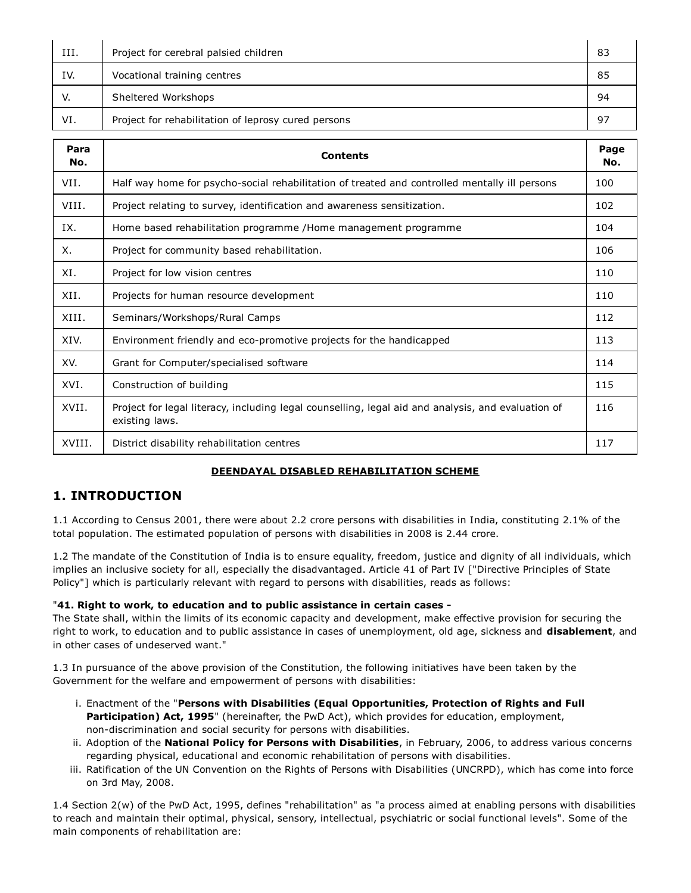| Para No. | Contents | Page No. |
|---|---|---|
| III. | Project for cerebral palsied children | 83 |
| IV. | Vocational training centres | 85 |
| V. | Sheltered Workshops | 94 |
| VI. | Project for rehabilitation of leprosy cured persons | 97 |
| VII. | Half way home for psycho-social rehabilitation of treated and controlled mentally ill persons | 100 |
| VIII. | Project relating to survey, identification and awareness sensitization. | 102 |
| IX. | Home based rehabilitation programme /Home management programme | 104 |
| X. | Project for community based rehabilitation. | 106 |
| XI. | Project for low vision centres | 110 |
| XII. | Projects for human resource development | 110 |
| XIII. | Seminars/Workshops/Rural Camps | 112 |
| XIV. | Environment friendly and eco-promotive projects for the handicapped | 113 |
| XV. | Grant for Computer/specialised software | 114 |
| XVI. | Construction of building | 115 |
| XVII. | Project for legal literacy, including legal counselling, legal aid and analysis, and evaluation of existing laws. | 116 |
| XVIII. | District disability rehabilitation centres | 117 |

**DEENDAYAL DISABLED REHABILITATION SCHEME**

# 1. INTRODUCTION

1.1 According to Census 2001, there were about 2.2 crore persons with disabilities in India, constituting 2.1% of the total population. The estimated population of persons with disabilities in 2008 is 2.44 crore.

1.2 The mandate of the Constitution of India is to ensure equality, freedom, justice and dignity of all individuals, which implies an inclusive society for all, especially the disadvantaged. Article 41 of Part IV ["Directive Principles of State Policy"] which is particularly relevant with regard to persons with disabilities, reads as follows:

"**41. Right to work, to education and to public assistance in certain cases -**
The State shall, within the limits of its economic capacity and development, make effective provision for securing the right to work, to education and to public assistance in cases of unemployment, old age, sickness and **disablement**, and in other cases of undeserved want."

1.3 In pursuance of the above provision of the Constitution, the following initiatives have been taken by the Government for the welfare and empowerment of persons with disabilities:

i. Enactment of the "**Persons with Disabilities (Equal Opportunities, Protection of Rights and Full Participation) Act, 1995**" (hereinafter, the PwD Act), which provides for education, employment, non-discrimination and social security for persons with disabilities.
ii. Adoption of the **National Policy for Persons with Disabilities**, in February, 2006, to address various concerns regarding physical, educational and economic rehabilitation of persons with disabilities.
iii. Ratification of the UN Convention on the Rights of Persons with Disabilities (UNCRPD), which has come into force on 3rd May, 2008.

1.4 Section 2(w) of the PwD Act, 1995, defines "rehabilitation" as "a process aimed at enabling persons with disabilities to reach and maintain their optimal, physical, sensory, intellectual, psychiatric or social functional levels". Some of the main components of rehabilitation are: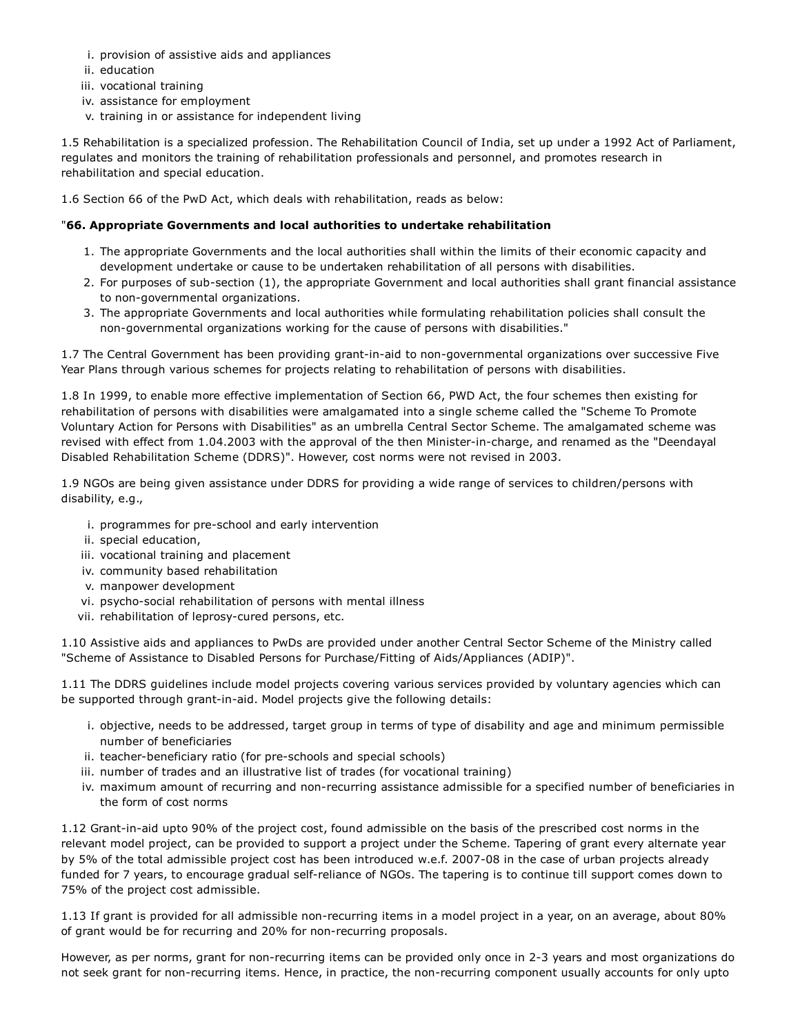i. provision of assistive aids and appliances
ii. education
iii. vocational training
iv. assistance for employment
v. training in or assistance for independent living

1.5 Rehabilitation is a specialized profession. The Rehabilitation Council of India, set up under a 1992 Act of Parliament, regulates and monitors the training of rehabilitation professionals and personnel, and promotes research in rehabilitation and special education.

1.6 Section 66 of the PwD Act, which deals with rehabilitation, reads as below:

"**66. Appropriate Governments and local authorities to undertake rehabilitation**

1. The appropriate Governments and the local authorities shall within the limits of their economic capacity and development undertake or cause to be undertaken rehabilitation of all persons with disabilities.
2. For purposes of sub-section (1), the appropriate Government and local authorities shall grant financial assistance to non-governmental organizations.
3. The appropriate Governments and local authorities while formulating rehabilitation policies shall consult the non-governmental organizations working for the cause of persons with disabilities."

1.7 The Central Government has been providing grant-in-aid to non-governmental organizations over successive Five Year Plans through various schemes for projects relating to rehabilitation of persons with disabilities.

1.8 In 1999, to enable more effective implementation of Section 66, PWD Act, the four schemes then existing for rehabilitation of persons with disabilities were amalgamated into a single scheme called the "Scheme To Promote Voluntary Action for Persons with Disabilities" as an umbrella Central Sector Scheme. The amalgamated scheme was revised with effect from 1.04.2003 with the approval of the then Minister-in-charge, and renamed as the "Deendayal Disabled Rehabilitation Scheme (DDRS)". However, cost norms were not revised in 2003.

1.9 NGOs are being given assistance under DDRS for providing a wide range of services to children/persons with disability, e.g.,

i. programmes for pre-school and early intervention
ii. special education,
iii. vocational training and placement
iv. community based rehabilitation
v. manpower development
vi. psycho-social rehabilitation of persons with mental illness
vii. rehabilitation of leprosy-cured persons, etc.

1.10 Assistive aids and appliances to PwDs are provided under another Central Sector Scheme of the Ministry called "Scheme of Assistance to Disabled Persons for Purchase/Fitting of Aids/Appliances (ADIP)".

1.11 The DDRS guidelines include model projects covering various services provided by voluntary agencies which can be supported through grant-in-aid. Model projects give the following details:

i. objective, needs to be addressed, target group in terms of type of disability and age and minimum permissible number of beneficiaries
ii. teacher-beneficiary ratio (for pre-schools and special schools)
iii. number of trades and an illustrative list of trades (for vocational training)
iv. maximum amount of recurring and non-recurring assistance admissible for a specified number of beneficiaries in the form of cost norms

1.12 Grant-in-aid upto 90% of the project cost, found admissible on the basis of the prescribed cost norms in the relevant model project, can be provided to support a project under the Scheme. Tapering of grant every alternate year by 5% of the total admissible project cost has been introduced w.e.f. 2007-08 in the case of urban projects already funded for 7 years, to encourage gradual self-reliance of NGOs. The tapering is to continue till support comes down to 75% of the project cost admissible.

1.13 If grant is provided for all admissible non-recurring items in a model project in a year, on an average, about 80% of grant would be for recurring and 20% for non-recurring proposals.

However, as per norms, grant for non-recurring items can be provided only once in 2-3 years and most organizations do not seek grant for non-recurring items. Hence, in practice, the non-recurring component usually accounts for only upto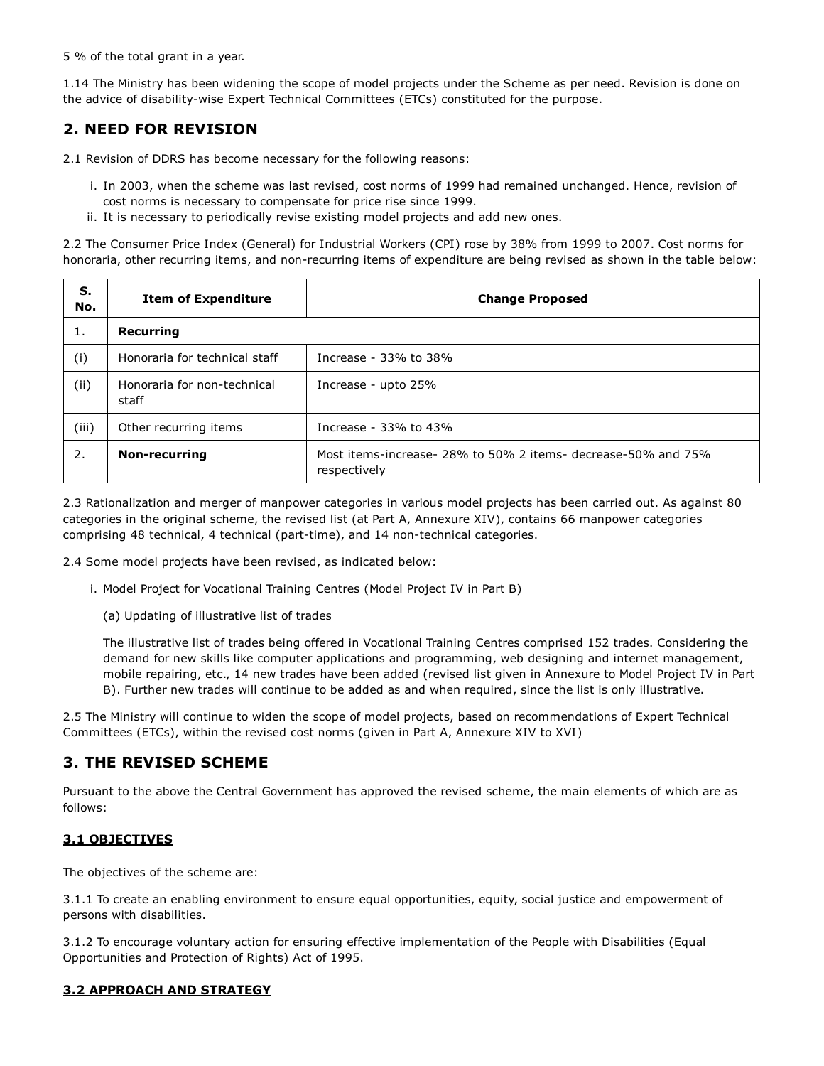5 % of the total grant in a year.

1.14 The Ministry has been widening the scope of model projects under the Scheme as per need. Revision is done on the advice of disability-wise Expert Technical Committees (ETCs) constituted for the purpose.

## 2. NEED FOR REVISION

2.1 Revision of DDRS has become necessary for the following reasons:

i. In 2003, when the scheme was last revised, cost norms of 1999 had remained unchanged. Hence, revision of cost norms is necessary to compensate for price rise since 1999.
ii. It is necessary to periodically revise existing model projects and add new ones.

2.2 The Consumer Price Index (General) for Industrial Workers (CPI) rose by 38% from 1999 to 2007. Cost norms for honoraria, other recurring items, and non-recurring items of expenditure are being revised as shown in the table below:

| S. No. | Item of Expenditure | Change Proposed |
|---|---|---|
| 1. | **Recurring** | |
| (i) | Honoraria for technical staff | Increase - 33% to 38% |
| (ii) | Honoraria for non-technical staff | Increase - upto 25% |
| (iii) | Other recurring items | Increase - 33% to 43% |
| 2. | **Non-recurring** | Most items-increase- 28% to 50% 2 items- decrease-50% and 75% respectively |

2.3 Rationalization and merger of manpower categories in various model projects has been carried out. As against 80 categories in the original scheme, the revised list (at Part A, Annexure XIV), contains 66 manpower categories comprising 48 technical, 4 technical (part-time), and 14 non-technical categories.

2.4 Some model projects have been revised, as indicated below:

i. Model Project for Vocational Training Centres (Model Project IV in Part B)

(a) Updating of illustrative list of trades

The illustrative list of trades being offered in Vocational Training Centres comprised 152 trades. Considering the demand for new skills like computer applications and programming, web designing and internet management, mobile repairing, etc., 14 new trades have been added (revised list given in Annexure to Model Project IV in Part B). Further new trades will continue to be added as and when required, since the list is only illustrative.

2.5 The Ministry will continue to widen the scope of model projects, based on recommendations of Expert Technical Committees (ETCs), within the revised cost norms (given in Part A, Annexure XIV to XVI)

## 3. THE REVISED SCHEME

Pursuant to the above the Central Government has approved the revised scheme, the main elements of which are as follows:

### 3.1 OBJECTIVES

The objectives of the scheme are:

3.1.1 To create an enabling environment to ensure equal opportunities, equity, social justice and empowerment of persons with disabilities.

3.1.2 To encourage voluntary action for ensuring effective implementation of the People with Disabilities (Equal Opportunities and Protection of Rights) Act of 1995.

### 3.2 APPROACH AND STRATEGY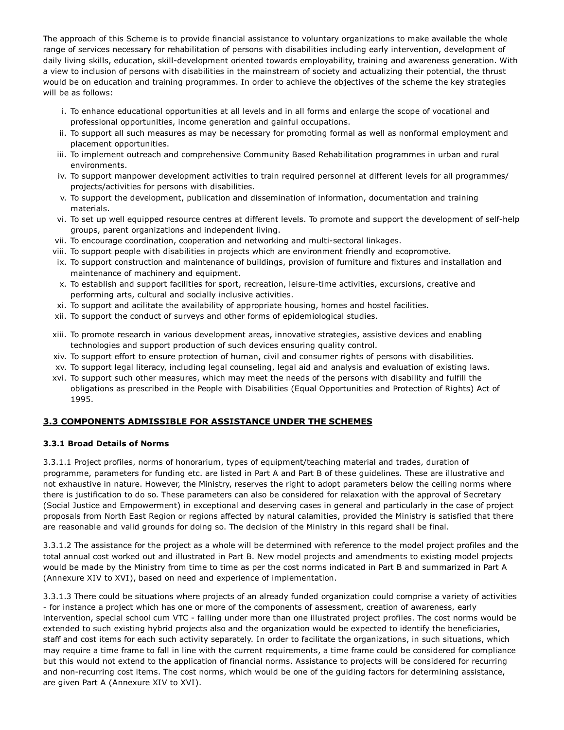The approach of this Scheme is to provide financial assistance to voluntary organizations to make available the whole range of services necessary for rehabilitation of persons with disabilities including early intervention, development of daily living skills, education, skill-development oriented towards employability, training and awareness generation. With a view to inclusion of persons with disabilities in the mainstream of society and actualizing their potential, the thrust would be on education and training programmes. In order to achieve the objectives of the scheme the key strategies will be as follows:

i. To enhance educational opportunities at all levels and in all forms and enlarge the scope of vocational and professional opportunities, income generation and gainful occupations.
ii. To support all such measures as may be necessary for promoting formal as well as nonformal employment and placement opportunities.
iii. To implement outreach and comprehensive Community Based Rehabilitation programmes in urban and rural environments.
iv. To support manpower development activities to train required personnel at different levels for all programmes/ projects/activities for persons with disabilities.
v. To support the development, publication and dissemination of information, documentation and training materials.
vi. To set up well equipped resource centres at different levels. To promote and support the development of self-help groups, parent organizations and independent living.
vii. To encourage coordination, cooperation and networking and multi-sectoral linkages.
viii. To support people with disabilities in projects which are environment friendly and ecopromotive.
ix. To support construction and maintenance of buildings, provision of furniture and fixtures and installation and maintenance of machinery and equipment.
x. To establish and support facilities for sport, recreation, leisure-time activities, excursions, creative and performing arts, cultural and socially inclusive activities.
xi. To support and acilitate the availability of appropriate housing, homes and hostel facilities.
xii. To support the conduct of surveys and other forms of epidemiological studies.
xiii. To promote research in various development areas, innovative strategies, assistive devices and enabling technologies and support production of such devices ensuring quality control.
xiv. To support effort to ensure protection of human, civil and consumer rights of persons with disabilities.
xv. To support legal literacy, including legal counseling, legal aid and analysis and evaluation of existing laws.
xvi. To support such other measures, which may meet the needs of the persons with disability and fulfill the obligations as prescribed in the People with Disabilities (Equal Opportunities and Protection of Rights) Act of 1995.

## 3.3 COMPONENTS ADMISSIBLE FOR ASSISTANCE UNDER THE SCHEMES

### 3.3.1 Broad Details of Norms

3.3.1.1 Project profiles, norms of honorarium, types of equipment/teaching material and trades, duration of programme, parameters for funding etc. are listed in Part A and Part B of these guidelines. These are illustrative and not exhaustive in nature. However, the Ministry, reserves the right to adopt parameters below the ceiling norms where there is justification to do so. These parameters can also be considered for relaxation with the approval of Secretary (Social Justice and Empowerment) in exceptional and deserving cases in general and particularly in the case of project proposals from North East Region or regions affected by natural calamities, provided the Ministry is satisfied that there are reasonable and valid grounds for doing so. The decision of the Ministry in this regard shall be final.

3.3.1.2 The assistance for the project as a whole will be determined with reference to the model project profiles and the total annual cost worked out and illustrated in Part B. New model projects and amendments to existing model projects would be made by the Ministry from time to time as per the cost norms indicated in Part B and summarized in Part A (Annexure XIV to XVI), based on need and experience of implementation.

3.3.1.3 There could be situations where projects of an already funded organization could comprise a variety of activities - for instance a project which has one or more of the components of assessment, creation of awareness, early intervention, special school cum VTC - falling under more than one illustrated project profiles. The cost norms would be extended to such existing hybrid projects also and the organization would be expected to identify the beneficiaries, staff and cost items for each such activity separately. In order to facilitate the organizations, in such situations, which may require a time frame to fall in line with the current requirements, a time frame could be considered for compliance but this would not extend to the application of financial norms. Assistance to projects will be considered for recurring and non-recurring cost items. The cost norms, which would be one of the guiding factors for determining assistance, are given Part A (Annexure XIV to XVI).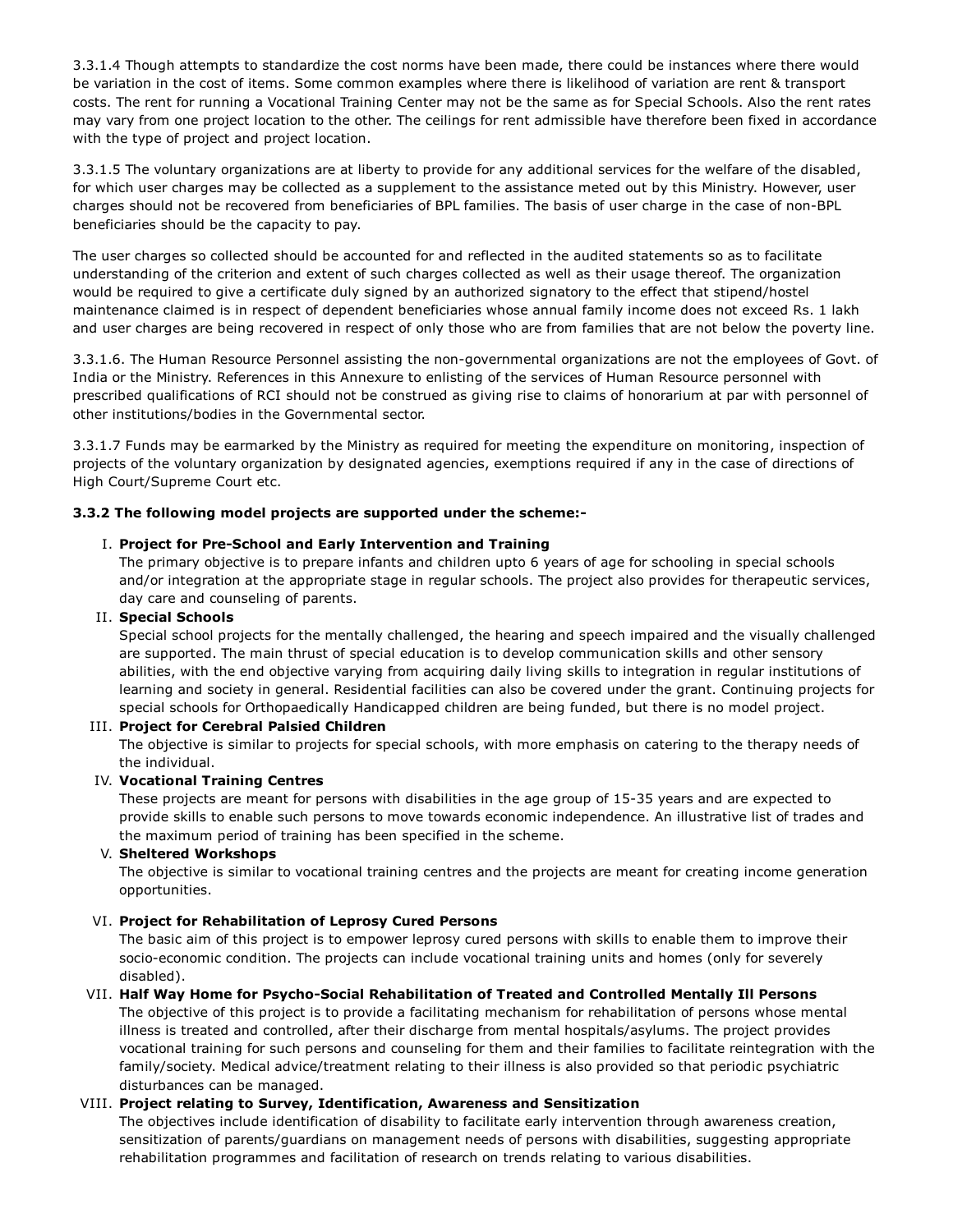3.3.1.4 Though attempts to standardize the cost norms have been made, there could be instances where there would be variation in the cost of items. Some common examples where there is likelihood of variation are rent & transport costs. The rent for running a Vocational Training Center may not be the same as for Special Schools. Also the rent rates may vary from one project location to the other. The ceilings for rent admissible have therefore been fixed in accordance with the type of project and project location.

3.3.1.5 The voluntary organizations are at liberty to provide for any additional services for the welfare of the disabled, for which user charges may be collected as a supplement to the assistance meted out by this Ministry. However, user charges should not be recovered from beneficiaries of BPL families. The basis of user charge in the case of non-BPL beneficiaries should be the capacity to pay.

The user charges so collected should be accounted for and reflected in the audited statements so as to facilitate understanding of the criterion and extent of such charges collected as well as their usage thereof. The organization would be required to give a certificate duly signed by an authorized signatory to the effect that stipend/hostel maintenance claimed is in respect of dependent beneficiaries whose annual family income does not exceed Rs. 1 lakh and user charges are being recovered in respect of only those who are from families that are not below the poverty line.

3.3.1.6. The Human Resource Personnel assisting the non-governmental organizations are not the employees of Govt. of India or the Ministry. References in this Annexure to enlisting of the services of Human Resource personnel with prescribed qualifications of RCI should not be construed as giving rise to claims of honorarium at par with personnel of other institutions/bodies in the Governmental sector.

3.3.1.7 Funds may be earmarked by the Ministry as required for meeting the expenditure on monitoring, inspection of projects of the voluntary organization by designated agencies, exemptions required if any in the case of directions of High Court/Supreme Court etc.

**3.3.2 The following model projects are supported under the scheme:-**

I. **Project for Pre-School and Early Intervention and Training**
   The primary objective is to prepare infants and children upto 6 years of age for schooling in special schools and/or integration at the appropriate stage in regular schools. The project also provides for therapeutic services, day care and counseling of parents.

II. **Special Schools**
   Special school projects for the mentally challenged, the hearing and speech impaired and the visually challenged are supported. The main thrust of special education is to develop communication skills and other sensory abilities, with the end objective varying from acquiring daily living skills to integration in regular institutions of learning and society in general. Residential facilities can also be covered under the grant. Continuing projects for special schools for Orthopaedically Handicapped children are being funded, but there is no model project.

III. **Project for Cerebral Palsied Children**
   The objective is similar to projects for special schools, with more emphasis on catering to the therapy needs of the individual.

IV. **Vocational Training Centres**
   These projects are meant for persons with disabilities in the age group of 15-35 years and are expected to provide skills to enable such persons to move towards economic independence. An illustrative list of trades and the maximum period of training has been specified in the scheme.

V. **Sheltered Workshops**
   The objective is similar to vocational training centres and the projects are meant for creating income generation opportunities.

VI. **Project for Rehabilitation of Leprosy Cured Persons**
   The basic aim of this project is to empower leprosy cured persons with skills to enable them to improve their socio-economic condition. The projects can include vocational training units and homes (only for severely disabled).

VII. **Half Way Home for Psycho-Social Rehabilitation of Treated and Controlled Mentally Ill Persons**
   The objective of this project is to provide a facilitating mechanism for rehabilitation of persons whose mental illness is treated and controlled, after their discharge from mental hospitals/asylums. The project provides vocational training for such persons and counseling for them and their families to facilitate reintegration with the family/society. Medical advice/treatment relating to their illness is also provided so that periodic psychiatric disturbances can be managed.

VIII. **Project relating to Survey, Identification, Awareness and Sensitization**
   The objectives include identification of disability to facilitate early intervention through awareness creation, sensitization of parents/guardians on management needs of persons with disabilities, suggesting appropriate rehabilitation programmes and facilitation of research on trends relating to various disabilities.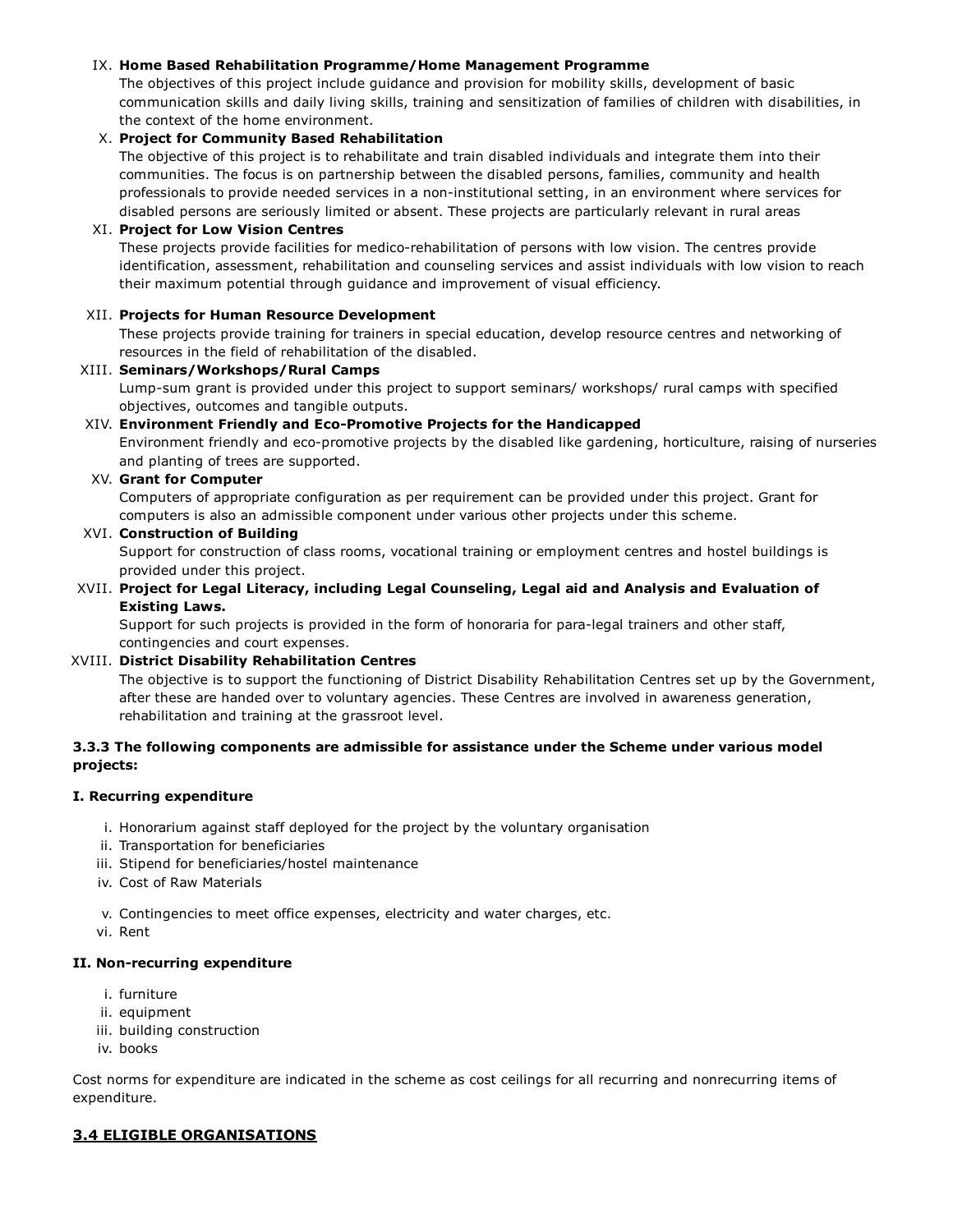IX. **Home Based Rehabilitation Programme/Home Management Programme**
The objectives of this project include guidance and provision for mobility skills, development of basic communication skills and daily living skills, training and sensitization of families of children with disabilities, in the context of the home environment.

X. **Project for Community Based Rehabilitation**
The objective of this project is to rehabilitate and train disabled individuals and integrate them into their communities. The focus is on partnership between the disabled persons, families, community and health professionals to provide needed services in a non-institutional setting, in an environment where services for disabled persons are seriously limited or absent. These projects are particularly relevant in rural areas

XI. **Project for Low Vision Centres**
These projects provide facilities for medico-rehabilitation of persons with low vision. The centres provide identification, assessment, rehabilitation and counseling services and assist individuals with low vision to reach their maximum potential through guidance and improvement of visual efficiency.

XII. **Projects for Human Resource Development**
These projects provide training for trainers in special education, develop resource centres and networking of resources in the field of rehabilitation of the disabled.

XIII. **Seminars/Workshops/Rural Camps**
Lump-sum grant is provided under this project to support seminars/ workshops/ rural camps with specified objectives, outcomes and tangible outputs.

XIV. **Environment Friendly and Eco-Promotive Projects for the Handicapped**
Environment friendly and eco-promotive projects by the disabled like gardening, horticulture, raising of nurseries and planting of trees are supported.

XV. **Grant for Computer**
Computers of appropriate configuration as per requirement can be provided under this project. Grant for computers is also an admissible component under various other projects under this scheme.

XVI. **Construction of Building**
Support for construction of class rooms, vocational training or employment centres and hostel buildings is provided under this project.

XVII. **Project for Legal Literacy, including Legal Counseling, Legal aid and Analysis and Evaluation of Existing Laws.**
Support for such projects is provided in the form of honoraria for para-legal trainers and other staff, contingencies and court expenses.

XVIII. **District Disability Rehabilitation Centres**
The objective is to support the functioning of District Disability Rehabilitation Centres set up by the Government, after these are handed over to voluntary agencies. These Centres are involved in awareness generation, rehabilitation and training at the grassroot level.

**3.3.3 The following components are admissible for assistance under the Scheme under various model projects:**

**I. Recurring expenditure**

i. Honorarium against staff deployed for the project by the voluntary organisation
ii. Transportation for beneficiaries
iii. Stipend for beneficiaries/hostel maintenance
iv. Cost of Raw Materials
v. Contingencies to meet office expenses, electricity and water charges, etc.
vi. Rent

**II. Non-recurring expenditure**

i. furniture
ii. equipment
iii. building construction
iv. books

Cost norms for expenditure are indicated in the scheme as cost ceilings for all recurring and nonrecurring items of expenditure.

## 3.4 ELIGIBLE ORGANISATIONS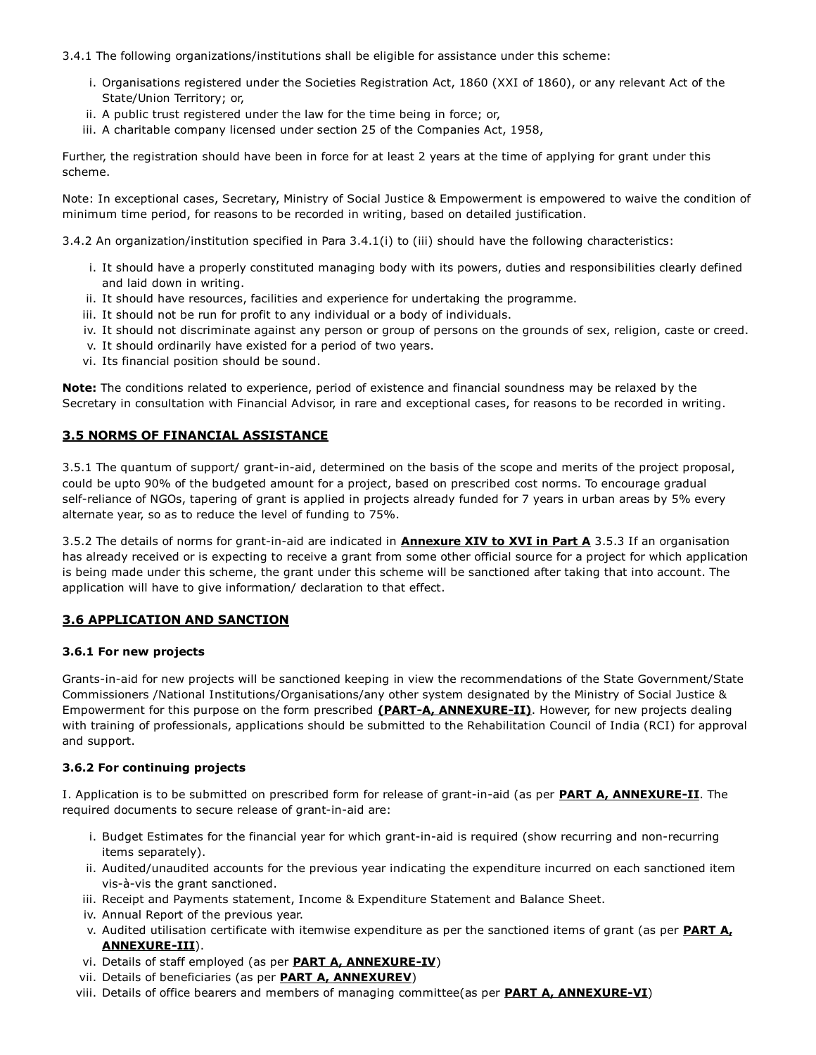3.4.1 The following organizations/institutions shall be eligible for assistance under this scheme:

i. Organisations registered under the Societies Registration Act, 1860 (XXI of 1860), or any relevant Act of the State/Union Territory; or,
ii. A public trust registered under the law for the time being in force; or,
iii. A charitable company licensed under section 25 of the Companies Act, 1958,

Further, the registration should have been in force for at least 2 years at the time of applying for grant under this scheme.

Note: In exceptional cases, Secretary, Ministry of Social Justice & Empowerment is empowered to waive the condition of minimum time period, for reasons to be recorded in writing, based on detailed justification.

3.4.2 An organization/institution specified in Para 3.4.1(i) to (iii) should have the following characteristics:

i. It should have a properly constituted managing body with its powers, duties and responsibilities clearly defined and laid down in writing.
ii. It should have resources, facilities and experience for undertaking the programme.
iii. It should not be run for profit to any individual or a body of individuals.
iv. It should not discriminate against any person or group of persons on the grounds of sex, religion, caste or creed.
v. It should ordinarily have existed for a period of two years.
vi. Its financial position should be sound.

**Note:** The conditions related to experience, period of existence and financial soundness may be relaxed by the Secretary in consultation with Financial Advisor, in rare and exceptional cases, for reasons to be recorded in writing.

### 3.5 NORMS OF FINANCIAL ASSISTANCE

3.5.1 The quantum of support/ grant-in-aid, determined on the basis of the scope and merits of the project proposal, could be upto 90% of the budgeted amount for a project, based on prescribed cost norms. To encourage gradual self-reliance of NGOs, tapering of grant is applied in projects already funded for 7 years in urban areas by 5% every alternate year, so as to reduce the level of funding to 75%.

3.5.2 The details of norms for grant-in-aid are indicated in **Annexure XIV to XVI in Part A** 3.5.3 If an organisation has already received or is expecting to receive a grant from some other official source for a project for which application is being made under this scheme, the grant under this scheme will be sanctioned after taking that into account. The application will have to give information/ declaration to that effect.

### 3.6 APPLICATION AND SANCTION

#### 3.6.1 For new projects

Grants-in-aid for new projects will be sanctioned keeping in view the recommendations of the State Government/State Commissioners /National Institutions/Organisations/any other system designated by the Ministry of Social Justice & Empowerment for this purpose on the form prescribed **(PART-A, ANNEXURE-II)**. However, for new projects dealing with training of professionals, applications should be submitted to the Rehabilitation Council of India (RCI) for approval and support.

#### 3.6.2 For continuing projects

I. Application is to be submitted on prescribed form for release of grant-in-aid (as per **PART A, ANNEXURE-II**. The required documents to secure release of grant-in-aid are:

i. Budget Estimates for the financial year for which grant-in-aid is required (show recurring and non-recurring items separately).
ii. Audited/unaudited accounts for the previous year indicating the expenditure incurred on each sanctioned item vis-à-vis the grant sanctioned.
iii. Receipt and Payments statement, Income & Expenditure Statement and Balance Sheet.
iv. Annual Report of the previous year.
v. Audited utilisation certificate with itemwise expenditure as per the sanctioned items of grant (as per **PART A, ANNEXURE-III**).
vi. Details of staff employed (as per **PART A, ANNEXURE-IV**)
vii. Details of beneficiaries (as per **PART A, ANNEXUREV**)
viii. Details of office bearers and members of managing committee(as per **PART A, ANNEXURE-VI**)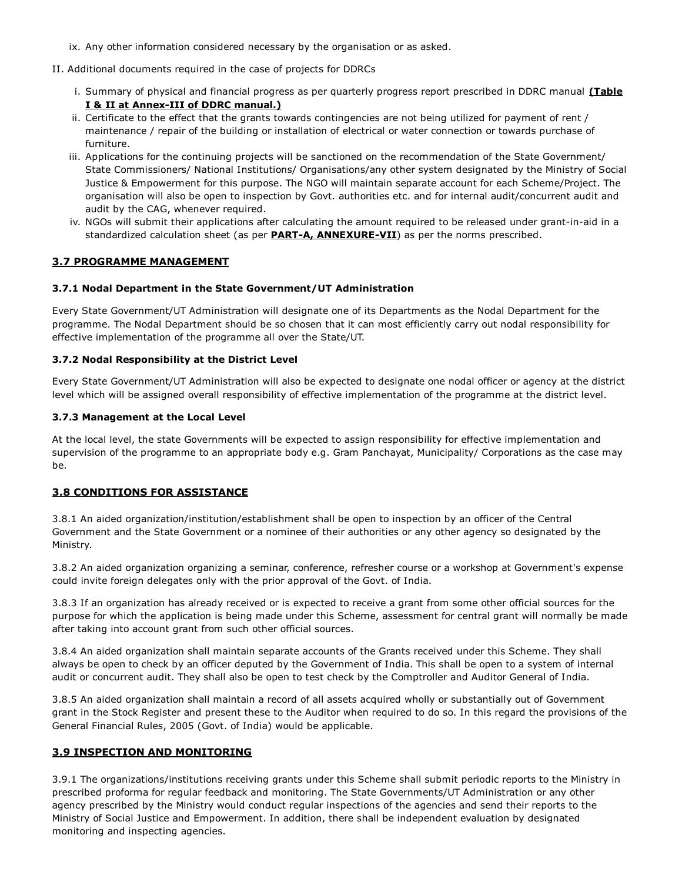ix. Any other information considered necessary by the organisation or as asked.

II. Additional documents required in the case of projects for DDRCs

i. Summary of physical and financial progress as per quarterly progress report prescribed in DDRC manual **(Table I & II at Annex-III of DDRC manual.)**
ii. Certificate to the effect that the grants towards contingencies are not being utilized for payment of rent / maintenance / repair of the building or installation of electrical or water connection or towards purchase of furniture.
iii. Applications for the continuing projects will be sanctioned on the recommendation of the State Government/ State Commissioners/ National Institutions/ Organisations/any other system designated by the Ministry of Social Justice & Empowerment for this purpose. The NGO will maintain separate account for each Scheme/Project. The organisation will also be open to inspection by Govt. authorities etc. and for internal audit/concurrent audit and audit by the CAG, whenever required.
iv. NGOs will submit their applications after calculating the amount required to be released under grant-in-aid in a standardized calculation sheet (as per **PART-A, ANNEXURE-VII**) as per the norms prescribed.

## 3.7 PROGRAMME MANAGEMENT

### 3.7.1 Nodal Department in the State Government/UT Administration

Every State Government/UT Administration will designate one of its Departments as the Nodal Department for the programme. The Nodal Department should be so chosen that it can most efficiently carry out nodal responsibility for effective implementation of the programme all over the State/UT.

### 3.7.2 Nodal Responsibility at the District Level

Every State Government/UT Administration will also be expected to designate one nodal officer or agency at the district level which will be assigned overall responsibility of effective implementation of the programme at the district level.

### 3.7.3 Management at the Local Level

At the local level, the state Governments will be expected to assign responsibility for effective implementation and supervision of the programme to an appropriate body e.g. Gram Panchayat, Municipality/ Corporations as the case may be.

## 3.8 CONDITIONS FOR ASSISTANCE

3.8.1 An aided organization/institution/establishment shall be open to inspection by an officer of the Central Government and the State Government or a nominee of their authorities or any other agency so designated by the Ministry.

3.8.2 An aided organization organizing a seminar, conference, refresher course or a workshop at Government's expense could invite foreign delegates only with the prior approval of the Govt. of India.

3.8.3 If an organization has already received or is expected to receive a grant from some other official sources for the purpose for which the application is being made under this Scheme, assessment for central grant will normally be made after taking into account grant from such other official sources.

3.8.4 An aided organization shall maintain separate accounts of the Grants received under this Scheme. They shall always be open to check by an officer deputed by the Government of India. This shall be open to a system of internal audit or concurrent audit. They shall also be open to test check by the Comptroller and Auditor General of India.

3.8.5 An aided organization shall maintain a record of all assets acquired wholly or substantially out of Government grant in the Stock Register and present these to the Auditor when required to do so. In this regard the provisions of the General Financial Rules, 2005 (Govt. of India) would be applicable.

## 3.9 INSPECTION AND MONITORING

3.9.1 The organizations/institutions receiving grants under this Scheme shall submit periodic reports to the Ministry in prescribed proforma for regular feedback and monitoring. The State Governments/UT Administration or any other agency prescribed by the Ministry would conduct regular inspections of the agencies and send their reports to the Ministry of Social Justice and Empowerment. In addition, there shall be independent evaluation by designated monitoring and inspecting agencies.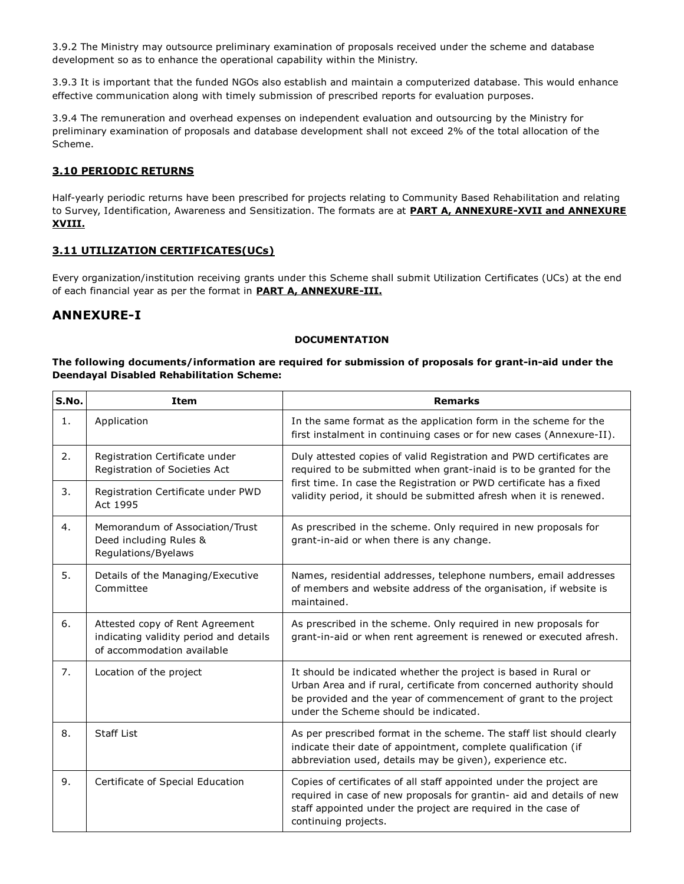3.9.2 The Ministry may outsource preliminary examination of proposals received under the scheme and database development so as to enhance the operational capability within the Ministry.

3.9.3 It is important that the funded NGOs also establish and maintain a computerized database. This would enhance effective communication along with timely submission of prescribed reports for evaluation purposes.

3.9.4 The remuneration and overhead expenses on independent evaluation and outsourcing by the Ministry for preliminary examination of proposals and database development shall not exceed 2% of the total allocation of the Scheme.

### 3.10 PERIODIC RETURNS

Half-yearly periodic returns have been prescribed for projects relating to Community Based Rehabilitation and relating to Survey, Identification, Awareness and Sensitization. The formats are at **PART A, ANNEXURE-XVII and ANNEXURE XVIII.**

### 3.11 UTILIZATION CERTIFICATES(UCs)

Every organization/institution receiving grants under this Scheme shall submit Utilization Certificates (UCs) at the end of each financial year as per the format in **PART A, ANNEXURE-III.**

## ANNEXURE-I

**DOCUMENTATION**

**The following documents/information are required for submission of proposals for grant-in-aid under the Deendayal Disabled Rehabilitation Scheme:**

| S.No. | Item | Remarks |
|---|---|---|
| 1. | Application | In the same format as the application form in the scheme for the first instalment in continuing cases or for new cases (Annexure-II). |
| 2. | Registration Certificate under Registration of Societies Act | Duly attested copies of valid Registration and PWD certificates are required to be submitted when grant-inaid is to be granted for the first time. In case the Registration or PWD certificate has a fixed validity period, it should be submitted afresh when it is renewed. |
| 3. | Registration Certificate under PWD Act 1995 | |
| 4. | Memorandum of Association/Trust Deed including Rules & Regulations/Byelaws | As prescribed in the scheme. Only required in new proposals for grant-in-aid or when there is any change. |
| 5. | Details of the Managing/Executive Committee | Names, residential addresses, telephone numbers, email addresses of members and website address of the organisation, if website is maintained. |
| 6. | Attested copy of Rent Agreement indicating validity period and details of accommodation available | As prescribed in the scheme. Only required in new proposals for grant-in-aid or when rent agreement is renewed or executed afresh. |
| 7. | Location of the project | It should be indicated whether the project is based in Rural or Urban Area and if rural, certificate from concerned authority should be provided and the year of commencement of grant to the project under the Scheme should be indicated. |
| 8. | Staff List | As per prescribed format in the scheme. The staff list should clearly indicate their date of appointment, complete qualification (if abbreviation used, details may be given), experience etc. |
| 9. | Certificate of Special Education | Copies of certificates of all staff appointed under the project are required in case of new proposals for grantin- aid and details of new staff appointed under the project are required in the case of continuing projects. |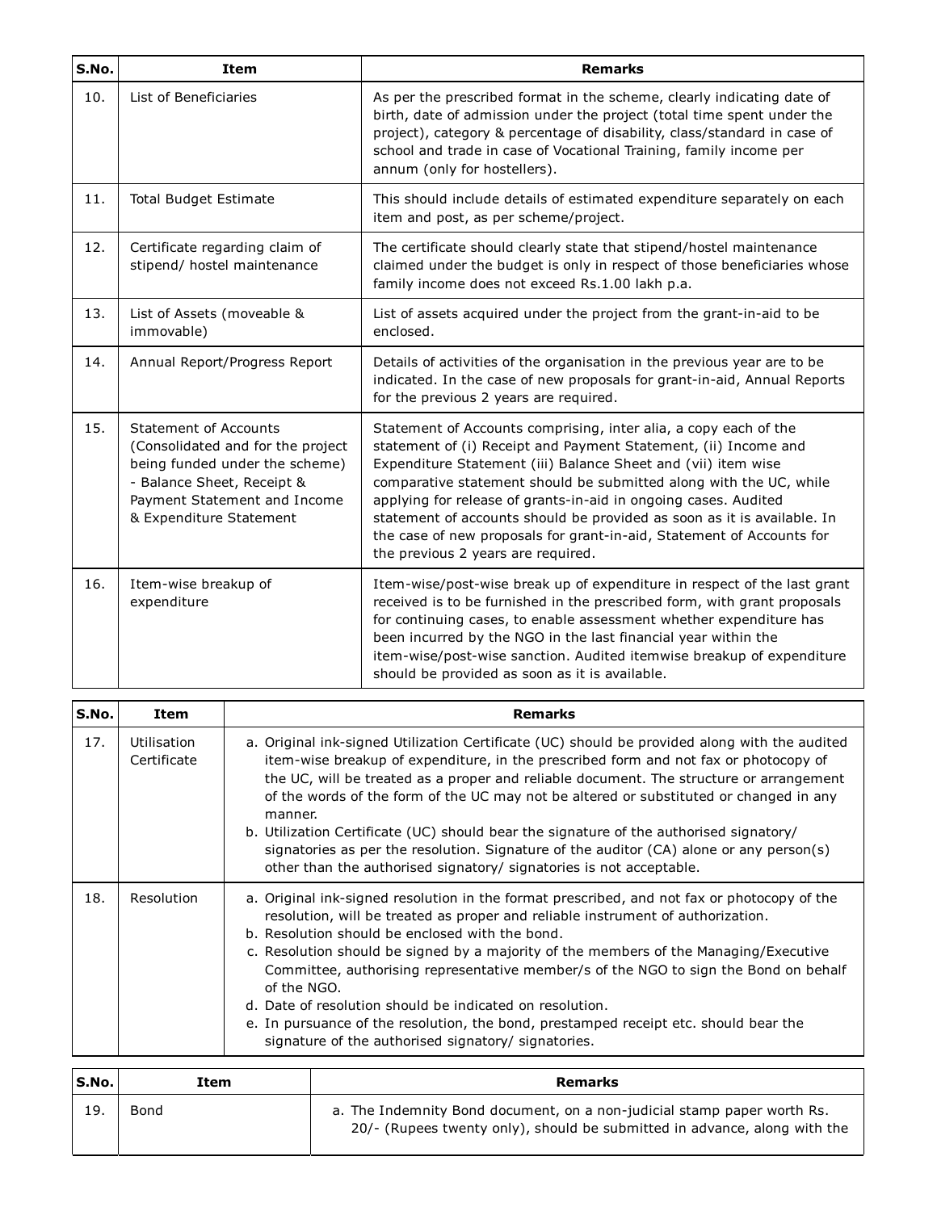| S.No. | Item | Remarks |
|---|---|---|
| 10. | List of Beneficiaries | As per the prescribed format in the scheme, clearly indicating date of birth, date of admission under the project (total time spent under the project), category & percentage of disability, class/standard in case of school and trade in case of Vocational Training, family income per annum (only for hostellers). |
| 11. | Total Budget Estimate | This should include details of estimated expenditure separately on each item and post, as per scheme/project. |
| 12. | Certificate regarding claim of stipend/ hostel maintenance | The certificate should clearly state that stipend/hostel maintenance claimed under the budget is only in respect of those beneficiaries whose family income does not exceed Rs.1.00 lakh p.a. |
| 13. | List of Assets (moveable & immovable) | List of assets acquired under the project from the grant-in-aid to be enclosed. |
| 14. | Annual Report/Progress Report | Details of activities of the organisation in the previous year are to be indicated. In the case of new proposals for grant-in-aid, Annual Reports for the previous 2 years are required. |
| 15. | Statement of Accounts (Consolidated and for the project being funded under the scheme) - Balance Sheet, Receipt & Payment Statement and Income & Expenditure Statement | Statement of Accounts comprising, inter alia, a copy each of the statement of (i) Receipt and Payment Statement, (ii) Income and Expenditure Statement (iii) Balance Sheet and (vii) item wise comparative statement should be submitted along with the UC, while applying for release of grants-in-aid in ongoing cases. Audited statement of accounts should be provided as soon as it is available. In the case of new proposals for grant-in-aid, Statement of Accounts for the previous 2 years are required. |
| 16. | Item-wise breakup of expenditure | Item-wise/post-wise break up of expenditure in respect of the last grant received is to be furnished in the prescribed form, with grant proposals for continuing cases, to enable assessment whether expenditure has been incurred by the NGO in the last financial year within the item-wise/post-wise sanction. Audited itemwise breakup of expenditure should be provided as soon as it is available. |

| S.No. | Item | Remarks |
|---|---|---|
| 17. | Utilisation Certificate | a. Original ink-signed Utilization Certificate (UC) should be provided along with the audited item-wise breakup of expenditure, in the prescribed form and not fax or photocopy of the UC, will be treated as a proper and reliable document. The structure or arrangement of the words of the form of the UC may not be altered or substituted or changed in any manner.<br>b. Utilization Certificate (UC) should bear the signature of the authorised signatory/ signatories as per the resolution. Signature of the auditor (CA) alone or any person(s) other than the authorised signatory/ signatories is not acceptable. |
| 18. | Resolution | a. Original ink-signed resolution in the format prescribed, and not fax or photocopy of the resolution, will be treated as proper and reliable instrument of authorization.<br>b. Resolution should be enclosed with the bond.<br>c. Resolution should be signed by a majority of the members of the Managing/Executive Committee, authorising representative member/s of the NGO to sign the Bond on behalf of the NGO.<br>d. Date of resolution should be indicated on resolution.<br>e. In pursuance of the resolution, the bond, prestamped receipt etc. should bear the signature of the authorised signatory/ signatories. |

| S.No. | Item | Remarks |
|---|---|---|
| 19. | Bond | a. The Indemnity Bond document, on a non-judicial stamp paper worth Rs. 20/- (Rupees twenty only), should be submitted in advance, along with the |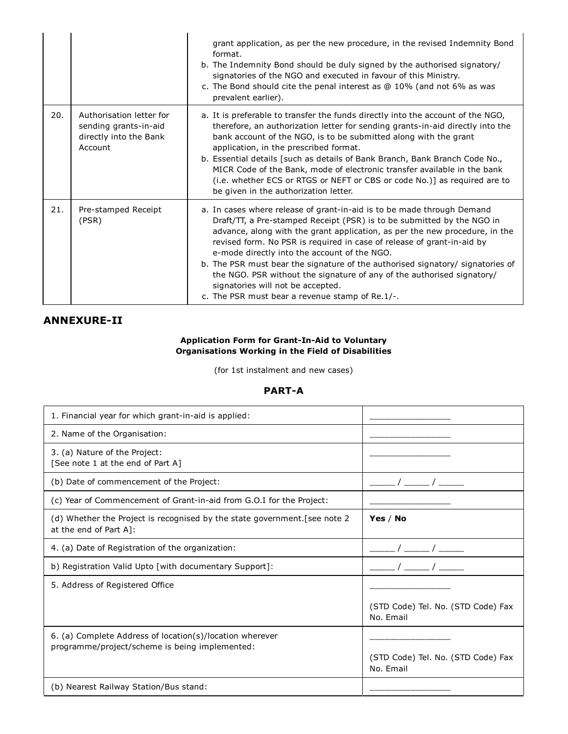| | | |
|---|---|---|
| | | grant application, as per the new procedure, in the revised Indemnity Bond format.<br>b. The Indemnity Bond should be duly signed by the authorised signatory/ signatories of the NGO and executed in favour of this Ministry.<br>c. The Bond should cite the penal interest as @ 10% (and not 6% as was prevalent earlier). |
| 20. | Authorisation letter for sending grants-in-aid directly into the Bank Account | a. It is preferable to transfer the funds directly into the account of the NGO, therefore, an authorization letter for sending grants-in-aid directly into the bank account of the NGO, is to be submitted along with the grant application, in the prescribed format.<br>b. Essential details [such as details of Bank Branch, Bank Branch Code No., MICR Code of the Bank, mode of electronic transfer available in the bank (i.e. whether ECS or RTGS or NEFT or CBS or code No.)] as required are to be given in the authorization letter. |
| 21. | Pre-stamped Receipt (PSR) | a. In cases where release of grant-in-aid is to be made through Demand Draft/TT, a Pre-stamped Receipt (PSR) is to be submitted by the NGO in advance, along with the grant application, as per the new procedure, in the revised form. No PSR is required in case of release of grant-in-aid by e-mode directly into the account of the NGO.<br>b. The PSR must bear the signature of the authorised signatory/ signatories of the NGO. PSR without the signature of any of the authorised signatory/ signatories will not be accepted.<br>c. The PSR must bear a revenue stamp of Re.1/-. |

## ANNEXURE-II

**Application Form for Grant-In-Aid to Voluntary Organisations Working in the Field of Disabilities**

(for 1st instalment and new cases)

### PART-A

| | |
|---|---|
| 1. Financial year for which grant-in-aid is applied: | ________________ |
| 2. Name of the Organisation: | ________________ |
| 3. (a) Nature of the Project:<br>[See note 1 at the end of Part A] | ________________ |
| (b) Date of commencement of the Project: | _____ / _____ / _____ |
| (c) Year of Commencement of Grant-in-aid from G.O.I for the Project: | ________________ |
| (d) Whether the Project is recognised by the state government.[see note 2 at the end of Part A]: | **Yes** / **No** |
| 4. (a) Date of Registration of the organization: | _____ / _____ / _____ |
| b) Registration Valid Upto [with documentary Support]: | _____ / _____ / _____ |
| 5. Address of Registered Office | ________________<br>(STD Code) Tel. No. (STD Code) Fax No. Email |
| 6. (a) Complete Address of location(s)/location wherever programme/project/scheme is being implemented: | ________________<br>(STD Code) Tel. No. (STD Code) Fax No. Email |
| (b) Nearest Railway Station/Bus stand: | ________________ |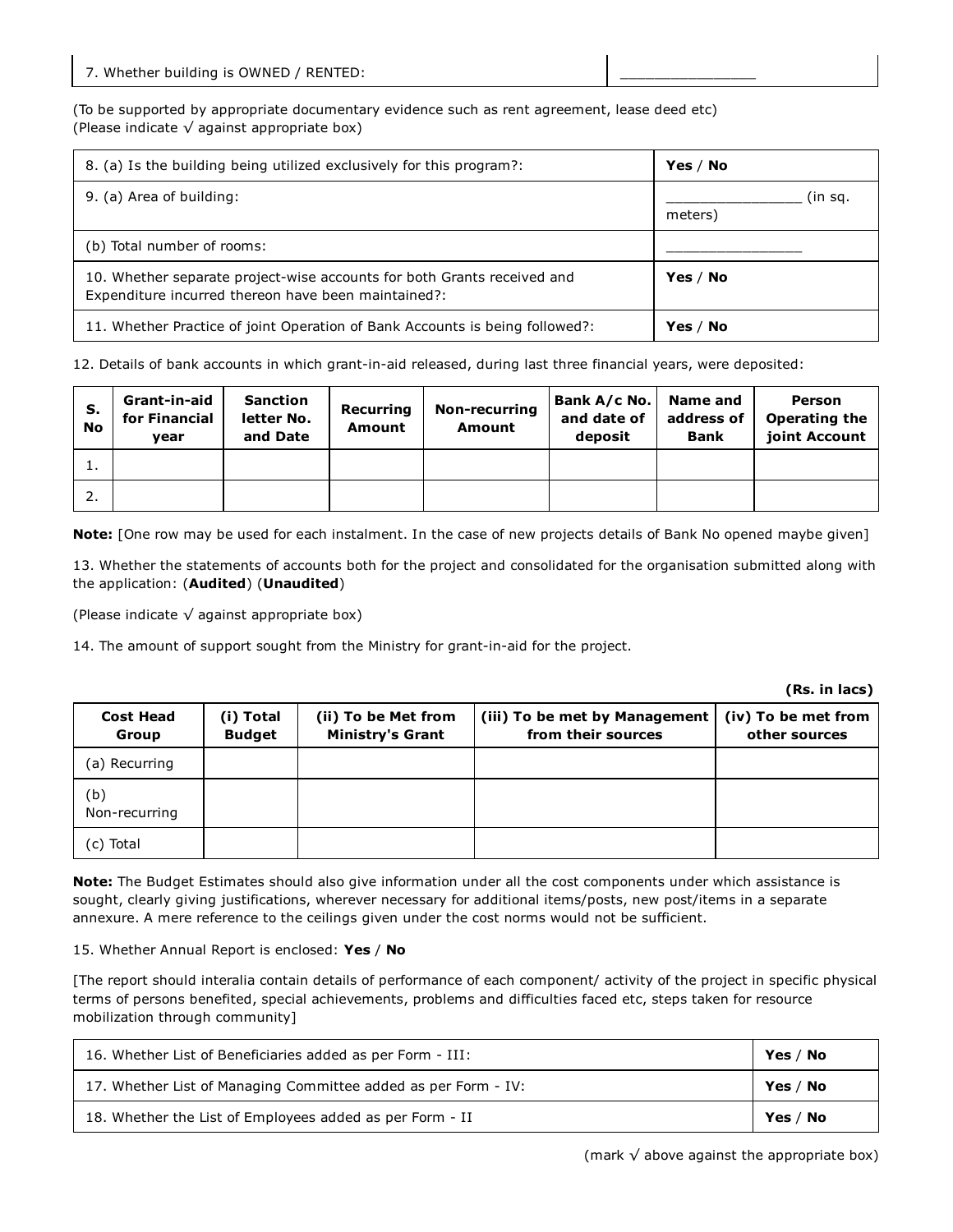| | |
|---|---|
| 7. Whether building is OWNED / RENTED: | _______________ |

(To be supported by appropriate documentary evidence such as rent agreement, lease deed etc)
(Please indicate √ against appropriate box)

| | |
|---|---|
| 8. (a) Is the building being utilized exclusively for this program?: | **Yes** / **No** |
| 9. (a) Area of building: | _______________ (in sq. meters) |
| (b) Total number of rooms: | _______________ |
| 10. Whether separate project-wise accounts for both Grants received and Expenditure incurred thereon have been maintained?: | **Yes** / **No** |
| 11. Whether Practice of joint Operation of Bank Accounts is being followed?: | **Yes** / **No** |

12. Details of bank accounts in which grant-in-aid released, during last three financial years, were deposited:

| S. No | Grant-in-aid for Financial year | Sanction letter No. and Date | Recurring Amount | Non-recurring Amount | Bank A/c No. and date of deposit | Name and address of Bank | Person Operating the joint Account |
|---|---|---|---|---|---|---|---|
| 1. | | | | | | | |
| 2. | | | | | | | |

**Note:** [One row may be used for each instalment. In the case of new projects details of Bank No opened maybe given]

13. Whether the statements of accounts both for the project and consolidated for the organisation submitted along with the application: (**Audited**) (**Unaudited**)

(Please indicate √ against appropriate box)

14. The amount of support sought from the Ministry for grant-in-aid for the project.

**(Rs. in lacs)**

| Cost Head Group | (i) Total Budget | (ii) To be Met from Ministry's Grant | (iii) To be met by Management from their sources | (iv) To be met from other sources |
|---|---|---|---|---|
| (a) Recurring | | | | |
| (b) Non-recurring | | | | |
| (c) Total | | | | |

**Note:** The Budget Estimates should also give information under all the cost components under which assistance is sought, clearly giving justifications, wherever necessary for additional items/posts, new post/items in a separate annexure. A mere reference to the ceilings given under the cost norms would not be sufficient.

15. Whether Annual Report is enclosed: **Yes** / **No**

[The report should interalia contain details of performance of each component/ activity of the project in specific physical terms of persons benefited, special achievements, problems and difficulties faced etc, steps taken for resource mobilization through community]

| | |
|---|---|
| 16. Whether List of Beneficiaries added as per Form - III: | **Yes** / **No** |
| 17. Whether List of Managing Committee added as per Form - IV: | **Yes** / **No** |
| 18. Whether the List of Employees added as per Form - II | **Yes** / **No** |

(mark √ above against the appropriate box)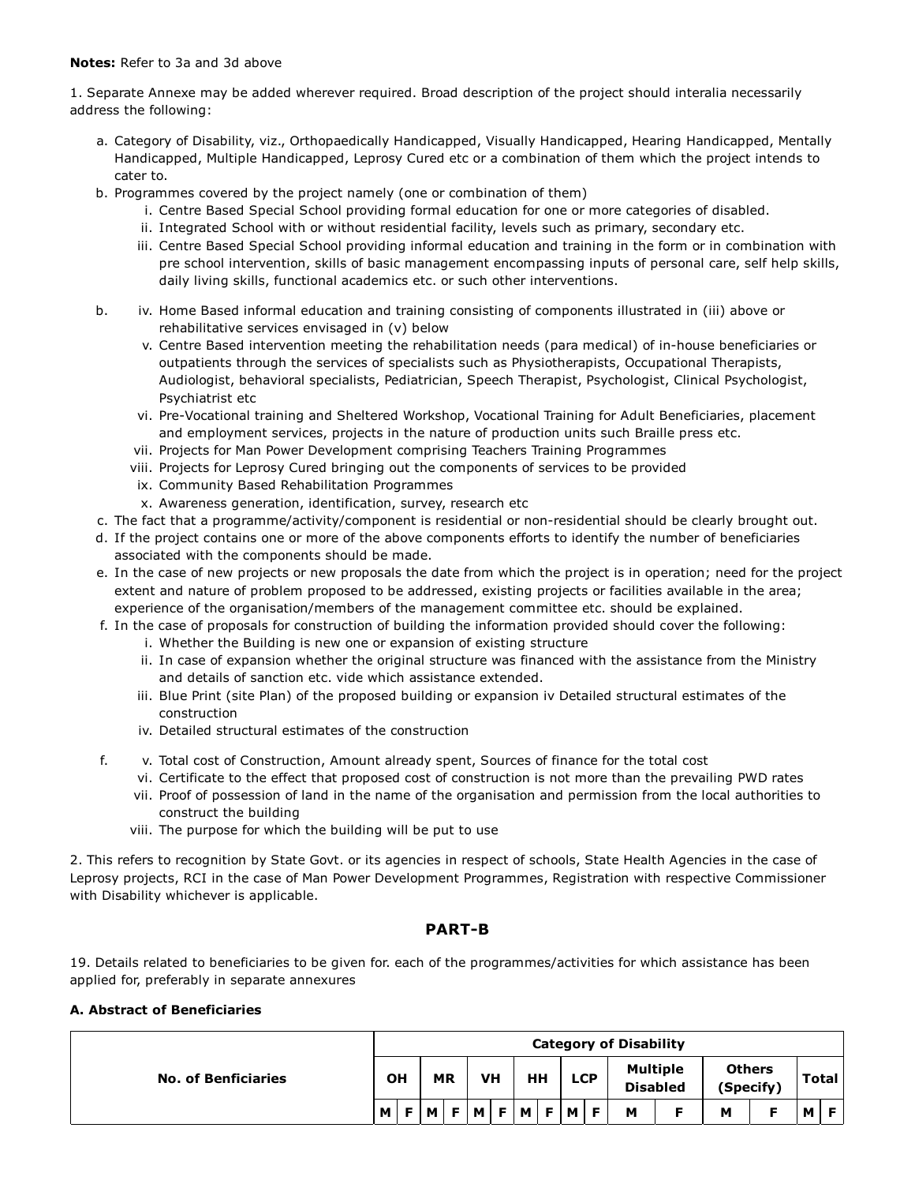**Notes:** Refer to 3a and 3d above

1. Separate Annexe may be added wherever required. Broad description of the project should interalia necessarily address the following:

   a. Category of Disability, viz., Orthopaedically Handicapped, Visually Handicapped, Hearing Handicapped, Mentally Handicapped, Multiple Handicapped, Leprosy Cured etc or a combination of them which the project intends to cater to.

   b. Programmes covered by the project namely (one or combination of them)
      i. Centre Based Special School providing formal education for one or more categories of disabled.
      ii. Integrated School with or without residential facility, levels such as primary, secondary etc.
      iii. Centre Based Special School providing informal education and training in the form or in combination with pre school intervention, skills of basic management encompassing inputs of personal care, self help skills, daily living skills, functional academics etc. or such other interventions.

   b. iv. Home Based informal education and training consisting of components illustrated in (iii) above or rehabilitative services envisaged in (v) below
      v. Centre Based intervention meeting the rehabilitation needs (para medical) of in-house beneficiaries or outpatients through the services of specialists such as Physiotherapists, Occupational Therapists, Audiologist, behavioral specialists, Pediatrician, Speech Therapist, Psychologist, Clinical Psychologist, Psychiatrist etc
      vi. Pre-Vocational training and Sheltered Workshop, Vocational Training for Adult Beneficiaries, placement and employment services, projects in the nature of production units such Braille press etc.
      vii. Projects for Man Power Development comprising Teachers Training Programmes
      viii. Projects for Leprosy Cured bringing out the components of services to be provided
      ix. Community Based Rehabilitation Programmes
      x. Awareness generation, identification, survey, research etc

   c. The fact that a programme/activity/component is residential or non-residential should be clearly brought out.

   d. If the project contains one or more of the above components efforts to identify the number of beneficiaries associated with the components should be made.

   e. In the case of new projects or new proposals the date from which the project is in operation; need for the project extent and nature of problem proposed to be addressed, existing projects or facilities available in the area; experience of the organisation/members of the management committee etc. should be explained.

   f. In the case of proposals for construction of building the information provided should cover the following:
      i. Whether the Building is new one or expansion of existing structure
      ii. In case of expansion whether the original structure was financed with the assistance from the Ministry and details of sanction etc. vide which assistance extended.
      iii. Blue Print (site Plan) of the proposed building or expansion iv Detailed structural estimates of the construction
      iv. Detailed structural estimates of the construction

   f. v. Total cost of Construction, Amount already spent, Sources of finance for the total cost
      vi. Certificate to the effect that proposed cost of construction is not more than the prevailing PWD rates
      vii. Proof of possession of land in the name of the organisation and permission from the local authorities to construct the building
      viii. The purpose for which the building will be put to use

2. This refers to recognition by State Govt. or its agencies in respect of schools, State Health Agencies in the case of Leprosy projects, RCI in the case of Man Power Development Programmes, Registration with respective Commissioner with Disability whichever is applicable.

## PART-B

19. Details related to beneficiaries to be given for. each of the programmes/activities for which assistance has been applied for, preferably in separate annexures

**A. Abstract of Beneficiaries**

| No. of Benficiaries | Category of Disability | | | | | | | | | | | | | | | |
|---|---|---|---|---|---|---|---|---|---|---|---|---|---|---|---|---|
| | OH | | MR | | VH | | HH | | LCP | | Multiple Disabled | | Others (Specify) | | Total | |
| | M | F | M | F | M | F | M | F | M | F | M | F | M | F | M | F |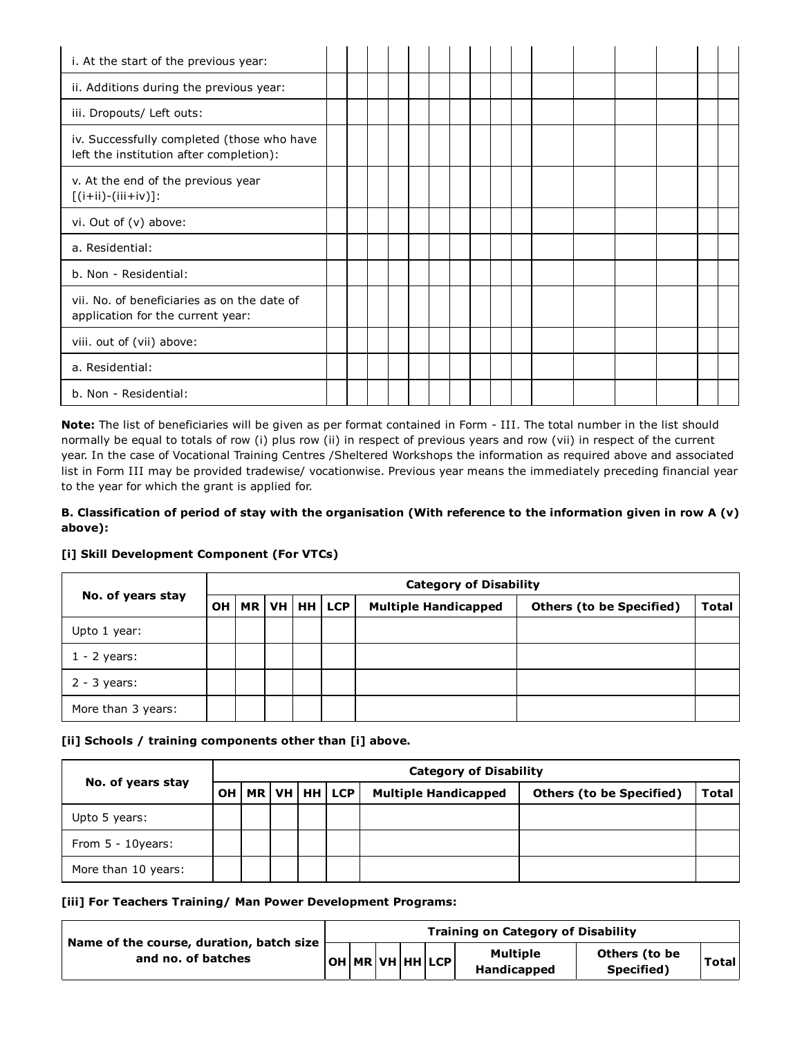| | | | | | | | | | | | | | | | | |
|---|---|---|---|---|---|---|---|---|---|---|---|---|---|---|---|---|
| i. At the start of the previous year: | | | | | | | | | | | | | | | | |
| ii. Additions during the previous year: | | | | | | | | | | | | | | | | |
| iii. Dropouts/ Left outs: | | | | | | | | | | | | | | | | |
| iv. Successfully completed (those who have left the institution after completion): | | | | | | | | | | | | | | | | |
| v. At the end of the previous year [(i+ii)-(iii+iv)]: | | | | | | | | | | | | | | | | |
| vi. Out of (v) above: | | | | | | | | | | | | | | | | |
| a. Residential: | | | | | | | | | | | | | | | | |
| b. Non - Residential: | | | | | | | | | | | | | | | | |
| vii. No. of beneficiaries as on the date of application for the current year: | | | | | | | | | | | | | | | | |
| viii. out of (vii) above: | | | | | | | | | | | | | | | | |
| a. Residential: | | | | | | | | | | | | | | | | |
| b. Non - Residential: | | | | | | | | | | | | | | | | |

**Note:** The list of beneficiaries will be given as per format contained in Form - III. The total number in the list should normally be equal to totals of row (i) plus row (ii) in respect of previous years and row (vii) in respect of the current year. In the case of Vocational Training Centres /Sheltered Workshops the information as required above and associated list in Form III may be provided tradewise/ vocationwise. Previous year means the immediately preceding financial year to the year for which the grant is applied for.

**B. Classification of period of stay with the organisation (With reference to the information given in row A (v) above):**

**[i] Skill Development Component (For VTCs)**

| No. of years stay | Category of Disability | | | | | | | |
|---|---|---|---|---|---|---|---|---|
| | OH | MR | VH | HH | LCP | Multiple Handicapped | Others (to be Specified) | Total |
| Upto 1 year: | | | | | | | | |
| 1 - 2 years: | | | | | | | | |
| 2 - 3 years: | | | | | | | | |
| More than 3 years: | | | | | | | | |

**[ii] Schools / training components other than [i] above.**

| No. of years stay | Category of Disability | | | | | | | |
|---|---|---|---|---|---|---|---|---|
| | OH | MR | VH | HH | LCP | Multiple Handicapped | Others (to be Specified) | Total |
| Upto 5 years: | | | | | | | | |
| From 5 - 10years: | | | | | | | | |
| More than 10 years: | | | | | | | | |

**[iii] For Teachers Training/ Man Power Development Programs:**

| Name of the course, duration, batch size and no. of batches | Training on Category of Disability | | | | | | | |
|---|---|---|---|---|---|---|---|---|
| | OH | MR | VH | HH | LCP | Multiple Handicapped | Others (to be Specified) | Total |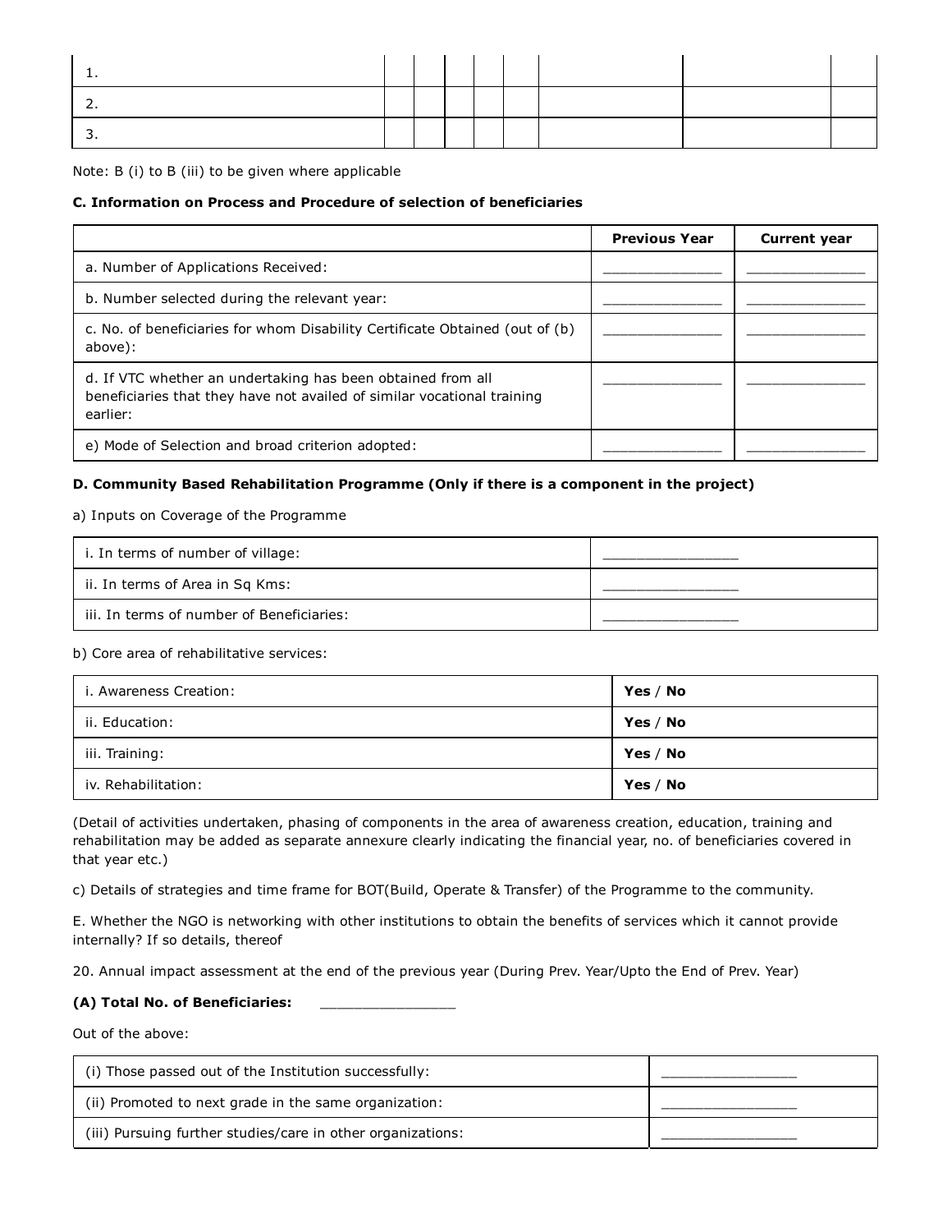| | | | | | | | | |
|---|---|---|---|---|---|---|---|---|
| 1. | | | | | | | | |
| 2. | | | | | | | | |
| 3. | | | | | | | | |

Note: B (i) to B (iii) to be given where applicable

**C. Information on Process and Procedure of selection of beneficiaries**

| | **Previous Year** | **Current year** |
|---|---|---|
| a. Number of Applications Received: | ______________ | ______________ |
| b. Number selected during the relevant year: | ______________ | ______________ |
| c. No. of beneficiaries for whom Disability Certificate Obtained (out of (b) above): | ______________ | ______________ |
| d. If VTC whether an undertaking has been obtained from all beneficiaries that they have not availed of similar vocational training earlier: | ______________ | ______________ |
| e) Mode of Selection and broad criterion adopted: | ______________ | ______________ |

**D. Community Based Rehabilitation Programme (Only if there is a component in the project)**

a) Inputs on Coverage of the Programme

| | |
|---|---|
| i. In terms of number of village: | ________________ |
| ii. In terms of Area in Sq Kms: | ________________ |
| iii. In terms of number of Beneficiaries: | ________________ |

b) Core area of rehabilitative services:

| | |
|---|---|
| i. Awareness Creation: | **Yes** / **No** |
| ii. Education: | **Yes** / **No** |
| iii. Training: | **Yes** / **No** |
| iv. Rehabilitation: | **Yes** / **No** |

(Detail of activities undertaken, phasing of components in the area of awareness creation, education, training and rehabilitation may be added as separate annexure clearly indicating the financial year, no. of beneficiaries covered in that year etc.)

c) Details of strategies and time frame for BOT(Build, Operate & Transfer) of the Programme to the community.

E. Whether the NGO is networking with other institutions to obtain the benefits of services which it cannot provide internally? If so details, thereof

20. Annual impact assessment at the end of the previous year (During Prev. Year/Upto the End of Prev. Year)

**(A) Total No. of Beneficiaries:** ________________

Out of the above:

| | |
|---|---|
| (i) Those passed out of the Institution successfully: | ________________ |
| (ii) Promoted to next grade in the same organization: | ________________ |
| (iii) Pursuing further studies/care in other organizations: | ________________ |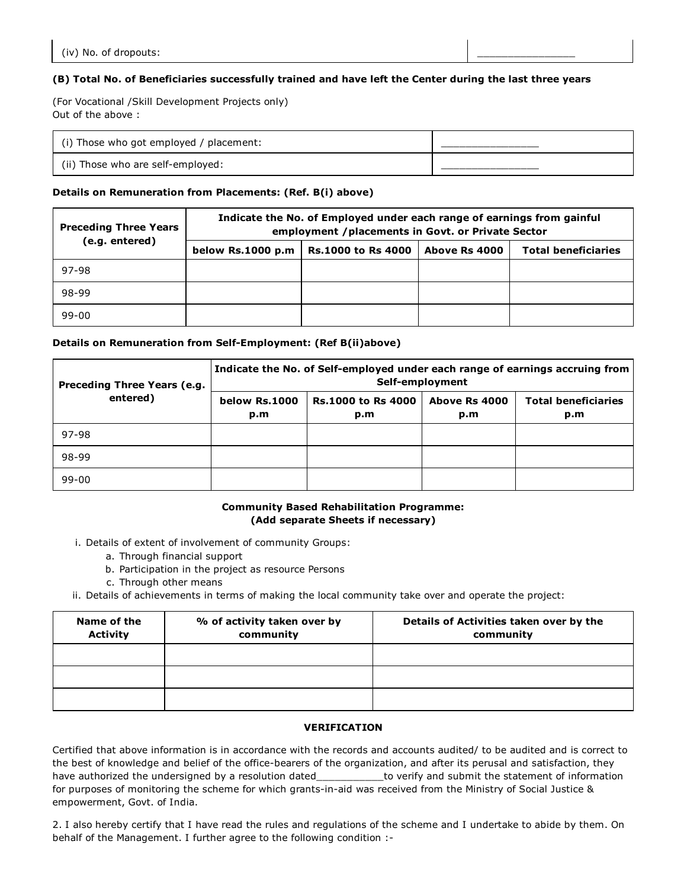| | |
|---|---|
| (iv) No. of dropouts: | _______________ |

**(B) Total No. of Beneficiaries successfully trained and have left the Center during the last three years**

(For Vocational /Skill Development Projects only)
Out of the above :

| | |
|---|---|
| (i) Those who got employed / placement: | _______________ |
| (ii) Those who are self-employed: | _______________ |

**Details on Remuneration from Placements: (Ref. B(i) above)**

| Preceding Three Years (e.g. entered) | Indicate the No. of Employed under each range of earnings from gainful employment /placements in Govt. or Private Sector | | | |
|---|---|---|---|---|
| | below Rs.1000 p.m | Rs.1000 to Rs 4000 | Above Rs 4000 | Total beneficiaries |
| 97-98 | | | | |
| 98-99 | | | | |
| 99-00 | | | | |

**Details on Remuneration from Self-Employment: (Ref B(ii)above)**

| Preceding Three Years (e.g. entered) | Indicate the No. of Self-employed under each range of earnings accruing from Self-employment | | | |
|---|---|---|---|---|
| | below Rs.1000 p.m | Rs.1000 to Rs 4000 p.m | Above Rs 4000 p.m | Total beneficiaries p.m |
| 97-98 | | | | |
| 98-99 | | | | |
| 99-00 | | | | |

**Community Based Rehabilitation Programme:**
**(Add separate Sheets if necessary)**

i. Details of extent of involvement of community Groups:
   a. Through financial support
   b. Participation in the project as resource Persons
   c. Through other means

ii. Details of achievements in terms of making the local community take over and operate the project:

| Name of the Activity | % of activity taken over by community | Details of Activities taken over by the community |
|---|---|---|
| | | |
| | | |
| | | |

**VERIFICATION**

Certified that above information is in accordance with the records and accounts audited/ to be audited and is correct to the best of knowledge and belief of the office-bearers of the organization, and after its perusal and satisfaction, they have authorized the undersigned by a resolution dated___________to verify and submit the statement of information for purposes of monitoring the scheme for which grants-in-aid was received from the Ministry of Social Justice & empowerment, Govt. of India.

2. I also hereby certify that I have read the rules and regulations of the scheme and I undertake to abide by them. On behalf of the Management. I further agree to the following condition :-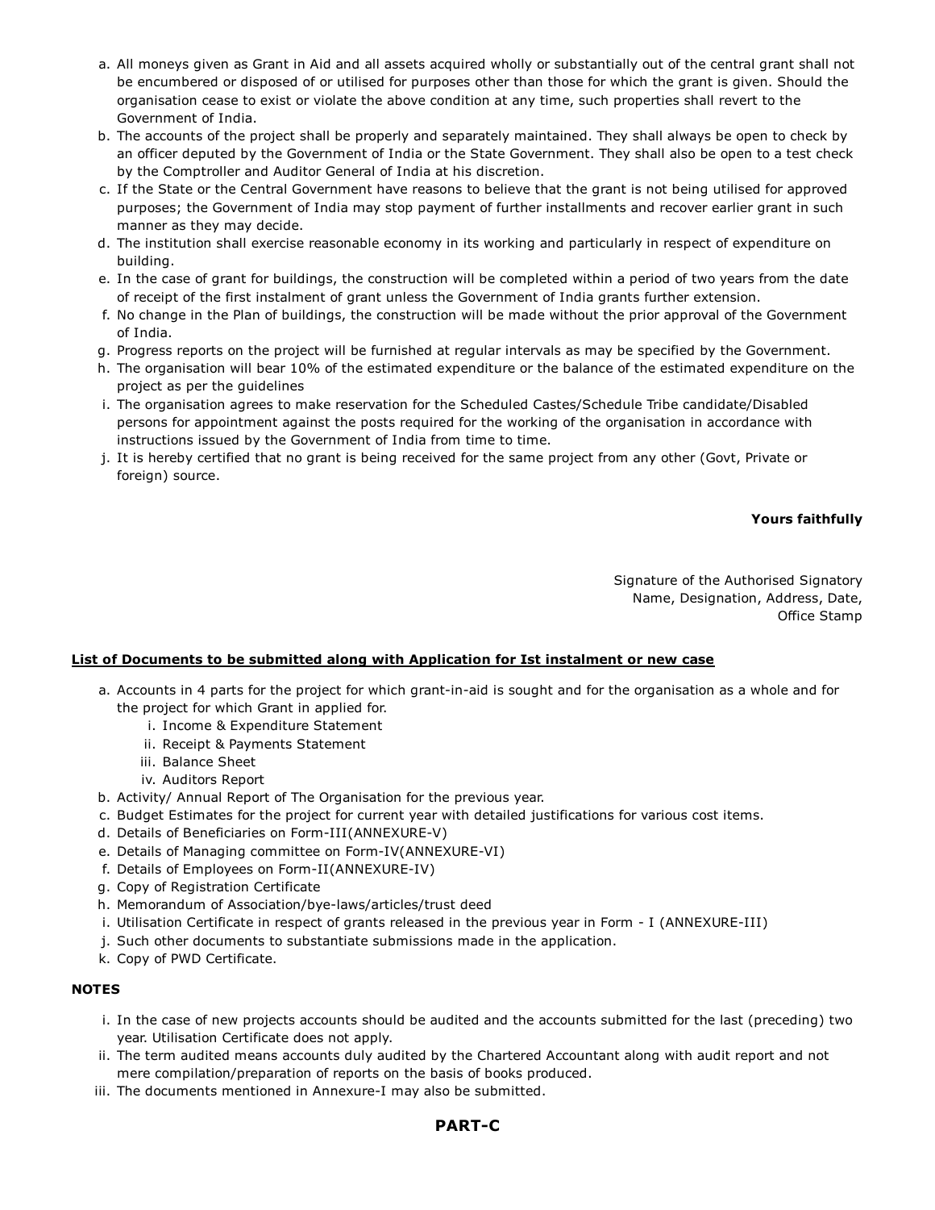a. All moneys given as Grant in Aid and all assets acquired wholly or substantially out of the central grant shall not be encumbered or disposed of or utilised for purposes other than those for which the grant is given. Should the organisation cease to exist or violate the above condition at any time, such properties shall revert to the Government of India.
b. The accounts of the project shall be properly and separately maintained. They shall always be open to check by an officer deputed by the Government of India or the State Government. They shall also be open to a test check by the Comptroller and Auditor General of India at his discretion.
c. If the State or the Central Government have reasons to believe that the grant is not being utilised for approved purposes; the Government of India may stop payment of further installments and recover earlier grant in such manner as they may decide.
d. The institution shall exercise reasonable economy in its working and particularly in respect of expenditure on building.
e. In the case of grant for buildings, the construction will be completed within a period of two years from the date of receipt of the first instalment of grant unless the Government of India grants further extension.
f. No change in the Plan of buildings, the construction will be made without the prior approval of the Government of India.
g. Progress reports on the project will be furnished at regular intervals as may be specified by the Government.
h. The organisation will bear 10% of the estimated expenditure or the balance of the estimated expenditure on the project as per the guidelines
i. The organisation agrees to make reservation for the Scheduled Castes/Schedule Tribe candidate/Disabled persons for appointment against the posts required for the working of the organisation in accordance with instructions issued by the Government of India from time to time.
j. It is hereby certified that no grant is being received for the same project from any other (Govt, Private or foreign) source.

**Yours faithfully**

Signature of the Authorised Signatory
Name, Designation, Address, Date,
Office Stamp

**List of Documents to be submitted along with Application for Ist instalment or new case**

a. Accounts in 4 parts for the project for which grant-in-aid is sought and for the organisation as a whole and for the project for which Grant in applied for.
    i. Income & Expenditure Statement
    ii. Receipt & Payments Statement
    iii. Balance Sheet
    iv. Auditors Report
b. Activity/ Annual Report of The Organisation for the previous year.
c. Budget Estimates for the project for current year with detailed justifications for various cost items.
d. Details of Beneficiaries on Form-III(ANNEXURE-V)
e. Details of Managing committee on Form-IV(ANNEXURE-VI)
f. Details of Employees on Form-II(ANNEXURE-IV)
g. Copy of Registration Certificate
h. Memorandum of Association/bye-laws/articles/trust deed
i. Utilisation Certificate in respect of grants released in the previous year in Form - I (ANNEXURE-III)
j. Such other documents to substantiate submissions made in the application.
k. Copy of PWD Certificate.

**NOTES**

i. In the case of new projects accounts should be audited and the accounts submitted for the last (preceding) two year. Utilisation Certificate does not apply.
ii. The term audited means accounts duly audited by the Chartered Accountant along with audit report and not mere compilation/preparation of reports on the basis of books produced.
iii. The documents mentioned in Annexure-I may also be submitted.

## PART-C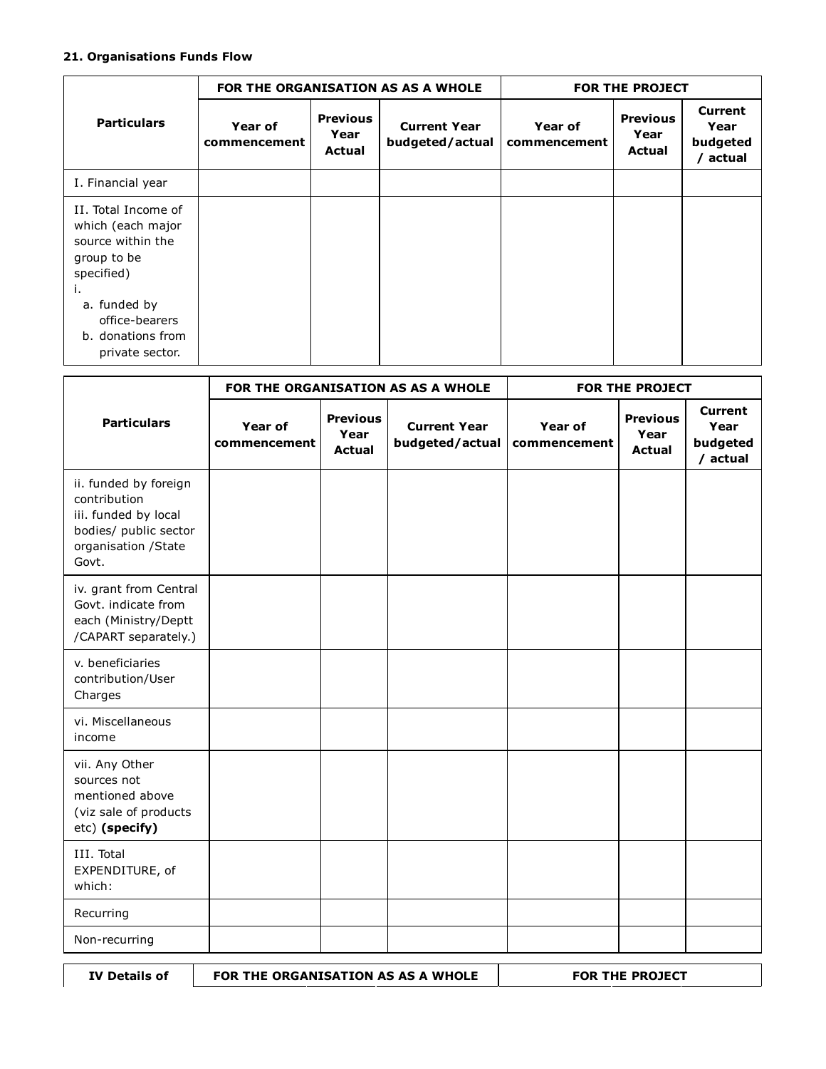**21. Organisations Funds Flow**

| Particulars | FOR THE ORGANISATION AS AS A WHOLE | | | FOR THE PROJECT | | |
|---|---|---|---|---|---|---|
| | Year of commencement | Previous Year Actual | Current Year budgeted/actual | Year of commencement | Previous Year Actual | Current Year budgeted / actual |
| I. Financial year | | | | | | |
| II. Total Income of which (each major source within the group to be specified)<br>i.<br>a. funded by office-bearers<br>b. donations from private sector. | | | | | | |
| ii. funded by foreign contribution<br>iii. funded by local bodies/ public sector organisation /State Govt. | | | | | | |
| iv. grant from Central Govt. indicate from each (Ministry/Deptt /CAPART separately.) | | | | | | |
| v. beneficiaries contribution/User Charges | | | | | | |
| vi. Miscellaneous income | | | | | | |
| vii. Any Other sources not mentioned above (viz sale of products etc) **(specify)** | | | | | | |
| III. Total EXPENDITURE, of which: | | | | | | |
| Recurring | | | | | | |
| Non-recurring | | | | | | |

| IV Details of | FOR THE ORGANISATION AS AS A WHOLE | | | FOR THE PROJECT | | |
|---|---|---|---|---|---|---|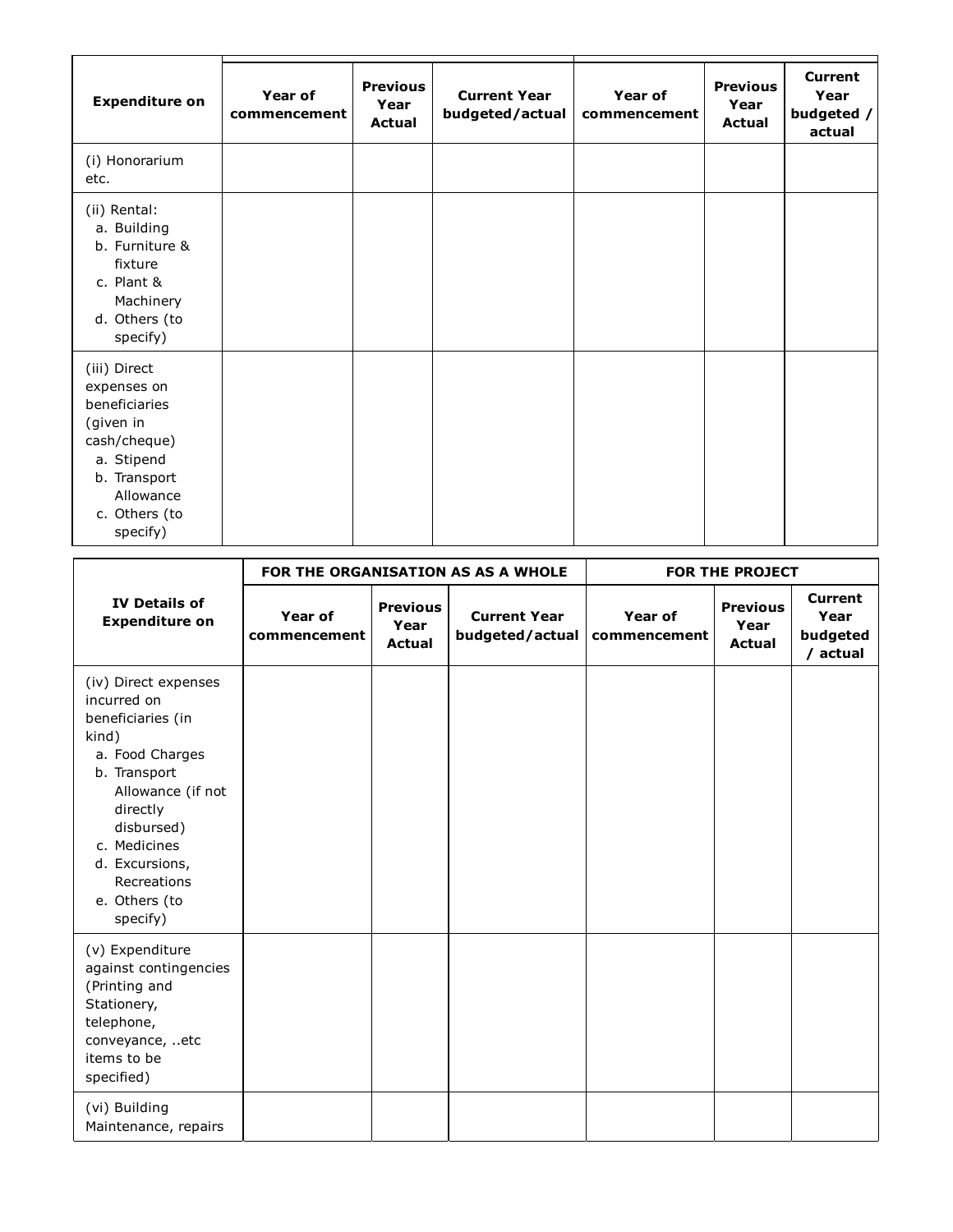| Expenditure on | Year of commencement | Previous Year Actual | Current Year budgeted/actual | Year of commencement | Previous Year Actual | Current Year budgeted / actual |
|---|---|---|---|---|---|---|
| (i) Honorarium etc. | | | | | | |
| (ii) Rental:<br>a. Building<br>b. Furniture & fixture<br>c. Plant & Machinery<br>d. Others (to specify) | | | | | | |
| (iii) Direct expenses on beneficiaries (given in cash/cheque)<br>a. Stipend<br>b. Transport Allowance<br>c. Others (to specify) | | | | | | |

| IV Details of Expenditure on | FOR THE ORGANISATION AS AS A WHOLE | | | FOR THE PROJECT | | |
|---|---|---|---|---|---|---|
| | Year of commencement | Previous Year Actual | Current Year budgeted/actual | Year of commencement | Previous Year Actual | Current Year budgeted / actual |
| (iv) Direct expenses incurred on beneficiaries (in kind)<br>a. Food Charges<br>b. Transport Allowance (if not directly disbursed)<br>c. Medicines<br>d. Excursions, Recreations<br>e. Others (to specify) | | | | | | |
| (v) Expenditure against contingencies (Printing and Stationery, telephone, conveyance, ..etc items to be specified) | | | | | | |
| (vi) Building Maintenance, repairs | | | | | | |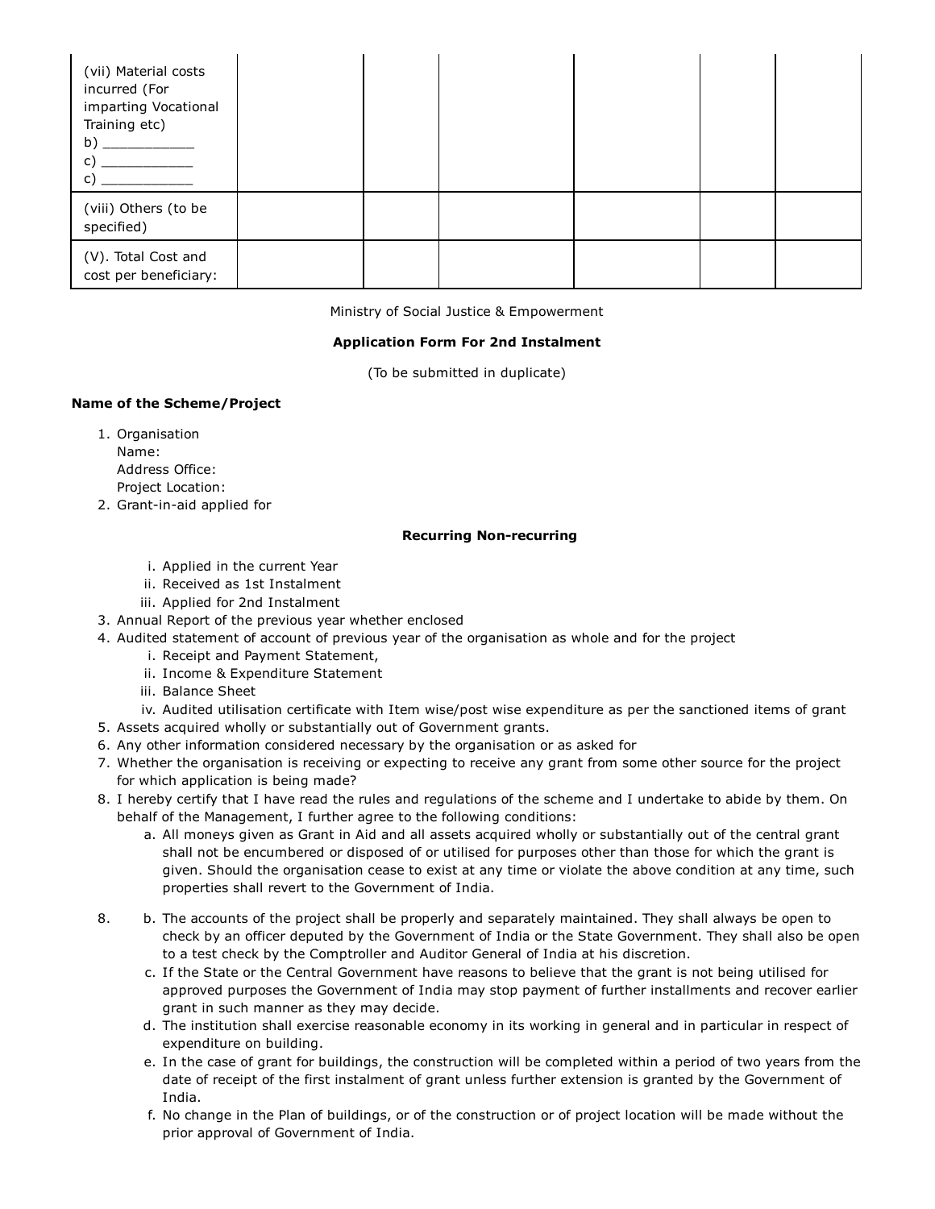| | | | | | | |
|---|---|---|---|---|---|---|
| (vii) Material costs incurred (For imparting Vocational Training etc)<br>b) ___________<br>c) ___________<br>c) ___________ | | | | | | |
| (viii) Others (to be specified) | | | | | | |
| (V). Total Cost and cost per beneficiary: | | | | | | |

Ministry of Social Justice & Empowerment

**Application Form For 2nd Instalment**

(To be submitted in duplicate)

**Name of the Scheme/Project**

1. Organisation
   Name:
   Address Office:
   Project Location:
2. Grant-in-aid applied for

**Recurring Non-recurring**

   i. Applied in the current Year
   ii. Received as 1st Instalment
   iii. Applied for 2nd Instalment
3. Annual Report of the previous year whether enclosed
4. Audited statement of account of previous year of the organisation as whole and for the project
   i. Receipt and Payment Statement,
   ii. Income & Expenditure Statement
   iii. Balance Sheet
   iv. Audited utilisation certificate with Item wise/post wise expenditure as per the sanctioned items of grant
5. Assets acquired wholly or substantially out of Government grants.
6. Any other information considered necessary by the organisation or as asked for
7. Whether the organisation is receiving or expecting to receive any grant from some other source for the project for which application is being made?
8. I hereby certify that I have read the rules and regulations of the scheme and I undertake to abide by them. On behalf of the Management, I further agree to the following conditions:
   a. All moneys given as Grant in Aid and all assets acquired wholly or substantially out of the central grant shall not be encumbered or disposed of or utilised for purposes other than those for which the grant is given. Should the organisation cease to exist at any time or violate the above condition at any time, such properties shall revert to the Government of India.

8.
   b. The accounts of the project shall be properly and separately maintained. They shall always be open to check by an officer deputed by the Government of India or the State Government. They shall also be open to a test check by the Comptroller and Auditor General of India at his discretion.
   c. If the State or the Central Government have reasons to believe that the grant is not being utilised for approved purposes the Government of India may stop payment of further installments and recover earlier grant in such manner as they may decide.
   d. The institution shall exercise reasonable economy in its working in general and in particular in respect of expenditure on building.
   e. In the case of grant for buildings, the construction will be completed within a period of two years from the date of receipt of the first instalment of grant unless further extension is granted by the Government of India.
   f. No change in the Plan of buildings, or of the construction or of project location will be made without the prior approval of Government of India.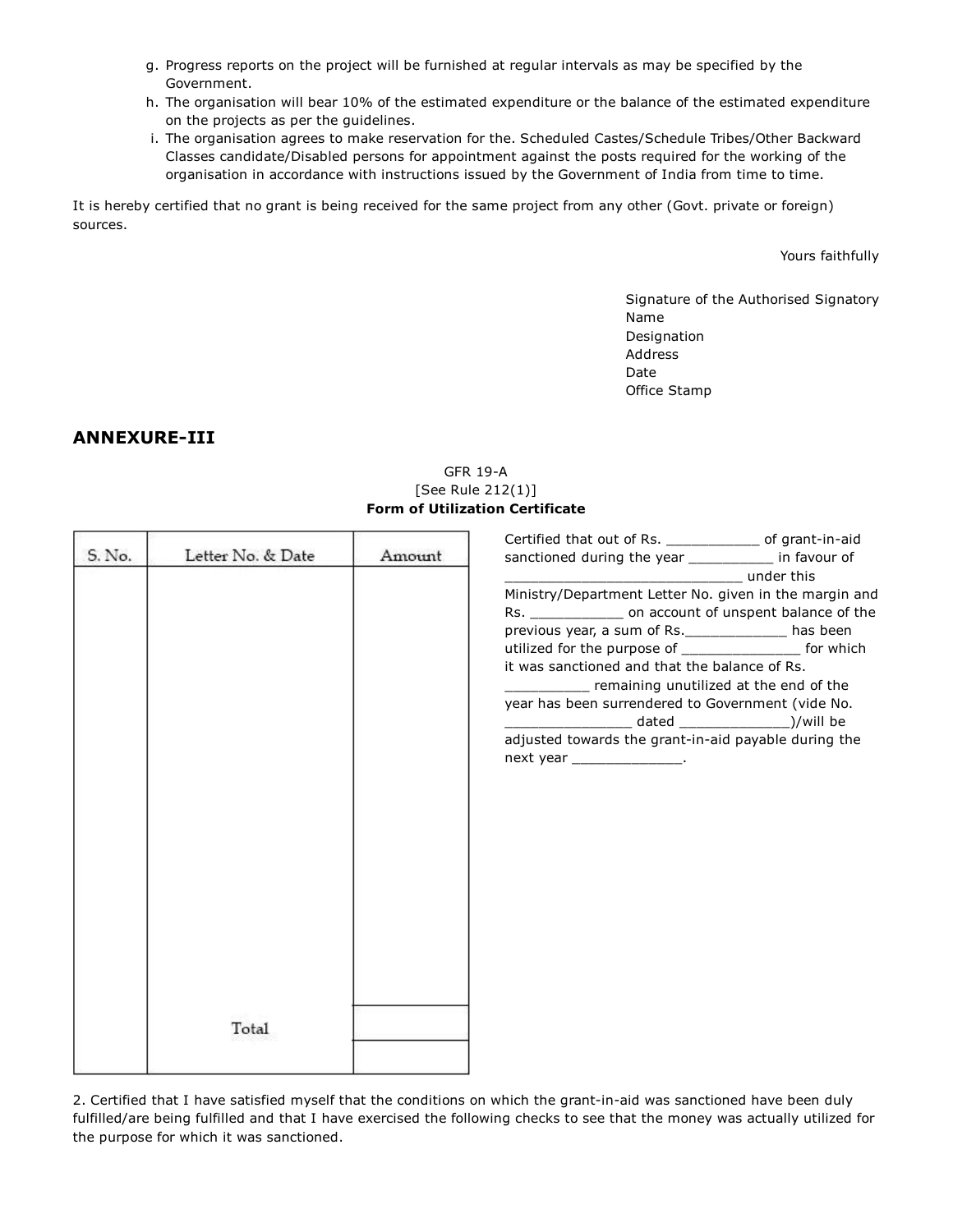g. Progress reports on the project will be furnished at regular intervals as may be specified by the Government.
h. The organisation will bear 10% of the estimated expenditure or the balance of the estimated expenditure on the projects as per the guidelines.
i. The organisation agrees to make reservation for the. Scheduled Castes/Schedule Tribes/Other Backward Classes candidate/Disabled persons for appointment against the posts required for the working of the organisation in accordance with instructions issued by the Government of India from time to time.

It is hereby certified that no grant is being received for the same project from any other (Govt. private or foreign) sources.

Yours faithfully

Signature of the Authorised Signatory
Name
Designation
Address
Date
Office Stamp

## ANNEXURE-III

GFR 19-A
[See Rule 212(1)]
**Form of Utilization Certificate**

| S. No. | Letter No. & Date | Amount |
|---|---|---|
| | | |
| | Total | |

Certified that out of Rs. ___________ of grant-in-aid sanctioned during the year __________ in favour of ____________________________ under this Ministry/Department Letter No. given in the margin and Rs. ___________ on account of unspent balance of the previous year, a sum of Rs.____________ has been utilized for the purpose of ______________ for which it was sanctioned and that the balance of Rs. __________ remaining unutilized at the end of the year has been surrendered to Government (vide No. _______________ dated _____________)/will be adjusted towards the grant-in-aid payable during the next year _____________.

2. Certified that I have satisfied myself that the conditions on which the grant-in-aid was sanctioned have been duly fulfilled/are being fulfilled and that I have exercised the following checks to see that the money was actually utilized for the purpose for which it was sanctioned.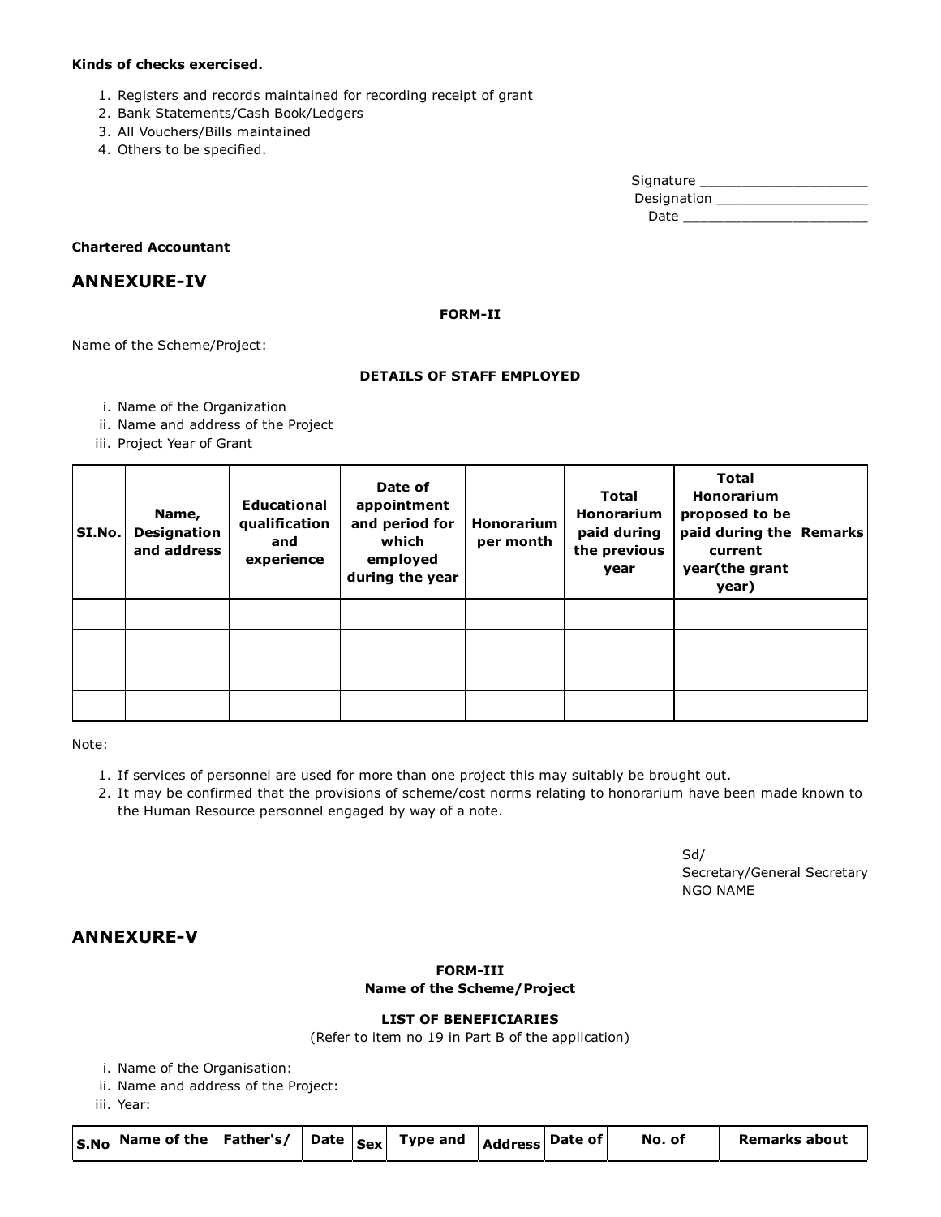**Kinds of checks exercised.**

1. Registers and records maintained for recording receipt of grant
2. Bank Statements/Cash Book/Ledgers
3. All Vouchers/Bills maintained
4. Others to be specified.

Signature ____________________
Designation __________________
Date ______________________

**Chartered Accountant**

## ANNEXURE-IV

**FORM-II**

Name of the Scheme/Project:

**DETAILS OF STAFF EMPLOYED**

i. Name of the Organization
ii. Name and address of the Project
iii. Project Year of Grant

| SI.No. | Name, Designation and address | Educational qualification and experience | Date of appointment and period for which employed during the year | Honorarium per month | Total Honorarium paid during the previous year | Total Honorarium proposed to be paid during the current year(the grant year) | Remarks |
|---|---|---|---|---|---|---|---|
| | | | | | | | |
| | | | | | | | |
| | | | | | | | |
| | | | | | | | |

Note:

1. If services of personnel are used for more than one project this may suitably be brought out.
2. It may be confirmed that the provisions of scheme/cost norms relating to honorarium have been made known to the Human Resource personnel engaged by way of a note.

Sd/
Secretary/General Secretary
NGO NAME

## ANNEXURE-V

**FORM-III**
**Name of the Scheme/Project**

**LIST OF BENEFICIARIES**
(Refer to item no 19 in Part B of the application)

i. Name of the Organisation:
ii. Name and address of the Project:
iii. Year:

| S.No | Name of the | Father's/ | Date | Sex | Type and | Address | Date of | No. of | Remarks about |
|---|---|---|---|---|---|---|---|---|---|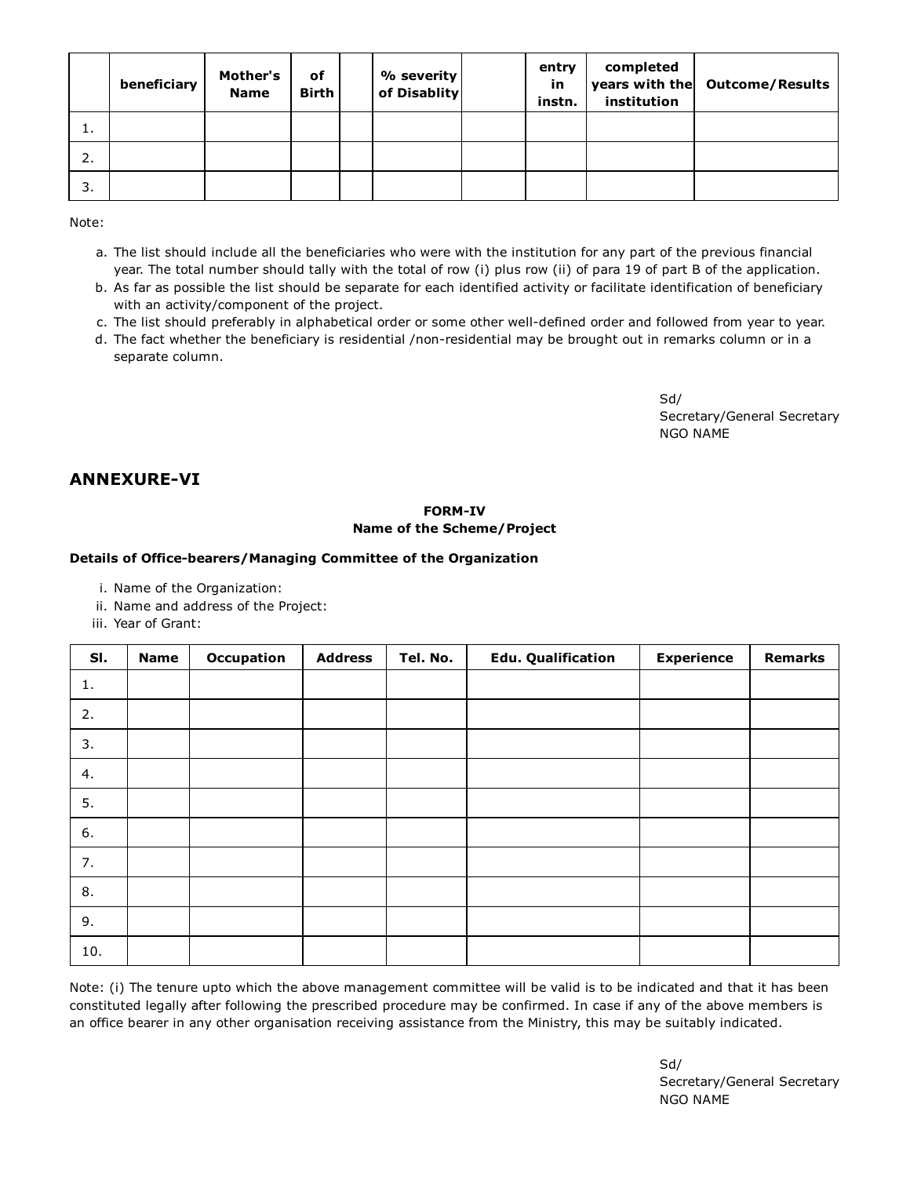| | beneficiary | Mother's Name | of Birth | | % severity of Disablity | | entry in instn. | completed years with the institution | Outcome/Results |
|---|---|---|---|---|---|---|---|---|---|
| 1. | | | | | | | | | |
| 2. | | | | | | | | | |
| 3. | | | | | | | | | |

Note:

a. The list should include all the beneficiaries who were with the institution for any part of the previous financial year. The total number should tally with the total of row (i) plus row (ii) of para 19 of part B of the application.
b. As far as possible the list should be separate for each identified activity or facilitate identification of beneficiary with an activity/component of the project.
c. The list should preferably in alphabetical order or some other well-defined order and followed from year to year.
d. The fact whether the beneficiary is residential /non-residential may be brought out in remarks column or in a separate column.

Sd/
Secretary/General Secretary
NGO NAME

## ANNEXURE-VI

**FORM-IV**
**Name of the Scheme/Project**

**Details of Office-bearers/Managing Committee of the Organization**

i. Name of the Organization:
ii. Name and address of the Project:
iii. Year of Grant:

| Sl. | Name | Occupation | Address | Tel. No. | Edu. Qualification | Experience | Remarks |
|---|---|---|---|---|---|---|---|
| 1. | | | | | | | |
| 2. | | | | | | | |
| 3. | | | | | | | |
| 4. | | | | | | | |
| 5. | | | | | | | |
| 6. | | | | | | | |
| 7. | | | | | | | |
| 8. | | | | | | | |
| 9. | | | | | | | |
| 10. | | | | | | | |

Note: (i) The tenure upto which the above management committee will be valid is to be indicated and that it has been constituted legally after following the prescribed procedure may be confirmed. In case if any of the above members is an office bearer in any other organisation receiving assistance from the Ministry, this may be suitably indicated.

Sd/
Secretary/General Secretary
NGO NAME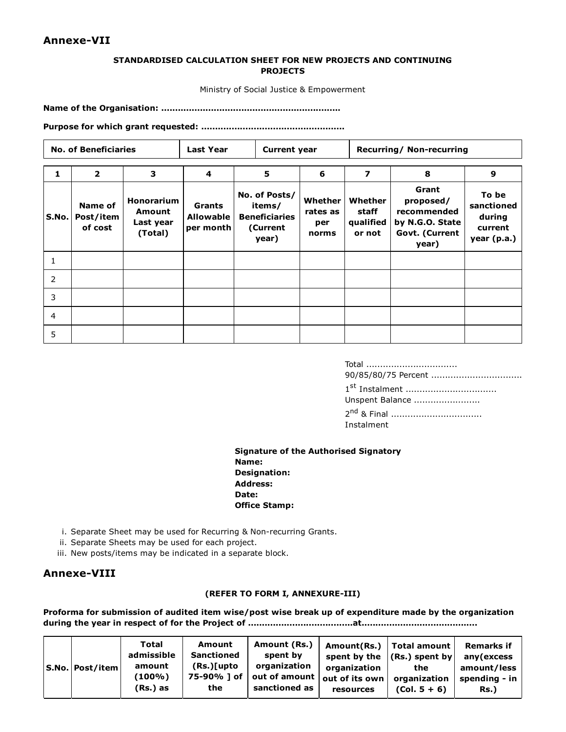## Annexe-VII

**STANDARDISED CALCULATION SHEET FOR NEW PROJECTS AND CONTINUING PROJECTS**

Ministry of Social Justice & Empowerment

**Name of the Organisation: ..................................................................**

**Purpose for which grant requested: ...................................................**

| No. of Beneficiaries | Last Year | Current year | Recurring/ Non-recurring |
|---|---|---|---|

| 1 | 2 | 3 | 4 | 5 | 6 | 7 | 8 | 9 |
|---|---|---|---|---|---|---|---|---|
| S.No. | Name of Post/item of cost | Honorarium Amount Last year (Total) | Grants Allowable per month | No. of Posts/ items/ Beneficiaries (Current year) | Whether rates as per norms | Whether staff qualified or not | Grant proposed/ recommended by N.G.O. State Govt. (Current year) | To be sanctioned during current year (p.a.) |
| 1 | | | | | | | | |
| 2 | | | | | | | | |
| 3 | | | | | | | | |
| 4 | | | | | | | | |
| 5 | | | | | | | | |

Total .................................
90/85/80/75 Percent .................................
1st Instalment .................................
Unspent Balance ........................
2nd & Final .................................
Instalment

**Signature of the Authorised Signatory**
**Name:**
**Designation:**
**Address:**
**Date:**
**Office Stamp:**

i. Separate Sheet may be used for Recurring & Non-recurring Grants.
ii. Separate Sheets may be used for each project.
iii. New posts/items may be indicated in a separate block.

## Annexe-VIII

**(REFER TO FORM I, ANNEXURE-III)**

**Proforma for submission of audited item wise/post wise break up of expenditure made by the organization during the year in respect of for the Project of ....................................at........................................**

| S.No. | Post/item | Total admissible amount (100%) (Rs.) as | Amount Sanctioned (Rs.)[upto 75-90% ] of the | Amount (Rs.) spent by organization out of amount sanctioned as | Amount(Rs.) spent by the organization out of its own resources | Total amount (Rs.) spent by the organization (Col. 5 + 6) | Remarks if any(excess amount/less spending - in Rs.) |
|---|---|---|---|---|---|---|---|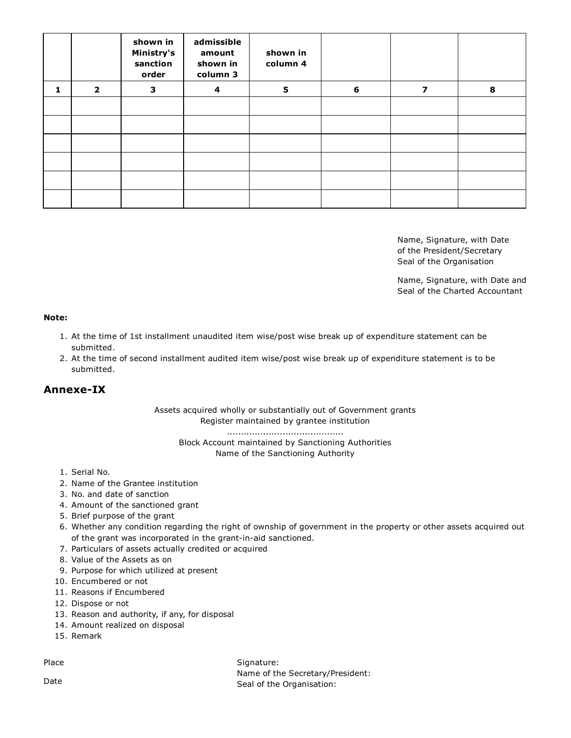| | | shown in Ministry's sanction order | admissible amount shown in column 3 | shown in column 4 | | | |
|---|---|---|---|---|---|---|---|
| 1 | 2 | 3 | 4 | 5 | 6 | 7 | 8 |
| | | | | | | | |
| | | | | | | | |
| | | | | | | | |
| | | | | | | | |
| | | | | | | | |
| | | | | | | | |

Name, Signature, with Date
of the President/Secretary
Seal of the Organisation

Name, Signature, with Date and
Seal of the Charted Accountant

**Note:**

1. At the time of 1st installment unaudited item wise/post wise break up of expenditure statement can be submitted.
2. At the time of second installment audited item wise/post wise break up of expenditure statement is to be submitted.

## Annexe-IX

Assets acquired wholly or substantially out of Government grants
Register maintained by grantee institution
..........................................
Block Account maintained by Sanctioning Authorities
Name of the Sanctioning Authority

1. Serial No.
2. Name of the Grantee institution
3. No. and date of sanction
4. Amount of the sanctioned grant
5. Brief purpose of the grant
6. Whether any condition regarding the right of ownship of government in the property or other assets acquired out of the grant was incorporated in the grant-in-aid sanctioned.
7. Particulars of assets actually credited or acquired
8. Value of the Assets as on
9. Purpose for which utilized at present
10. Encumbered or not
11. Reasons if Encumbered
12. Dispose or not
13. Reason and authority, if any, for disposal
14. Amount realized on disposal
15. Remark

Place

Date

Signature:
Name of the Secretary/President:
Seal of the Organisation: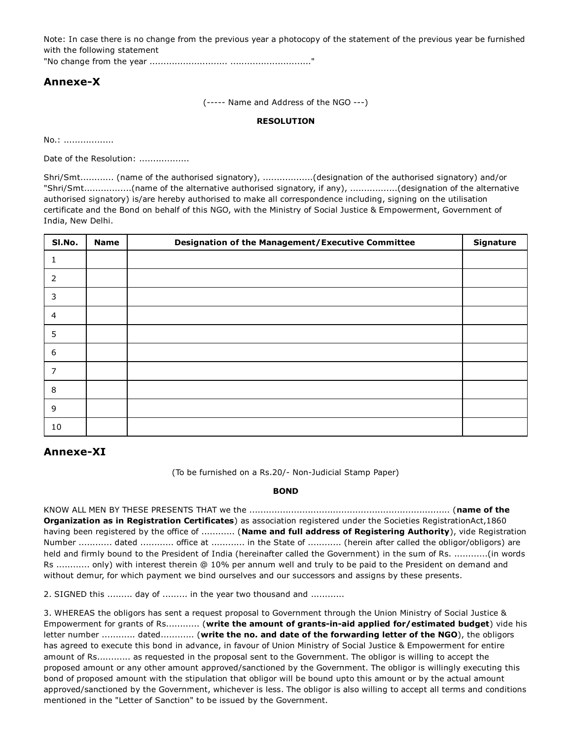Note: In case there is no change from the previous year a photocopy of the statement of the previous year be furnished with the following statement
"No change from the year ........................... ............................"

## Annexe-X

(----- Name and Address of the NGO ---)

**RESOLUTION**

No.: ..................

Date of the Resolution: ..................

Shri/Smt............ (name of the authorised signatory), ..................(designation of the authorised signatory) and/or "Shri/Smt.................(name of the alternative authorised signatory, if any), .................(designation of the alternative authorised signatory) is/are hereby authorised to make all correspondence including, signing on the utilisation certificate and the Bond on behalf of this NGO, with the Ministry of Social Justice & Empowerment, Government of India, New Delhi.

| Sl.No. | Name | Designation of the Management/Executive Committee | Signature |
|---|---|---|---|
| 1 | | | |
| 2 | | | |
| 3 | | | |
| 4 | | | |
| 5 | | | |
| 6 | | | |
| 7 | | | |
| 8 | | | |
| 9 | | | |
| 10 | | | |

## Annexe-XI

(To be furnished on a Rs.20/- Non-Judicial Stamp Paper)

**BOND**

KNOW ALL MEN BY THESE PRESENTS THAT we the ........................................................................ (**name of the Organization as in Registration Certificates**) as association registered under the Societies RegistrationAct,1860 having been registered by the office of ............ (**Name and full address of Registering Authority**), vide Registration Number ............ dated ............ office at ............ in the State of ............ (herein after called the obligor/obligors) are held and firmly bound to the President of India (hereinafter called the Government) in the sum of Rs. ............(in words Rs ............ only) with interest therein @ 10% per annum well and truly to be paid to the President on demand and without demur, for which payment we bind ourselves and our successors and assigns by these presents.

2. SIGNED this ......... day of ......... in the year two thousand and ............

3. WHEREAS the obligors has sent a request proposal to Government through the Union Ministry of Social Justice & Empowerment for grants of Rs............ (**write the amount of grants-in-aid applied for/estimated budget**) vide his letter number ............ dated............ (**write the no. and date of the forwarding letter of the NGO**), the obligors has agreed to execute this bond in advance, in favour of Union Ministry of Social Justice & Empowerment for entire amount of Rs............ as requested in the proposal sent to the Government. The obligor is willing to accept the proposed amount or any other amount approved/sanctioned by the Government. The obligor is willingly executing this bond of proposed amount with the stipulation that obligor will be bound upto this amount or by the actual amount approved/sanctioned by the Government, whichever is less. The obligor is also willing to accept all terms and conditions mentioned in the "Letter of Sanction" to be issued by the Government.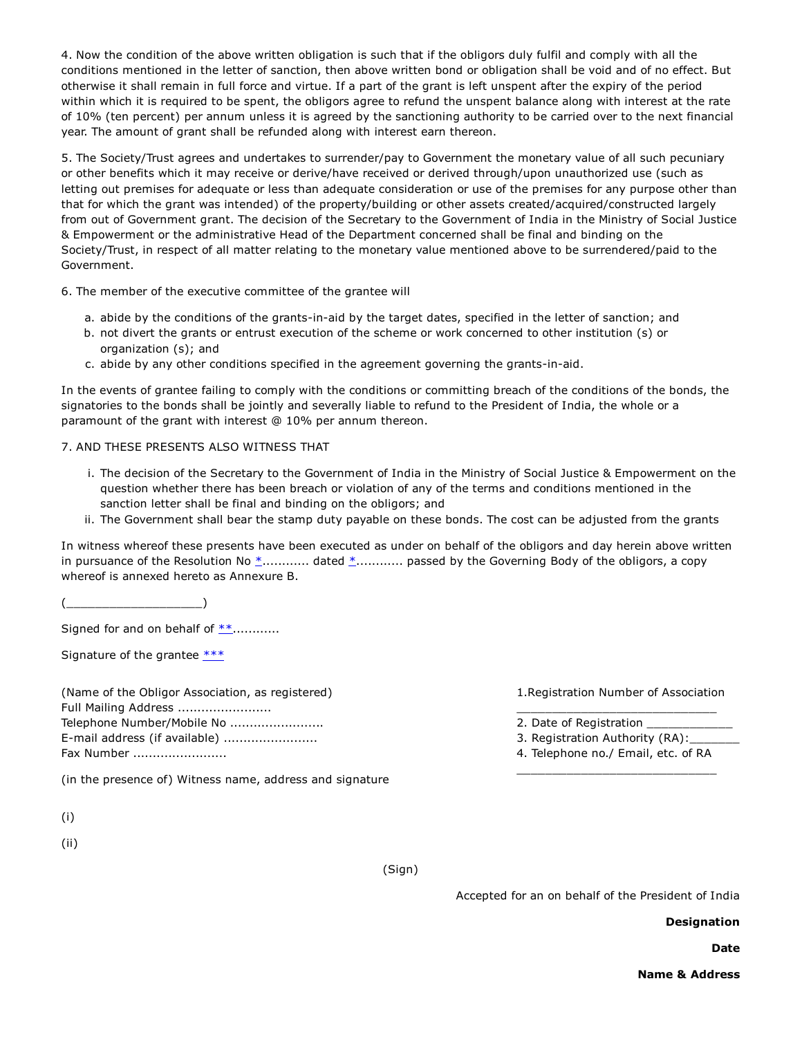4. Now the condition of the above written obligation is such that if the obligors duly fulfil and comply with all the conditions mentioned in the letter of sanction, then above written bond or obligation shall be void and of no effect. But otherwise it shall remain in full force and virtue. If a part of the grant is left unspent after the expiry of the period within which it is required to be spent, the obligors agree to refund the unspent balance along with interest at the rate of 10% (ten percent) per annum unless it is agreed by the sanctioning authority to be carried over to the next financial year. The amount of grant shall be refunded along with interest earn thereon.

5. The Society/Trust agrees and undertakes to surrender/pay to Government the monetary value of all such pecuniary or other benefits which it may receive or derive/have received or derived through/upon unauthorized use (such as letting out premises for adequate or less than adequate consideration or use of the premises for any purpose other than that for which the grant was intended) of the property/building or other assets created/acquired/constructed largely from out of Government grant. The decision of the Secretary to the Government of India in the Ministry of Social Justice & Empowerment or the administrative Head of the Department concerned shall be final and binding on the Society/Trust, in respect of all matter relating to the monetary value mentioned above to be surrendered/paid to the Government.

6. The member of the executive committee of the grantee will

a. abide by the conditions of the grants-in-aid by the target dates, specified in the letter of sanction; and
b. not divert the grants or entrust execution of the scheme or work concerned to other institution (s) or organization (s); and
c. abide by any other conditions specified in the agreement governing the grants-in-aid.

In the events of grantee failing to comply with the conditions or committing breach of the conditions of the bonds, the signatories to the bonds shall be jointly and severally liable to refund to the President of India, the whole or a paramount of the grant with interest @ 10% per annum thereon.

7. AND THESE PRESENTS ALSO WITNESS THAT

i. The decision of the Secretary to the Government of India in the Ministry of Social Justice & Empowerment on the question whether there has been breach or violation of any of the terms and conditions mentioned in the sanction letter shall be final and binding on the obligors; and
ii. The Government shall bear the stamp duty payable on these bonds. The cost can be adjusted from the grants

In witness whereof these presents have been executed as under on behalf of the obligors and day herein above written in pursuance of the Resolution No *............ dated *............ passed by the Governing Body of the obligors, a copy whereof is annexed hereto as Annexure B.

(__________________)

Signed for and on behalf of **...........

Signature of the grantee ***

(Name of the Obligor Association, as registered)
Full Mailing Address ........................
Telephone Number/Mobile No ........................
E-mail address (if available) ........................
Fax Number ........................

1.Registration Number of Association ____________________________
2. Date of Registration ____________
3. Registration Authority (RA):_______
4. Telephone no./ Email, etc. of RA ____________________________

(in the presence of) Witness name, address and signature

(i)

(ii)

(Sign)

Accepted for an on behalf of the President of India

**Designation**

**Date**

**Name & Address**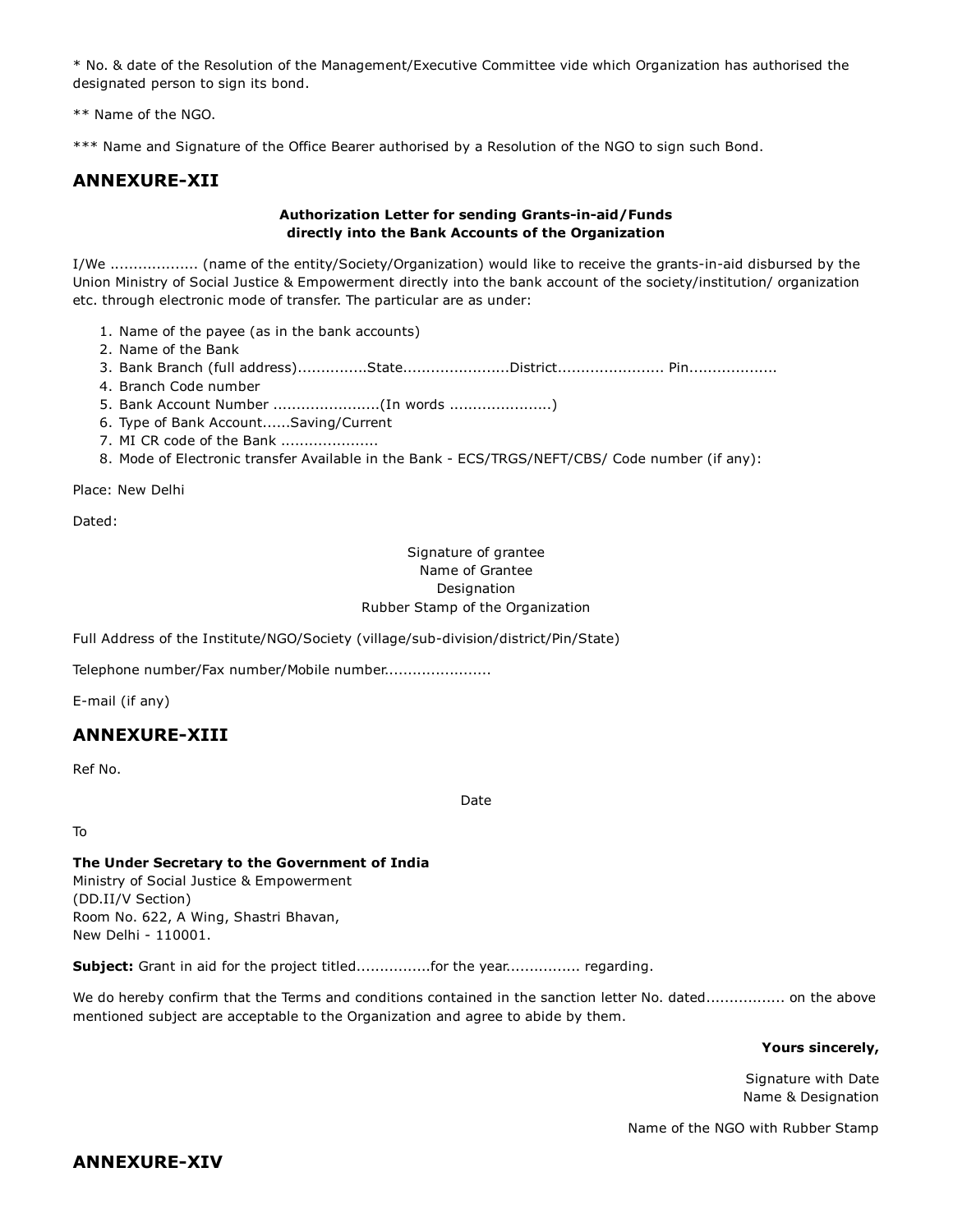* No. & date of the Resolution of the Management/Executive Committee vide which Organization has authorised the designated person to sign its bond.

** Name of the NGO.

*** Name and Signature of the Office Bearer authorised by a Resolution of the NGO to sign such Bond.

## ANNEXURE-XII

**Authorization Letter for sending Grants-in-aid/Funds directly into the Bank Accounts of the Organization**

I/We .................. (name of the entity/Society/Organization) would like to receive the grants-in-aid disbursed by the Union Ministry of Social Justice & Empowerment directly into the bank account of the society/institution/ organization etc. through electronic mode of transfer. The particular are as under:

1. Name of the payee (as in the bank accounts)
2. Name of the Bank
3. Bank Branch (full address)..............State......................District...................... Pin..................
4. Branch Code number
5. Bank Account Number ......................(In words .....................)
6. Type of Bank Account......Saving/Current
7. MI CR code of the Bank ....................
8. Mode of Electronic transfer Available in the Bank - ECS/TRGS/NEFT/CBS/ Code number (if any):

Place: New Delhi

Dated:

Signature of grantee
Name of Grantee
Designation
Rubber Stamp of the Organization

Full Address of the Institute/NGO/Society (village/sub-division/district/Pin/State)

Telephone number/Fax number/Mobile number......................

E-mail (if any)

## ANNEXURE-XIII

Ref No.

Date

To

**The Under Secretary to the Government of India**
Ministry of Social Justice & Empowerment
(DD.II/V Section)
Room No. 622, A Wing, Shastri Bhavan,
New Delhi - 110001.

**Subject:** Grant in aid for the project titled................for the year............... regarding.

We do hereby confirm that the Terms and conditions contained in the sanction letter No. dated................ on the above mentioned subject are acceptable to the Organization and agree to abide by them.

**Yours sincerely,**

Signature with Date
Name & Designation

Name of the NGO with Rubber Stamp

## ANNEXURE-XIV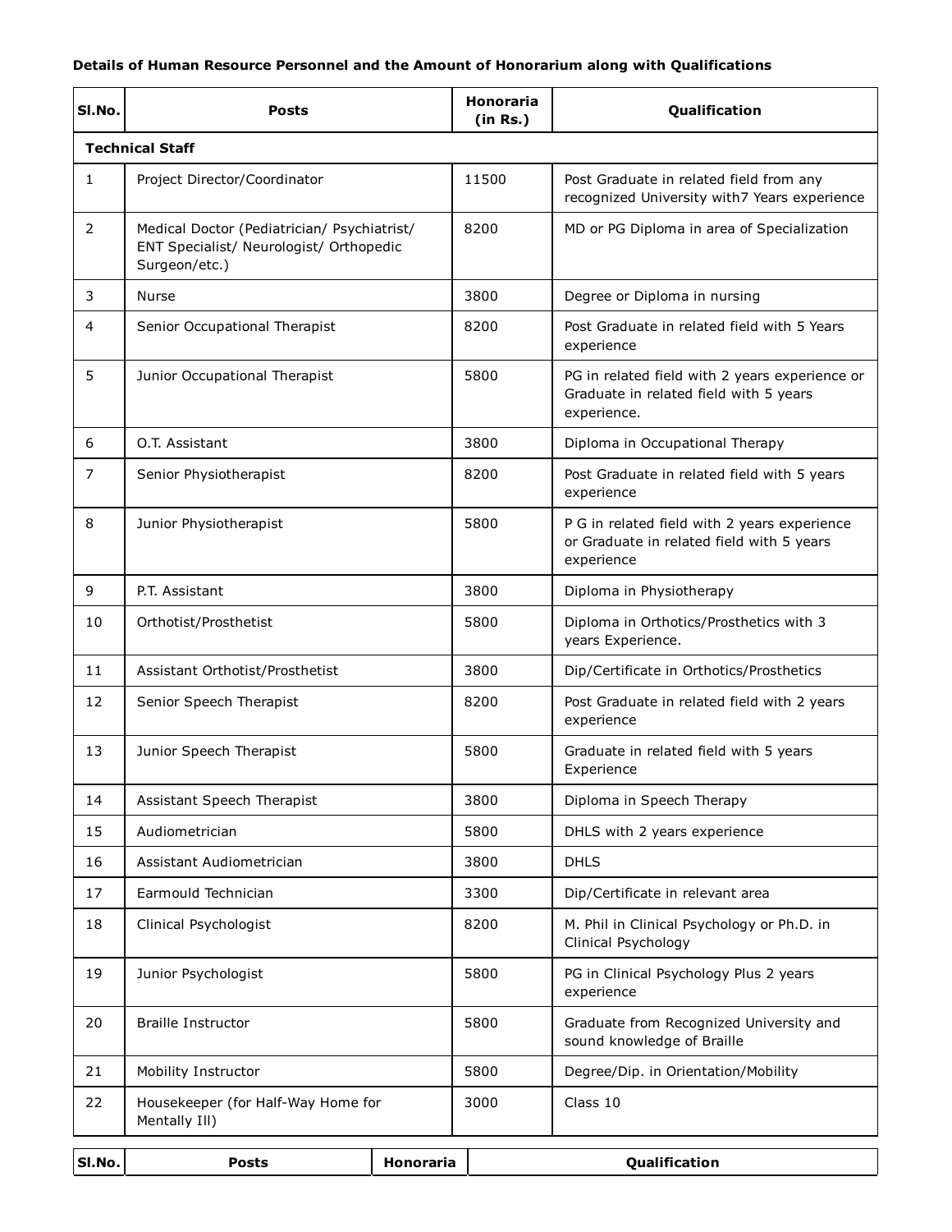**Details of Human Resource Personnel and the Amount of Honorarium along with Qualifications**

| Sl.No. | Posts | Honoraria (in Rs.) | Qualification |
|---|---|---|---|
| **Technical Staff** | | | |
| 1 | Project Director/Coordinator | 11500 | Post Graduate in related field from any recognized University with7 Years experience |
| 2 | Medical Doctor (Pediatrician/ Psychiatrist/ ENT Specialist/ Neurologist/ Orthopedic Surgeon/etc.) | 8200 | MD or PG Diploma in area of Specialization |
| 3 | Nurse | 3800 | Degree or Diploma in nursing |
| 4 | Senior Occupational Therapist | 8200 | Post Graduate in related field with 5 Years experience |
| 5 | Junior Occupational Therapist | 5800 | PG in related field with 2 years experience or Graduate in related field with 5 years experience. |
| 6 | O.T. Assistant | 3800 | Diploma in Occupational Therapy |
| 7 | Senior Physiotherapist | 8200 | Post Graduate in related field with 5 years experience |
| 8 | Junior Physiotherapist | 5800 | P G in related field with 2 years experience or Graduate in related field with 5 years experience |
| 9 | P.T. Assistant | 3800 | Diploma in Physiotherapy |
| 10 | Orthotist/Prosthetist | 5800 | Diploma in Orthotics/Prosthetics with 3 years Experience. |
| 11 | Assistant Orthotist/Prosthetist | 3800 | Dip/Certificate in Orthotics/Prosthetics |
| 12 | Senior Speech Therapist | 8200 | Post Graduate in related field with 2 years experience |
| 13 | Junior Speech Therapist | 5800 | Graduate in related field with 5 years Experience |
| 14 | Assistant Speech Therapist | 3800 | Diploma in Speech Therapy |
| 15 | Audiometrician | 5800 | DHLS with 2 years experience |
| 16 | Assistant Audiometrician | 3800 | DHLS |
| 17 | Earmould Technician | 3300 | Dip/Certificate in relevant area |
| 18 | Clinical Psychologist | 8200 | M. Phil in Clinical Psychology or Ph.D. in Clinical Psychology |
| 19 | Junior Psychologist | 5800 | PG in Clinical Psychology Plus 2 years experience |
| 20 | Braille Instructor | 5800 | Graduate from Recognized University and sound knowledge of Braille |
| 21 | Mobility Instructor | 5800 | Degree/Dip. in Orientation/Mobility |
| 22 | Housekeeper (for Half-Way Home for Mentally Ill) | 3000 | Class 10 |

| Sl.No. | Posts | Honoraria | Qualification |
|---|---|---|---|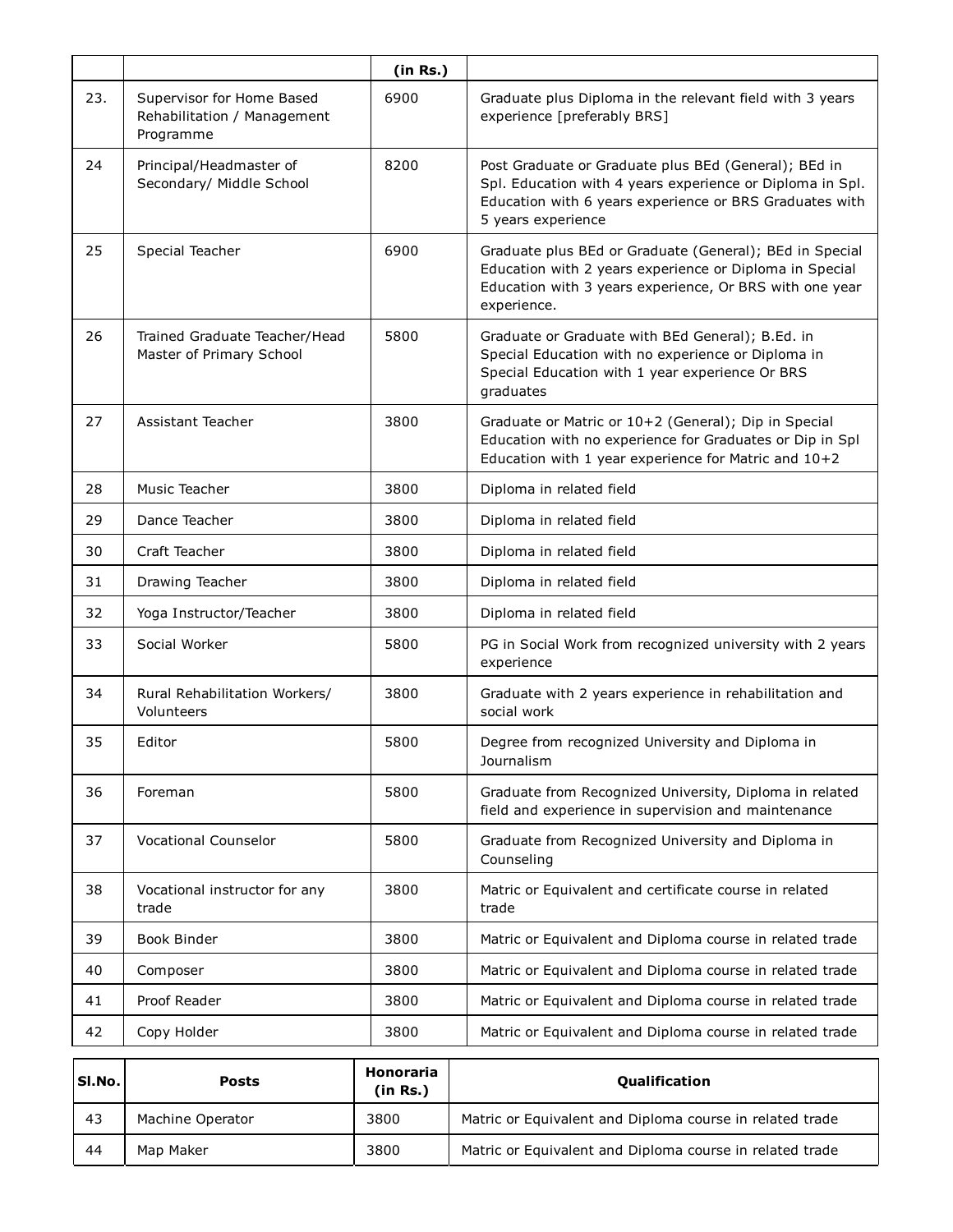| Sl.No. | Posts | Honoraria (in Rs.) | Qualification |
|---|---|---|---|
| 23. | Supervisor for Home Based Rehabilitation / Management Programme | 6900 | Graduate plus Diploma in the relevant field with 3 years experience [preferably BRS] |
| 24 | Principal/Headmaster of Secondary/ Middle School | 8200 | Post Graduate or Graduate plus BEd (General); BEd in Spl. Education with 4 years experience or Diploma in Spl. Education with 6 years experience or BRS Graduates with 5 years experience |
| 25 | Special Teacher | 6900 | Graduate plus BEd or Graduate (General); BEd in Special Education with 2 years experience or Diploma in Special Education with 3 years experience, Or BRS with one year experience. |
| 26 | Trained Graduate Teacher/Head Master of Primary School | 5800 | Graduate or Graduate with BEd General); B.Ed. in Special Education with no experience or Diploma in Special Education with 1 year experience Or BRS graduates |
| 27 | Assistant Teacher | 3800 | Graduate or Matric or 10+2 (General); Dip in Special Education with no experience for Graduates or Dip in Spl Education with 1 year experience for Matric and 10+2 |
| 28 | Music Teacher | 3800 | Diploma in related field |
| 29 | Dance Teacher | 3800 | Diploma in related field |
| 30 | Craft Teacher | 3800 | Diploma in related field |
| 31 | Drawing Teacher | 3800 | Diploma in related field |
| 32 | Yoga Instructor/Teacher | 3800 | Diploma in related field |
| 33 | Social Worker | 5800 | PG in Social Work from recognized university with 2 years experience |
| 34 | Rural Rehabilitation Workers/ Volunteers | 3800 | Graduate with 2 years experience in rehabilitation and social work |
| 35 | Editor | 5800 | Degree from recognized University and Diploma in Journalism |
| 36 | Foreman | 5800 | Graduate from Recognized University, Diploma in related field and experience in supervision and maintenance |
| 37 | Vocational Counselor | 5800 | Graduate from Recognized University and Diploma in Counseling |
| 38 | Vocational instructor for any trade | 3800 | Matric or Equivalent and certificate course in related trade |
| 39 | Book Binder | 3800 | Matric or Equivalent and Diploma course in related trade |
| 40 | Composer | 3800 | Matric or Equivalent and Diploma course in related trade |
| 41 | Proof Reader | 3800 | Matric or Equivalent and Diploma course in related trade |
| 42 | Copy Holder | 3800 | Matric or Equivalent and Diploma course in related trade |
| 43 | Machine Operator | 3800 | Matric or Equivalent and Diploma course in related trade |
| 44 | Map Maker | 3800 | Matric or Equivalent and Diploma course in related trade |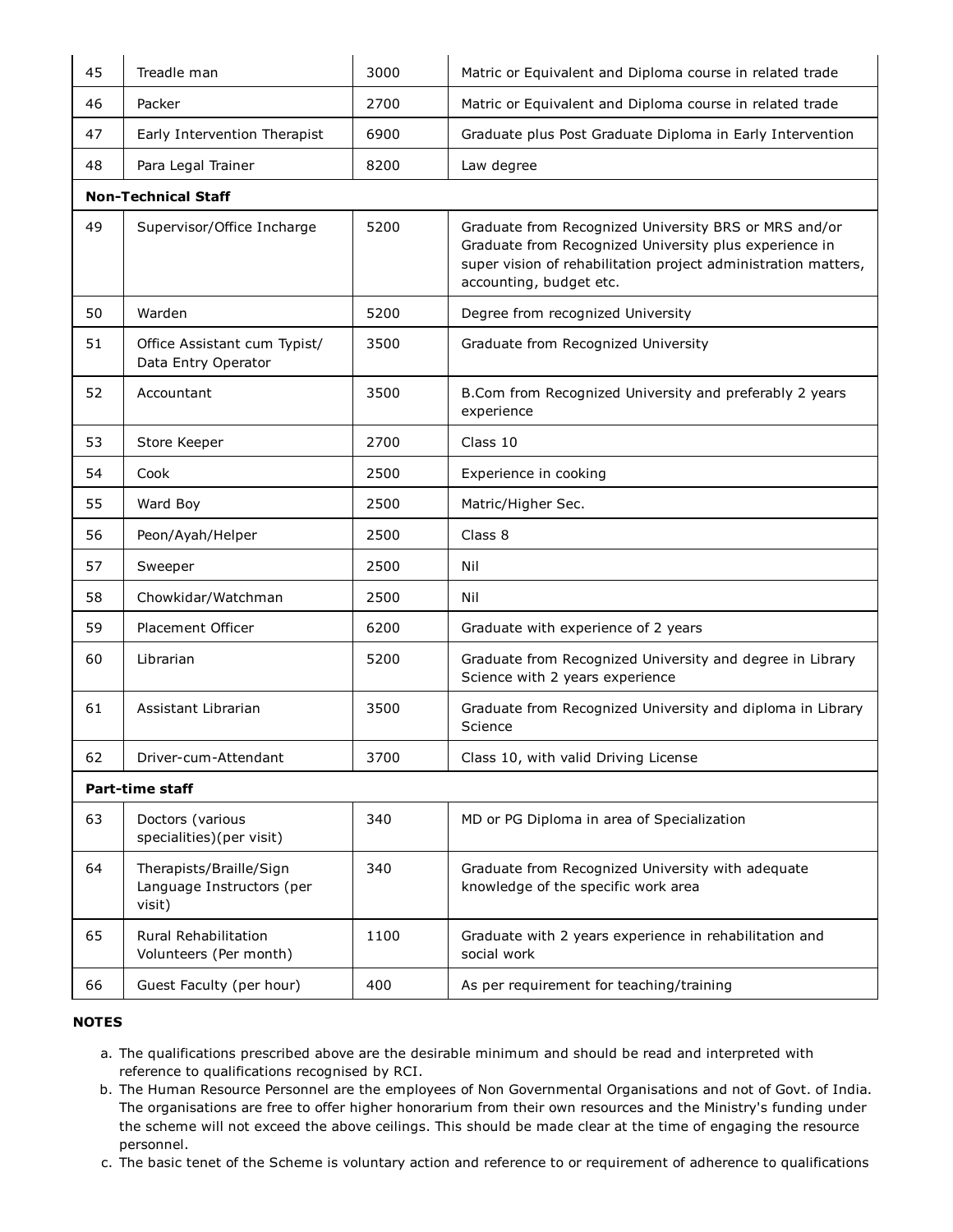| | | | |
|---|---|---|---|
| 45 | Treadle man | 3000 | Matric or Equivalent and Diploma course in related trade |
| 46 | Packer | 2700 | Matric or Equivalent and Diploma course in related trade |
| 47 | Early Intervention Therapist | 6900 | Graduate plus Post Graduate Diploma in Early Intervention |
| 48 | Para Legal Trainer | 8200 | Law degree |
| **Non-Technical Staff** | | | |
| 49 | Supervisor/Office Incharge | 5200 | Graduate from Recognized University BRS or MRS and/or Graduate from Recognized University plus experience in super vision of rehabilitation project administration matters, accounting, budget etc. |
| 50 | Warden | 5200 | Degree from recognized University |
| 51 | Office Assistant cum Typist/ Data Entry Operator | 3500 | Graduate from Recognized University |
| 52 | Accountant | 3500 | B.Com from Recognized University and preferably 2 years experience |
| 53 | Store Keeper | 2700 | Class 10 |
| 54 | Cook | 2500 | Experience in cooking |
| 55 | Ward Boy | 2500 | Matric/Higher Sec. |
| 56 | Peon/Ayah/Helper | 2500 | Class 8 |
| 57 | Sweeper | 2500 | Nil |
| 58 | Chowkidar/Watchman | 2500 | Nil |
| 59 | Placement Officer | 6200 | Graduate with experience of 2 years |
| 60 | Librarian | 5200 | Graduate from Recognized University and degree in Library Science with 2 years experience |
| 61 | Assistant Librarian | 3500 | Graduate from Recognized University and diploma in Library Science |
| 62 | Driver-cum-Attendant | 3700 | Class 10, with valid Driving License |
| **Part-time staff** | | | |
| 63 | Doctors (various specialities)(per visit) | 340 | MD or PG Diploma in area of Specialization |
| 64 | Therapists/Braille/Sign Language Instructors (per visit) | 340 | Graduate from Recognized University with adequate knowledge of the specific work area |
| 65 | Rural Rehabilitation Volunteers (Per month) | 1100 | Graduate with 2 years experience in rehabilitation and social work |
| 66 | Guest Faculty (per hour) | 400 | As per requirement for teaching/training |

**NOTES**

a. The qualifications prescribed above are the desirable minimum and should be read and interpreted with reference to qualifications recognised by RCI.

b. The Human Resource Personnel are the employees of Non Governmental Organisations and not of Govt. of India. The organisations are free to offer higher honorarium from their own resources and the Ministry's funding under the scheme will not exceed the above ceilings. This should be made clear at the time of engaging the resource personnel.

c. The basic tenet of the Scheme is voluntary action and reference to or requirement of adherence to qualifications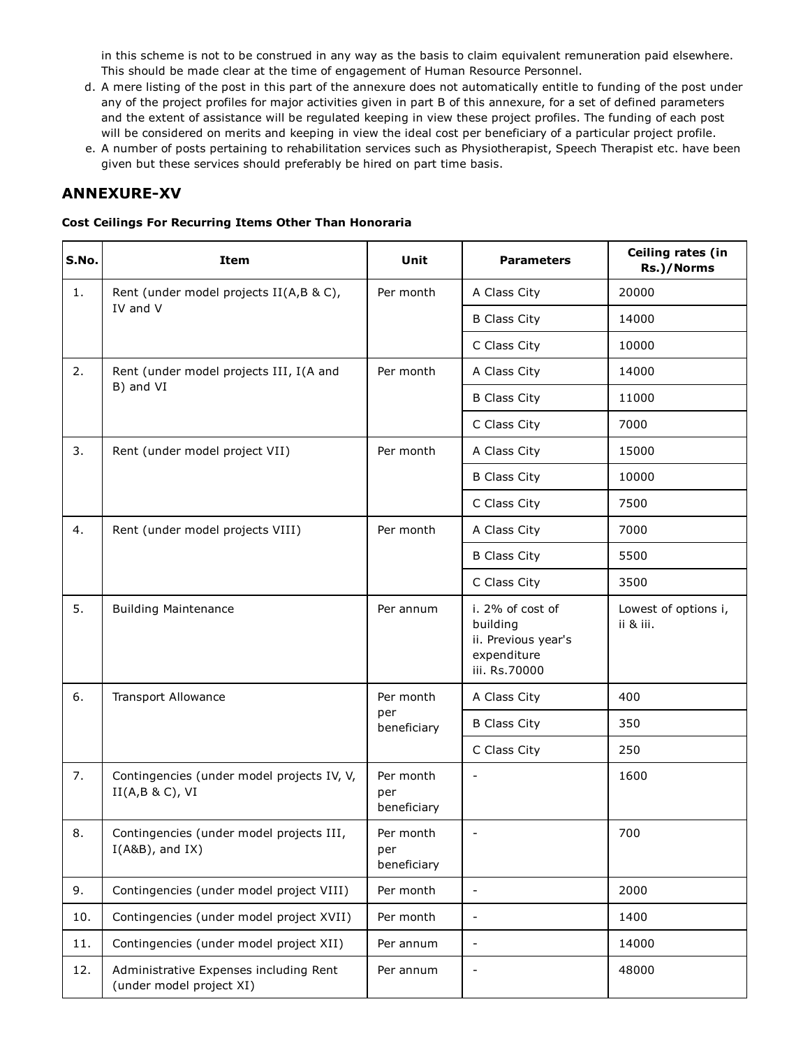in this scheme is not to be construed in any way as the basis to claim equivalent remuneration paid elsewhere. This should be made clear at the time of engagement of Human Resource Personnel.

d. A mere listing of the post in this part of the annexure does not automatically entitle to funding of the post under any of the project profiles for major activities given in part B of this annexure, for a set of defined parameters and the extent of assistance will be regulated keeping in view these project profiles. The funding of each post will be considered on merits and keeping in view the ideal cost per beneficiary of a particular project profile.
e. A number of posts pertaining to rehabilitation services such as Physiotherapist, Speech Therapist etc. have been given but these services should preferably be hired on part time basis.

## ANNEXURE-XV

**Cost Ceilings For Recurring Items Other Than Honoraria**

| S.No. | Item | Unit | Parameters | Ceiling rates (in Rs.)/Norms |
|---|---|---|---|---|
| 1. | Rent (under model projects II(A,B & C), IV and V | Per month | A Class City | 20000 |
| | | | B Class City | 14000 |
| | | | C Class City | 10000 |
| 2. | Rent (under model projects III, I(A and B) and VI | Per month | A Class City | 14000 |
| | | | B Class City | 11000 |
| | | | C Class City | 7000 |
| 3. | Rent (under model project VII) | Per month | A Class City | 15000 |
| | | | B Class City | 10000 |
| | | | C Class City | 7500 |
| 4. | Rent (under model projects VIII) | Per month | A Class City | 7000 |
| | | | B Class City | 5500 |
| | | | C Class City | 3500 |
| 5. | Building Maintenance | Per annum | i. 2% of cost of building<br>ii. Previous year's expenditure<br>iii. Rs.70000 | Lowest of options i, ii & iii. |
| 6. | Transport Allowance | Per month per beneficiary | A Class City | 400 |
| | | | B Class City | 350 |
| | | | C Class City | 250 |
| 7. | Contingencies (under model projects IV, V, II(A,B & C), VI | Per month per beneficiary | - | 1600 |
| 8. | Contingencies (under model projects III, I(A&B), and IX) | Per month per beneficiary | - | 700 |
| 9. | Contingencies (under model project VIII) | Per month | - | 2000 |
| 10. | Contingencies (under model project XVII) | Per month | - | 1400 |
| 11. | Contingencies (under model project XII) | Per annum | - | 14000 |
| 12. | Administrative Expenses including Rent (under model project XI) | Per annum | - | 48000 |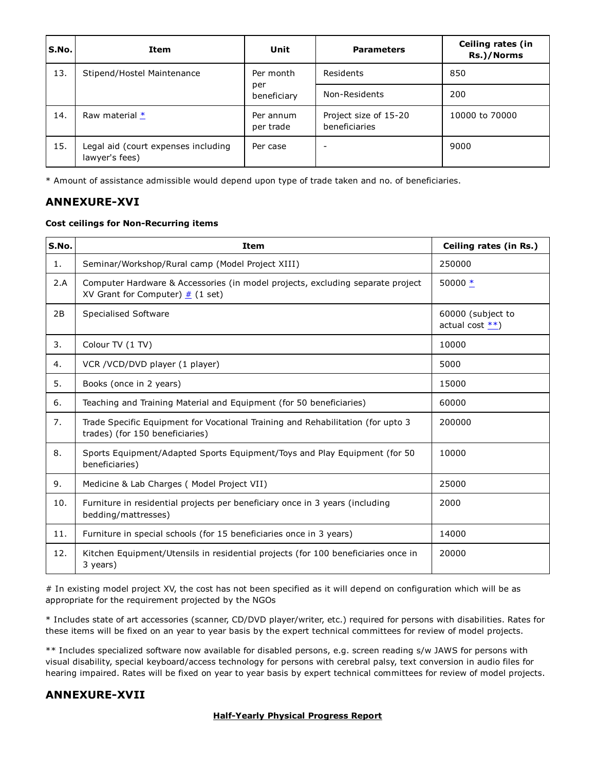| S.No. | Item | Unit | Parameters | Ceiling rates (in Rs.)/Norms |
|---|---|---|---|---|
| 13. | Stipend/Hostel Maintenance | Per month per beneficiary | Residents | 850 |
| | | | Non-Residents | 200 |
| 14. | Raw material * | Per annum per trade | Project size of 15-20 beneficiaries | 10000 to 70000 |
| 15. | Legal aid (court expenses including lawyer's fees) | Per case | - | 9000 |

* Amount of assistance admissible would depend upon type of trade taken and no. of beneficiaries.

## ANNEXURE-XVI

**Cost ceilings for Non-Recurring items**

| S.No. | Item | Ceiling rates (in Rs.) |
|---|---|---|
| 1. | Seminar/Workshop/Rural camp (Model Project XIII) | 250000 |
| 2.A | Computer Hardware & Accessories (in model projects, excluding separate project XV Grant for Computer) # (1 set) | 50000 * |
| 2B | Specialised Software | 60000 (subject to actual cost **) |
| 3. | Colour TV (1 TV) | 10000 |
| 4. | VCR /VCD/DVD player (1 player) | 5000 |
| 5. | Books (once in 2 years) | 15000 |
| 6. | Teaching and Training Material and Equipment (for 50 beneficiaries) | 60000 |
| 7. | Trade Specific Equipment for Vocational Training and Rehabilitation (for upto 3 trades) (for 150 beneficiaries) | 200000 |
| 8. | Sports Equipment/Adapted Sports Equipment/Toys and Play Equipment (for 50 beneficiaries) | 10000 |
| 9. | Medicine & Lab Charges ( Model Project VII) | 25000 |
| 10. | Furniture in residential projects per beneficiary once in 3 years (including bedding/mattresses) | 2000 |
| 11. | Furniture in special schools (for 15 beneficiaries once in 3 years) | 14000 |
| 12. | Kitchen Equipment/Utensils in residential projects (for 100 beneficiaries once in 3 years) | 20000 |

# In existing model project XV, the cost has not been specified as it will depend on configuration which will be as appropriate for the requirement projected by the NGOs

* Includes state of art accessories (scanner, CD/DVD player/writer, etc.) required for persons with disabilities. Rates for these items will be fixed on an year to year basis by the expert technical committees for review of model projects.

** Includes specialized software now available for disabled persons, e.g. screen reading s/w JAWS for persons with visual disability, special keyboard/access technology for persons with cerebral palsy, text conversion in audio files for hearing impaired. Rates will be fixed on year to year basis by expert technical committees for review of model projects.

## ANNEXURE-XVII

**Half-Yearly Physical Progress Report**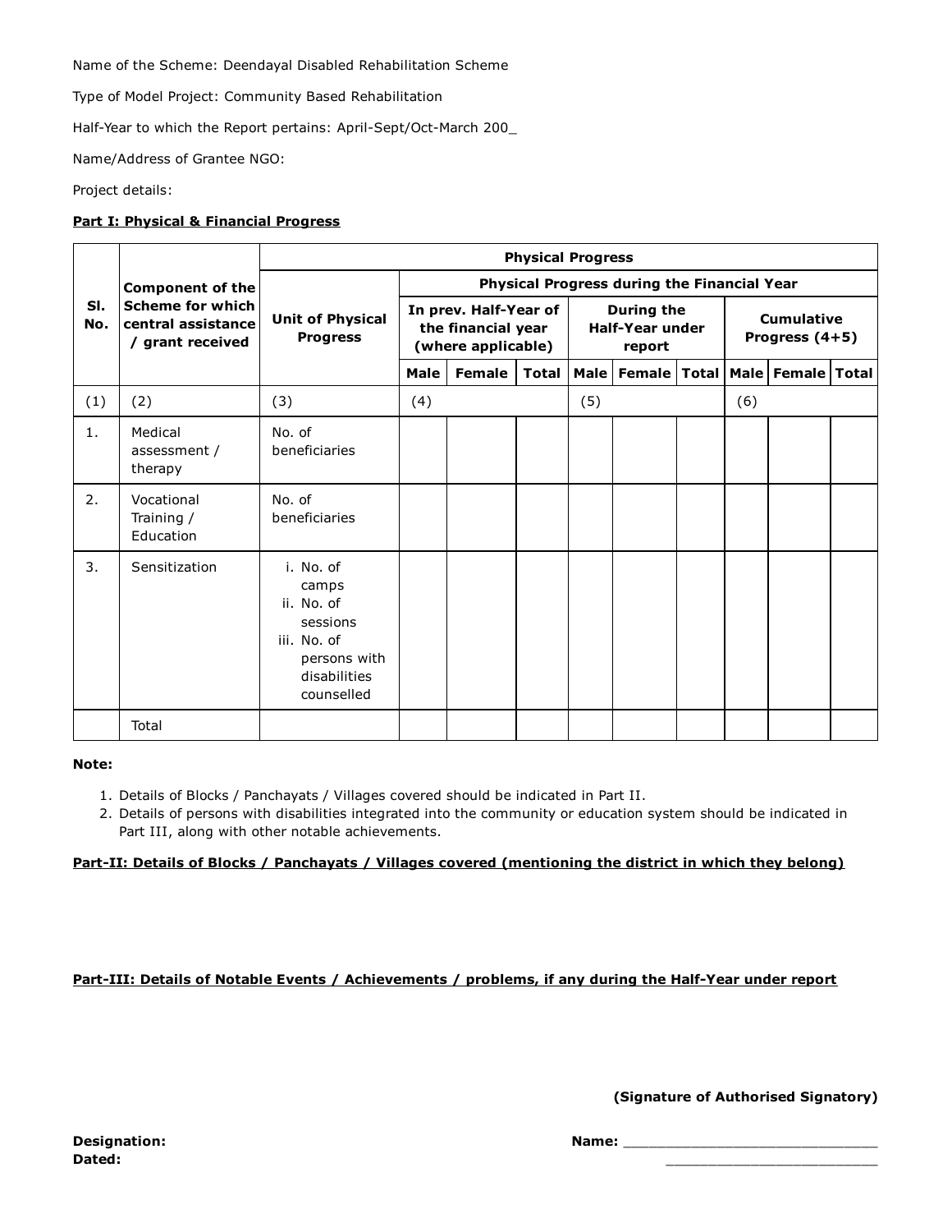Name of the Scheme: Deendayal Disabled Rehabilitation Scheme

Type of Model Project: Community Based Rehabilitation

Half-Year to which the Report pertains: April-Sept/Oct-March 200_

Name/Address of Grantee NGO:

Project details:

**Part I: Physical & Financial Progress**

| Sl. No. | Component of the Scheme for which central assistance / grant received | Physical Progress | | | | | | | | | |
|---|---|---|---|---|---|---|---|---|---|---|---|
| | | Unit of Physical Progress | Physical Progress during the Financial Year | | | | | | | | |
| | | | In prev. Half-Year of the financial year (where applicable) | | | During the Half-Year under report | | | Cumulative Progress (4+5) | | |
| | | | Male | Female | Total | Male | Female | Total | Male | Female | Total |
| (1) | (2) | (3) | (4) | | | (5) | | | (6) | | |
| 1. | Medical assessment / therapy | No. of beneficiaries | | | | | | | | | |
| 2. | Vocational Training / Education | No. of beneficiaries | | | | | | | | | |
| 3. | Sensitization | i. No. of camps<br>ii. No. of sessions<br>iii. No. of persons with disabilities counselled | | | | | | | | | |
| | Total | | | | | | | | | | |

**Note:**

1. Details of Blocks / Panchayats / Villages covered should be indicated in Part II.
2. Details of persons with disabilities integrated into the community or education system should be indicated in Part III, along with other notable achievements.

**Part-II: Details of Blocks / Panchayats / Villages covered (mentioning the district in which they belong)**

**Part-III: Details of Notable Events / Achievements / problems, if any during the Half-Year under report**

**(Signature of Authorised Signatory)**

**Designation:** **Name:** ______________________________

**Dated:** ______________________________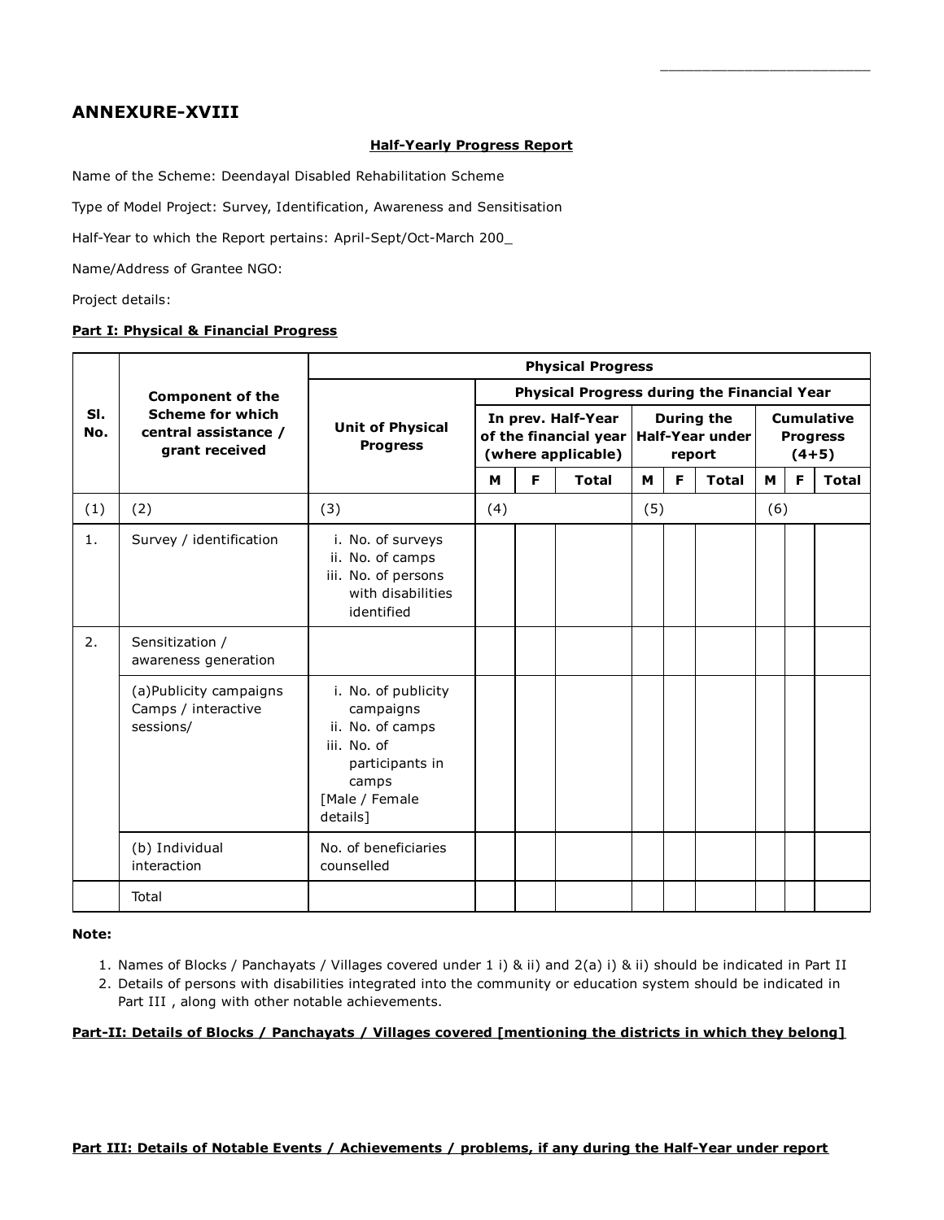## ANNEXURE-XVIII

**Half-Yearly Progress Report**

Name of the Scheme: Deendayal Disabled Rehabilitation Scheme

Type of Model Project: Survey, Identification, Awareness and Sensitisation

Half-Year to which the Report pertains: April-Sept/Oct-March 200_

Name/Address of Grantee NGO:

Project details:

**Part I: Physical & Financial Progress**

| Sl. No. | Component of the Scheme for which central assistance / grant received | Physical Progress | | | | | | | | | |
|---|---|---|---|---|---|---|---|---|---|---|---|
| | | Unit of Physical Progress | Physical Progress during the Financial Year | | | | | | | | |
| | | | In prev. Half-Year of the financial year (where applicable) | | | During the Half-Year under report | | | Cumulative Progress (4+5) | | |
| | | | M | F | Total | M | F | Total | M | F | Total |
| (1) | (2) | (3) | (4) | | | (5) | | | (6) | | |
| 1. | Survey / identification | i. No. of surveys<br>ii. No. of camps<br>iii. No. of persons with disabilities identified | | | | | | | | | |
| 2. | Sensitization / awareness generation | | | | | | | | | | |
| | (a)Publicity campaigns Camps / interactive sessions/ | i. No. of publicity campaigns<br>ii. No. of camps<br>iii. No. of participants in camps<br>[Male / Female details] | | | | | | | | | |
| | (b) Individual interaction | No. of beneficiaries counselled | | | | | | | | | |
| | Total | | | | | | | | | | |

**Note:**

1. Names of Blocks / Panchayats / Villages covered under 1 i) & ii) and 2(a) i) & ii) should be indicated in Part II
2. Details of persons with disabilities integrated into the community or education system should be indicated in Part III , along with other notable achievements.

**Part-II: Details of Blocks / Panchayats / Villages covered [mentioning the districts in which they belong]**

**Part III: Details of Notable Events / Achievements / problems, if any during the Half-Year under report**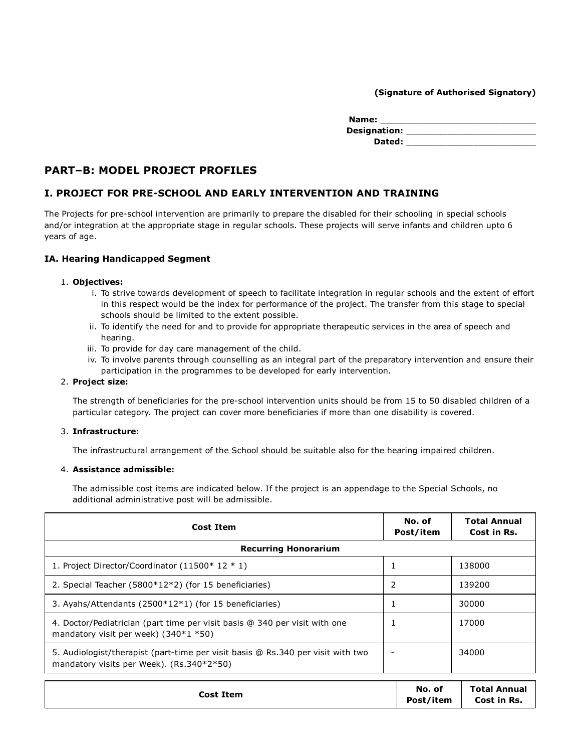**(Signature of Authorised Signatory)**

**Name:** ______________________________
**Designation:** ________________________
**Dated:** ________________________

## PART–B: MODEL PROJECT PROFILES

### I. PROJECT FOR PRE-SCHOOL AND EARLY INTERVENTION AND TRAINING

The Projects for pre-school intervention are primarily to prepare the disabled for their schooling in special schools and/or integration at the appropriate stage in regular schools. These projects will serve infants and children upto 6 years of age.

#### IA. Hearing Handicapped Segment

1. **Objectives:**
   i. To strive towards development of speech to facilitate integration in regular schools and the extent of effort in this respect would be the index for performance of the project. The transfer from this stage to special schools should be limited to the extent possible.
   ii. To identify the need for and to provide for appropriate therapeutic services in the area of speech and hearing.
   iii. To provide for day care management of the child.
   iv. To involve parents through counselling as an integral part of the preparatory intervention and ensure their participation in the programmes to be developed for early intervention.
2. **Project size:**

   The strength of beneficiaries for the pre-school intervention units should be from 15 to 50 disabled children of a particular category. The project can cover more beneficiaries if more than one disability is covered.

3. **Infrastructure:**

   The infrastructural arrangement of the School should be suitable also for the hearing impaired children.

4. **Assistance admissible:**

   The admissible cost items are indicated below. If the project is an appendage to the Special Schools, no additional administrative post will be admissible.

| Cost Item | No. of Post/item | Total Annual Cost in Rs. |
|---|---|---|
| **Recurring Honorarium** | | |
| 1. Project Director/Coordinator (11500* 12 * 1) | 1 | 138000 |
| 2. Special Teacher (5800*12*2) (for 15 beneficiaries) | 2 | 139200 |
| 3. Ayahs/Attendants (2500*12*1) (for 15 beneficiaries) | 1 | 30000 |
| 4. Doctor/Pediatrician (part time per visit basis @ 340 per visit with one mandatory visit per week) (340*1 *50) | 1 | 17000 |
| 5. Audiologist/therapist (part-time per visit basis @ Rs.340 per visit with two mandatory visits per Week). (Rs.340*2*50) | - | 34000 |

| Cost Item | No. of Post/item | Total Annual Cost in Rs. |
|---|---|---|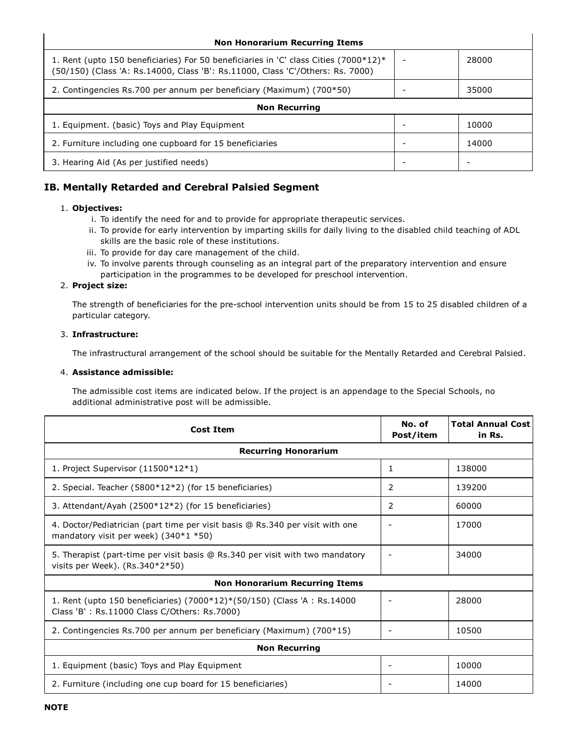| | | |
|---|---|---|
| **Non Honorarium Recurring Items** | | |
| 1. Rent (upto 150 beneficiaries) For 50 beneficiaries in 'C' class Cities (7000*12)*(50/150) (Class 'A: Rs.14000, Class 'B': Rs.11000, Class 'C'/Others: Rs. 7000) | - | 28000 |
| 2. Contingencies Rs.700 per annum per beneficiary (Maximum) (700*50) | - | 35000 |
| **Non Recurring** | | |
| 1. Equipment. (basic) Toys and Play Equipment | - | 10000 |
| 2. Furniture including one cupboard for 15 beneficiaries | - | 14000 |
| 3. Hearing Aid (As per justified needs) | - | - |

### IB. Mentally Retarded and Cerebral Palsied Segment

1. **Objectives:**
   i. To identify the need for and to provide for appropriate therapeutic services.
   ii. To provide for early intervention by imparting skills for daily living to the disabled child teaching of ADL skills are the basic role of these institutions.
   iii. To provide for day care management of the child.
   iv. To involve parents through counseling as an integral part of the preparatory intervention and ensure participation in the programmes to be developed for preschool intervention.
2. **Project size:**

   The strength of beneficiaries for the pre-school intervention units should be from 15 to 25 disabled children of a particular category.

3. **Infrastructure:**

   The infrastructural arrangement of the school should be suitable for the Mentally Retarded and Cerebral Palsied.

4. **Assistance admissible:**

   The admissible cost items are indicated below. If the project is an appendage to the Special Schools, no additional administrative post will be admissible.

| Cost Item | No. of Post/item | Total Annual Cost in Rs. |
|---|---|---|
| **Recurring Honorarium** | | |
| 1. Project Supervisor (11500*12*1) | 1 | 138000 |
| 2. Special. Teacher (5800*12*2) (for 15 beneficiaries) | 2 | 139200 |
| 3. Attendant/Ayah (2500*12*2) (for 15 beneficiaries) | 2 | 60000 |
| 4. Doctor/Pediatrician (part time per visit basis @ Rs.340 per visit with one mandatory visit per week) (340*1 *50) | - | 17000 |
| 5. Therapist (part-time per visit basis @ Rs.340 per visit with two mandatory visits per Week). (Rs.340*2*50) | - | 34000 |
| **Non Honorarium Recurring Items** | | |
| 1. Rent (upto 150 beneficiaries) (7000*12)*(50/150) (Class 'A : Rs.14000 Class 'B' : Rs.11000 Class C/Others: Rs.7000) | - | 28000 |
| 2. Contingencies Rs.700 per annum per beneficiary (Maximum) (700*15) | - | 10500 |
| **Non Recurring** | | |
| 1. Equipment (basic) Toys and Play Equipment | - | 10000 |
| 2. Furniture (including one cup board for 15 beneficiaries) | - | 14000 |

**NOTE**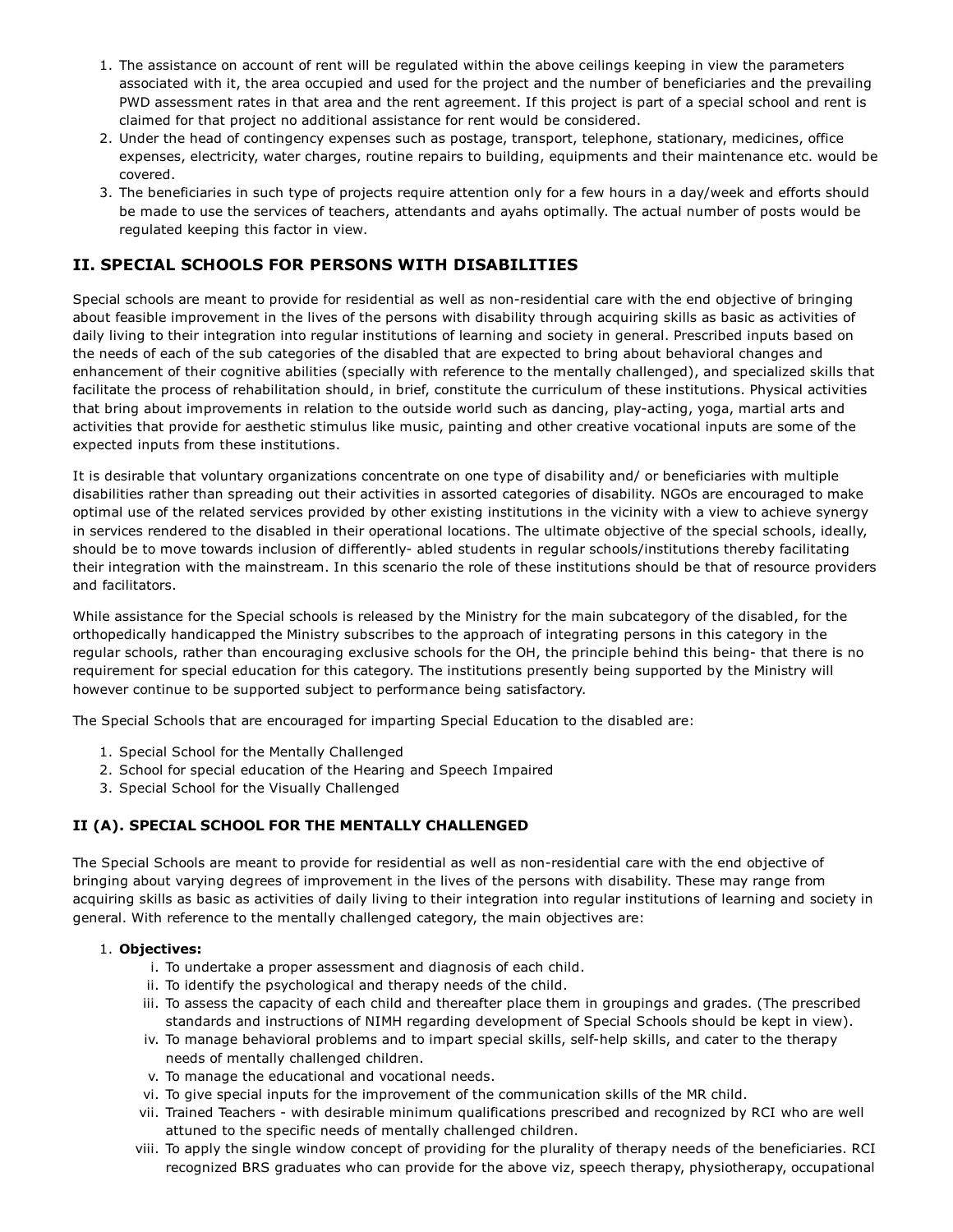1. The assistance on account of rent will be regulated within the above ceilings keeping in view the parameters associated with it, the area occupied and used for the project and the number of beneficiaries and the prevailing PWD assessment rates in that area and the rent agreement. If this project is part of a special school and rent is claimed for that project no additional assistance for rent would be considered.
2. Under the head of contingency expenses such as postage, transport, telephone, stationary, medicines, office expenses, electricity, water charges, routine repairs to building, equipments and their maintenance etc. would be covered.
3. The beneficiaries in such type of projects require attention only for a few hours in a day/week and efforts should be made to use the services of teachers, attendants and ayahs optimally. The actual number of posts would be regulated keeping this factor in view.

## II. SPECIAL SCHOOLS FOR PERSONS WITH DISABILITIES

Special schools are meant to provide for residential as well as non-residential care with the end objective of bringing about feasible improvement in the lives of the persons with disability through acquiring skills as basic as activities of daily living to their integration into regular institutions of learning and society in general. Prescribed inputs based on the needs of each of the sub categories of the disabled that are expected to bring about behavioral changes and enhancement of their cognitive abilities (specially with reference to the mentally challenged), and specialized skills that facilitate the process of rehabilitation should, in brief, constitute the curriculum of these institutions. Physical activities that bring about improvements in relation to the outside world such as dancing, play-acting, yoga, martial arts and activities that provide for aesthetic stimulus like music, painting and other creative vocational inputs are some of the expected inputs from these institutions.

It is desirable that voluntary organizations concentrate on one type of disability and/ or beneficiaries with multiple disabilities rather than spreading out their activities in assorted categories of disability. NGOs are encouraged to make optimal use of the related services provided by other existing institutions in the vicinity with a view to achieve synergy in services rendered to the disabled in their operational locations. The ultimate objective of the special schools, ideally, should be to move towards inclusion of differently- abled students in regular schools/institutions thereby facilitating their integration with the mainstream. In this scenario the role of these institutions should be that of resource providers and facilitators.

While assistance for the Special schools is released by the Ministry for the main subcategory of the disabled, for the orthopedically handicapped the Ministry subscribes to the approach of integrating persons in this category in the regular schools, rather than encouraging exclusive schools for the OH, the principle behind this being- that there is no requirement for special education for this category. The institutions presently being supported by the Ministry will however continue to be supported subject to performance being satisfactory.

The Special Schools that are encouraged for imparting Special Education to the disabled are:

1. Special School for the Mentally Challenged
2. School for special education of the Hearing and Speech Impaired
3. Special School for the Visually Challenged

### II (A). SPECIAL SCHOOL FOR THE MENTALLY CHALLENGED

The Special Schools are meant to provide for residential as well as non-residential care with the end objective of bringing about varying degrees of improvement in the lives of the persons with disability. These may range from acquiring skills as basic as activities of daily living to their integration into regular institutions of learning and society in general. With reference to the mentally challenged category, the main objectives are:

1. **Objectives:**
   i. To undertake a proper assessment and diagnosis of each child.
   ii. To identify the psychological and therapy needs of the child.
   iii. To assess the capacity of each child and thereafter place them in groupings and grades. (The prescribed standards and instructions of NIMH regarding development of Special Schools should be kept in view).
   iv. To manage behavioral problems and to impart special skills, self-help skills, and cater to the therapy needs of mentally challenged children.
   v. To manage the educational and vocational needs.
   vi. To give special inputs for the improvement of the communication skills of the MR child.
   vii. Trained Teachers - with desirable minimum qualifications prescribed and recognized by RCI who are well attuned to the specific needs of mentally challenged children.
   viii. To apply the single window concept of providing for the plurality of therapy needs of the beneficiaries. RCI recognized BRS graduates who can provide for the above viz, speech therapy, physiotherapy, occupational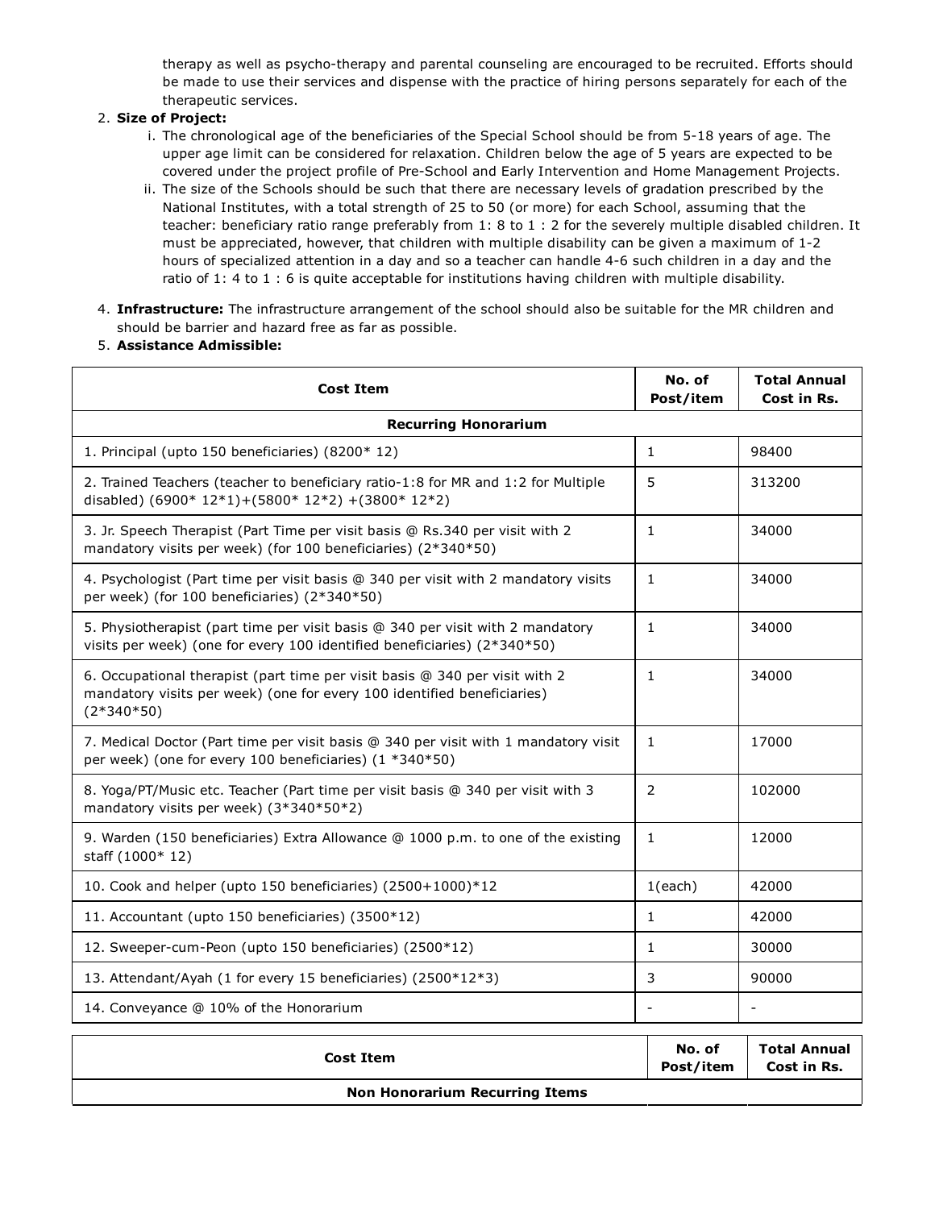therapy as well as psycho-therapy and parental counseling are encouraged to be recruited. Efforts should be made to use their services and dispense with the practice of hiring persons separately for each of the therapeutic services.

2. **Size of Project:**
    i. The chronological age of the beneficiaries of the Special School should be from 5-18 years of age. The upper age limit can be considered for relaxation. Children below the age of 5 years are expected to be covered under the project profile of Pre-School and Early Intervention and Home Management Projects.
    ii. The size of the Schools should be such that there are necessary levels of gradation prescribed by the National Institutes, with a total strength of 25 to 50 (or more) for each School, assuming that the teacher: beneficiary ratio range preferably from 1: 8 to 1 : 2 for the severely multiple disabled children. It must be appreciated, however, that children with multiple disability can be given a maximum of 1-2 hours of specialized attention in a day and so a teacher can handle 4-6 such children in a day and the ratio of 1: 4 to 1 : 6 is quite acceptable for institutions having children with multiple disability.

4. **Infrastructure:** The infrastructure arrangement of the school should also be suitable for the MR children and should be barrier and hazard free as far as possible.
5. **Assistance Admissible:**

| Cost Item | No. of Post/item | Total Annual Cost in Rs. |
|---|---|---|
| **Recurring Honorarium** | | |
| 1. Principal (upto 150 beneficiaries) (8200* 12) | 1 | 98400 |
| 2. Trained Teachers (teacher to beneficiary ratio-1:8 for MR and 1:2 for Multiple disabled) (6900* 12*1)+(5800* 12*2) +(3800* 12*2) | 5 | 313200 |
| 3. Jr. Speech Therapist (Part Time per visit basis @ Rs.340 per visit with 2 mandatory visits per week) (for 100 beneficiaries) (2*340*50) | 1 | 34000 |
| 4. Psychologist (Part time per visit basis @ 340 per visit with 2 mandatory visits per week) (for 100 beneficiaries) (2*340*50) | 1 | 34000 |
| 5. Physiotherapist (part time per visit basis @ 340 per visit with 2 mandatory visits per week) (one for every 100 identified beneficiaries) (2*340*50) | 1 | 34000 |
| 6. Occupational therapist (part time per visit basis @ 340 per visit with 2 mandatory visits per week) (one for every 100 identified beneficiaries) (2*340*50) | 1 | 34000 |
| 7. Medical Doctor (Part time per visit basis @ 340 per visit with 1 mandatory visit per week) (one for every 100 beneficiaries) (1 *340*50) | 1 | 17000 |
| 8. Yoga/PT/Music etc. Teacher (Part time per visit basis @ 340 per visit with 3 mandatory visits per week) (3*340*50*2) | 2 | 102000 |
| 9. Warden (150 beneficiaries) Extra Allowance @ 1000 p.m. to one of the existing staff (1000* 12) | 1 | 12000 |
| 10. Cook and helper (upto 150 beneficiaries) (2500+1000)*12 | 1(each) | 42000 |
| 11. Accountant (upto 150 beneficiaries) (3500*12) | 1 | 42000 |
| 12. Sweeper-cum-Peon (upto 150 beneficiaries) (2500*12) | 1 | 30000 |
| 13. Attendant/Ayah (1 for every 15 beneficiaries) (2500*12*3) | 3 | 90000 |
| 14. Conveyance @ 10% of the Honorarium | - | - |

| Cost Item | No. of Post/item | Total Annual Cost in Rs. |
|---|---|---|
| **Non Honorarium Recurring Items** | | |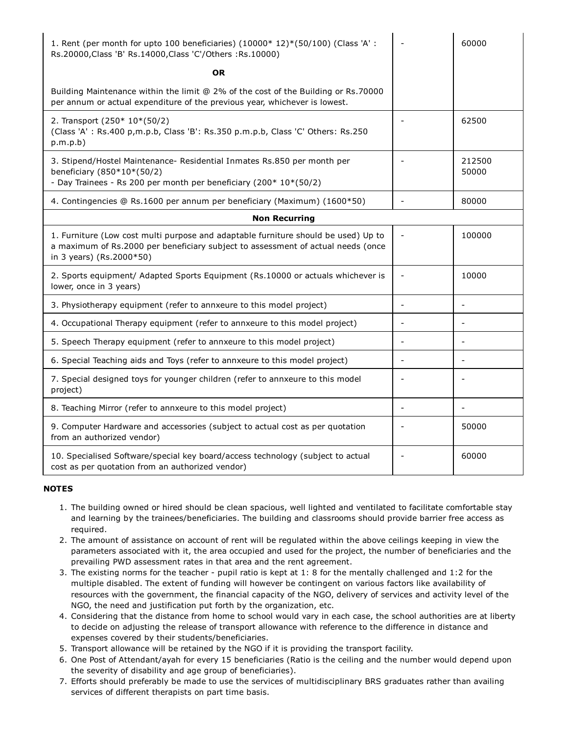| | | |
|---|---|---|
| 1. Rent (per month for upto 100 beneficiaries) (10000* 12)*(50/100) (Class 'A' : Rs.20000,Class 'B' Rs.14000,Class 'C'/Others :Rs.10000)<br><br>**OR**<br><br>Building Maintenance within the limit @ 2% of the cost of the Building or Rs.70000 per annum or actual expenditure of the previous year, whichever is lowest. | - | 60000 |
| 2. Transport (250* 10*(50/2)<br>(Class 'A' : Rs.400 p,m.p.b, Class 'B': Rs.350 p.m.p.b, Class 'C' Others: Rs.250 p.m.p.b) | - | 62500 |
| 3. Stipend/Hostel Maintenance- Residential Inmates Rs.850 per month per beneficiary (850*10*(50/2)<br>- Day Trainees - Rs 200 per month per beneficiary (200* 10*(50/2) | - | 212500<br>50000 |
| 4. Contingencies @ Rs.1600 per annum per beneficiary (Maximum) (1600*50) | - | 80000 |
| **Non Recurring** | | |
| 1. Furniture (Low cost multi purpose and adaptable furniture should be used) Up to a maximum of Rs.2000 per beneficiary subject to assessment of actual needs (once in 3 years) (Rs.2000*50) | - | 100000 |
| 2. Sports equipment/ Adapted Sports Equipment (Rs.10000 or actuals whichever is lower, once in 3 years) | - | 10000 |
| 3. Physiotherapy equipment (refer to annxeure to this model project) | - | - |
| 4. Occupational Therapy equipment (refer to annxeure to this model project) | - | - |
| 5. Speech Therapy equipment (refer to annxeure to this model project) | - | - |
| 6. Special Teaching aids and Toys (refer to annxeure to this model project) | - | - |
| 7. Special designed toys for younger children (refer to annxeure to this model project) | - | - |
| 8. Teaching Mirror (refer to annxeure to this model project) | - | - |
| 9. Computer Hardware and accessories (subject to actual cost as per quotation from an authorized vendor) | - | 50000 |
| 10. Specialised Software/special key board/access technology (subject to actual cost as per quotation from an authorized vendor) | - | 60000 |

**NOTES**

1. The building owned or hired should be clean spacious, well lighted and ventilated to facilitate comfortable stay and learning by the trainees/beneficiaries. The building and classrooms should provide barrier free access as required.
2. The amount of assistance on account of rent will be regulated within the above ceilings keeping in view the parameters associated with it, the area occupied and used for the project, the number of beneficiaries and the prevailing PWD assessment rates in that area and the rent agreement.
3. The existing norms for the teacher - pupil ratio is kept at 1: 8 for the mentally challenged and 1:2 for the multiple disabled. The extent of funding will however be contingent on various factors like availability of resources with the government, the financial capacity of the NGO, delivery of services and activity level of the NGO, the need and justification put forth by the organization, etc.
4. Considering that the distance from home to school would vary in each case, the school authorities are at liberty to decide on adjusting the release of transport allowance with reference to the difference in distance and expenses covered by their students/beneficiaries.
5. Transport allowance will be retained by the NGO if it is providing the transport facility.
6. One Post of Attendant/ayah for every 15 beneficiaries (Ratio is the ceiling and the number would depend upon the severity of disability and age group of beneficiaries).
7. Efforts should preferably be made to use the services of multidisciplinary BRS graduates rather than availing services of different therapists on part time basis.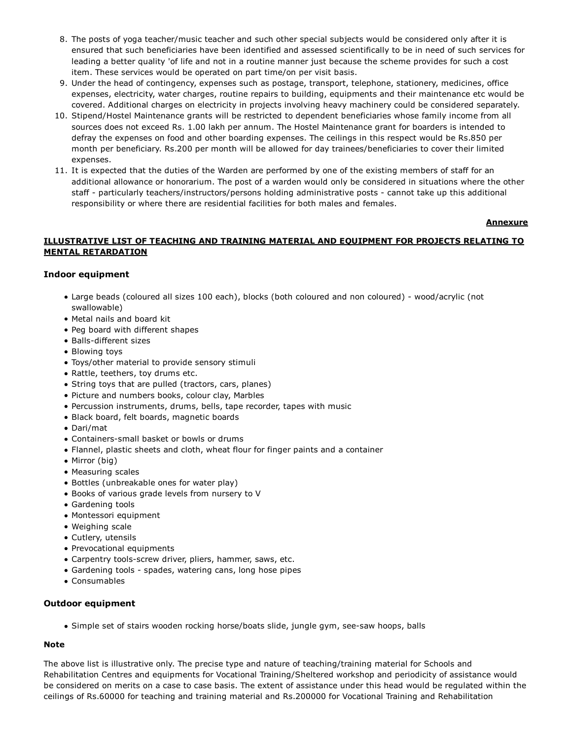8. The posts of yoga teacher/music teacher and such other special subjects would be considered only after it is ensured that such beneficiaries have been identified and assessed scientifically to be in need of such services for leading a better quality 'of life and not in a routine manner just because the scheme provides for such a cost item. These services would be operated on part time/on per visit basis.
9. Under the head of contingency, expenses such as postage, transport, telephone, stationery, medicines, office expenses, electricity, water charges, routine repairs to building, equipments and their maintenance etc would be covered. Additional charges on electricity in projects involving heavy machinery could be considered separately.
10. Stipend/Hostel Maintenance grants will be restricted to dependent beneficiaries whose family income from all sources does not exceed Rs. 1.00 lakh per annum. The Hostel Maintenance grant for boarders is intended to defray the expenses on food and other boarding expenses. The ceilings in this respect would be Rs.850 per month per beneficiary. Rs.200 per month will be allowed for day trainees/beneficiaries to cover their limited expenses.
11. It is expected that the duties of the Warden are performed by one of the existing members of staff for an additional allowance or honorarium. The post of a warden would only be considered in situations where the other staff - particularly teachers/instructors/persons holding administrative posts - cannot take up this additional responsibility or where there are residential facilities for both males and females.

**Annexure**

**ILLUSTRATIVE LIST OF TEACHING AND TRAINING MATERIAL AND EQUIPMENT FOR PROJECTS RELATING TO MENTAL RETARDATION**

### Indoor equipment

- Large beads (coloured all sizes 100 each), blocks (both coloured and non coloured) - wood/acrylic (not swallowable)
- Metal nails and board kit
- Peg board with different shapes
- Balls-different sizes
- Blowing toys
- Toys/other material to provide sensory stimuli
- Rattle, teethers, toy drums etc.
- String toys that are pulled (tractors, cars, planes)
- Picture and numbers books, colour clay, Marbles
- Percussion instruments, drums, bells, tape recorder, tapes with music
- Black board, felt boards, magnetic boards
- Dari/mat
- Containers-small basket or bowls or drums
- Flannel, plastic sheets and cloth, wheat flour for finger paints and a container
- Mirror (big)
- Measuring scales
- Bottles (unbreakable ones for water play)
- Books of various grade levels from nursery to V
- Gardening tools
- Montessori equipment
- Weighing scale
- Cutlery, utensils
- Prevocational equipments
- Carpentry tools-screw driver, pliers, hammer, saws, etc.
- Gardening tools - spades, watering cans, long hose pipes
- Consumables

### Outdoor equipment

- Simple set of stairs wooden rocking horse/boats slide, jungle gym, see-saw hoops, balls

### Note

The above list is illustrative only. The precise type and nature of teaching/training material for Schools and Rehabilitation Centres and equipments for Vocational Training/Sheltered workshop and periodicity of assistance would be considered on merits on a case to case basis. The extent of assistance under this head would be regulated within the ceilings of Rs.60000 for teaching and training material and Rs.200000 for Vocational Training and Rehabilitation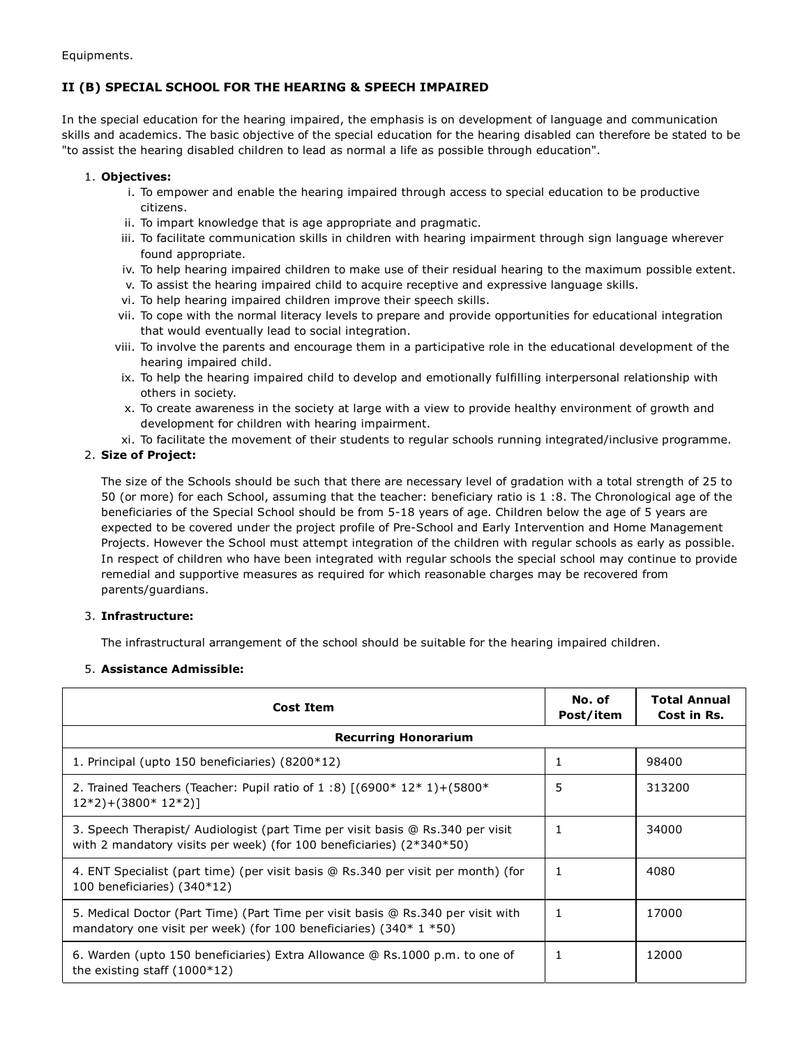Equipments.

### II (B) SPECIAL SCHOOL FOR THE HEARING & SPEECH IMPAIRED

In the special education for the hearing impaired, the emphasis is on development of language and communication skills and academics. The basic objective of the special education for the hearing disabled can therefore be stated to be "to assist the hearing disabled children to lead as normal a life as possible through education".

1. **Objectives:**
    i. To empower and enable the hearing impaired through access to special education to be productive citizens.
    ii. To impart knowledge that is age appropriate and pragmatic.
    iii. To facilitate communication skills in children with hearing impairment through sign language wherever found appropriate.
    iv. To help hearing impaired children to make use of their residual hearing to the maximum possible extent.
    v. To assist the hearing impaired child to acquire receptive and expressive language skills.
    vi. To help hearing impaired children improve their speech skills.
    vii. To cope with the normal literacy levels to prepare and provide opportunities for educational integration that would eventually lead to social integration.
    viii. To involve the parents and encourage them in a participative role in the educational development of the hearing impaired child.
    ix. To help the hearing impaired child to develop and emotionally fulfilling interpersonal relationship with others in society.
    x. To create awareness in the society at large with a view to provide healthy environment of growth and development for children with hearing impairment.
    xi. To facilitate the movement of their students to regular schools running integrated/inclusive programme.
2. **Size of Project:**

    The size of the Schools should be such that there are necessary level of gradation with a total strength of 25 to 50 (or more) for each School, assuming that the teacher: beneficiary ratio is 1 :8. The Chronological age of the beneficiaries of the Special School should be from 5-18 years of age. Children below the age of 5 years are expected to be covered under the project profile of Pre-School and Early Intervention and Home Management Projects. However the School must attempt integration of the children with regular schools as early as possible. In respect of children who have been integrated with regular schools the special school may continue to provide remedial and supportive measures as required for which reasonable charges may be recovered from parents/guardians.

3. **Infrastructure:**

    The infrastructural arrangement of the school should be suitable for the hearing impaired children.

5. **Assistance Admissible:**

| Cost Item | No. of Post/item | Total Annual Cost in Rs. |
|---|---|---|
| **Recurring Honorarium** | | |
| 1. Principal (upto 150 beneficiaries) (8200*12) | 1 | 98400 |
| 2. Trained Teachers (Teacher: Pupil ratio of 1 :8) [(6900* 12* 1)+(5800* 12*2)+(3800* 12*2)] | 5 | 313200 |
| 3. Speech Therapist/ Audiologist (part Time per visit basis @ Rs.340 per visit with 2 mandatory visits per week) (for 100 beneficiaries) (2*340*50) | 1 | 34000 |
| 4. ENT Specialist (part time) (per visit basis @ Rs.340 per visit per month) (for 100 beneficiaries) (340*12) | 1 | 4080 |
| 5. Medical Doctor (Part Time) (Part Time per visit basis @ Rs.340 per visit with mandatory one visit per week) (for 100 beneficiaries) (340* 1 *50) | 1 | 17000 |
| 6. Warden (upto 150 beneficiaries) Extra Allowance @ Rs.1000 p.m. to one of the existing staff (1000*12) | 1 | 12000 |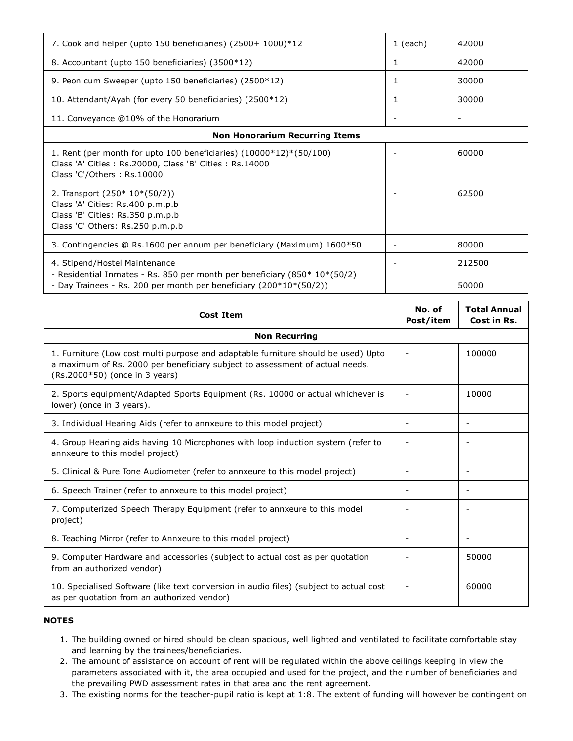| | | |
|---|---|---|
| 7. Cook and helper (upto 150 beneficiaries) (2500+ 1000)*12 | 1 (each) | 42000 |
| 8. Accountant (upto 150 beneficiaries) (3500*12) | 1 | 42000 |
| 9. Peon cum Sweeper (upto 150 beneficiaries) (2500*12) | 1 | 30000 |
| 10. Attendant/Ayah (for every 50 beneficiaries) (2500*12) | 1 | 30000 |
| 11. Conveyance @10% of the Honorarium | - | - |
| **Non Honorarium Recurring Items** | | |
| 1. Rent (per month for upto 100 beneficiaries) (10000*12)*(50/100)<br>Class 'A' Cities : Rs.20000, Class 'B' Cities : Rs.14000<br>Class 'C'/Others : Rs.10000 | - | 60000 |
| 2. Transport (250* 10*(50/2))<br>Class 'A' Cities: Rs.400 p.m.p.b<br>Class 'B' Cities: Rs.350 p.m.p.b<br>Class 'C' Others: Rs.250 p.m.p.b | - | 62500 |
| 3. Contingencies @ Rs.1600 per annum per beneficiary (Maximum) 1600*50 | - | 80000 |
| 4. Stipend/Hostel Maintenance<br>- Residential Inmates - Rs. 850 per month per beneficiary (850* 10*(50/2)<br>- Day Trainees - Rs. 200 per month per beneficiary (200*10*(50/2)) | - | 212500<br><br>50000 |

| Cost Item | No. of Post/item | Total Annual Cost in Rs. |
|---|---|---|
| **Non Recurring** | | |
| 1. Furniture (Low cost multi purpose and adaptable furniture should be used) Upto a maximum of Rs. 2000 per beneficiary subject to assessment of actual needs. (Rs.2000*50) (once in 3 years) | - | 100000 |
| 2. Sports equipment/Adapted Sports Equipment (Rs. 10000 or actual whichever is lower) (once in 3 years). | - | 10000 |
| 3. Individual Hearing Aids (refer to annxeure to this model project) | - | - |
| 4. Group Hearing aids having 10 Microphones with loop induction system (refer to annxeure to this model project) | - | - |
| 5. Clinical & Pure Tone Audiometer (refer to annxeure to this model project) | - | - |
| 6. Speech Trainer (refer to annxeure to this model project) | - | - |
| 7. Computerized Speech Therapy Equipment (refer to annxeure to this model project) | - | - |
| 8. Teaching Mirror (refer to Annxeure to this model project) | - | - |
| 9. Computer Hardware and accessories (subject to actual cost as per quotation from an authorized vendor) | - | 50000 |
| 10. Specialised Software (like text conversion in audio files) (subject to actual cost as per quotation from an authorized vendor) | - | 60000 |

**NOTES**

1. The building owned or hired should be clean spacious, well lighted and ventilated to facilitate comfortable stay and learning by the trainees/beneficiaries.
2. The amount of assistance on account of rent will be regulated within the above ceilings keeping in view the parameters associated with it, the area occupied and used for the project, and the number of beneficiaries and the prevailing PWD assessment rates in that area and the rent agreement.
3. The existing norms for the teacher-pupil ratio is kept at 1:8. The extent of funding will however be contingent on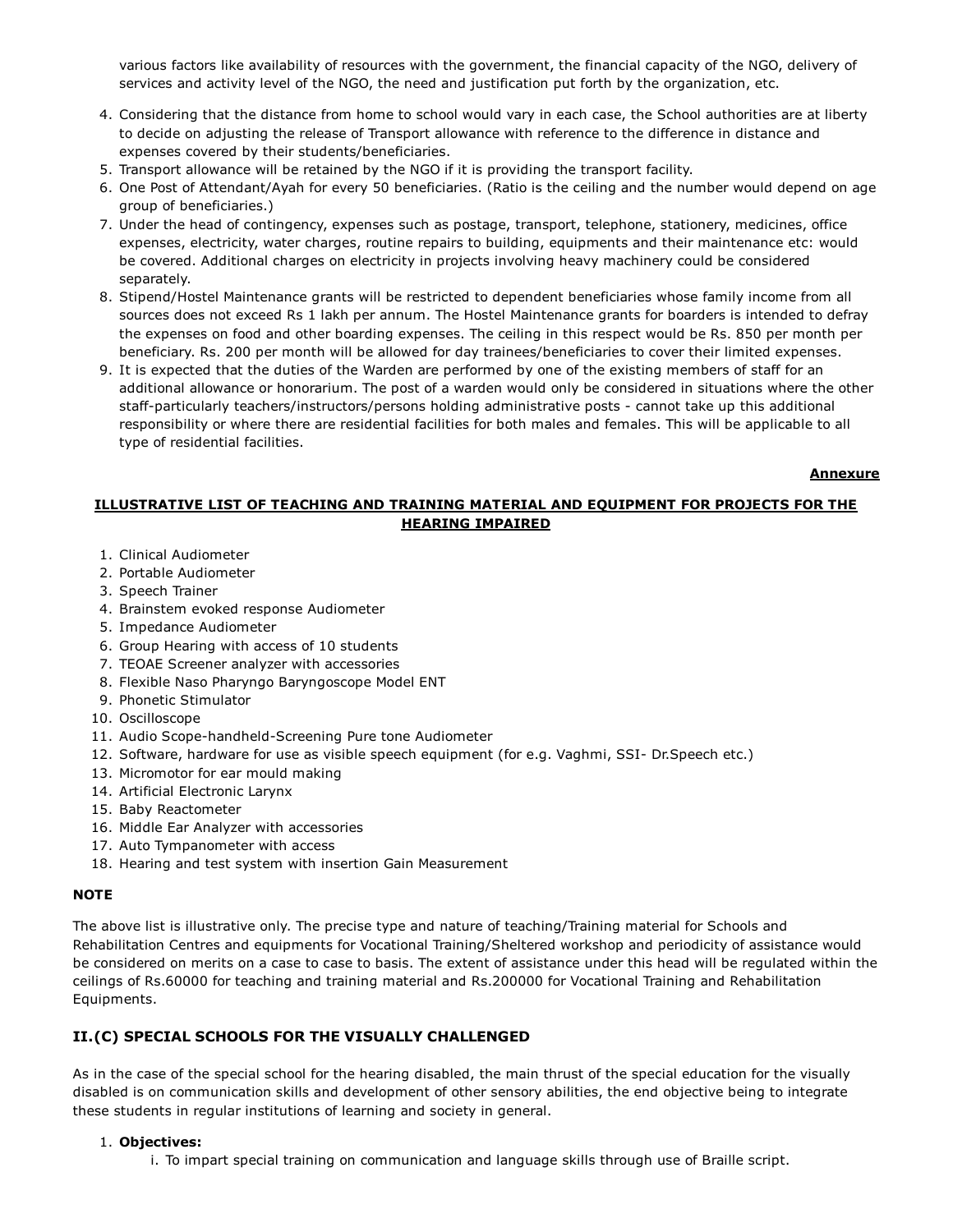various factors like availability of resources with the government, the financial capacity of the NGO, delivery of services and activity level of the NGO, the need and justification put forth by the organization, etc.

4. Considering that the distance from home to school would vary in each case, the School authorities are at liberty to decide on adjusting the release of Transport allowance with reference to the difference in distance and expenses covered by their students/beneficiaries.
5. Transport allowance will be retained by the NGO if it is providing the transport facility.
6. One Post of Attendant/Ayah for every 50 beneficiaries. (Ratio is the ceiling and the number would depend on age group of beneficiaries.)
7. Under the head of contingency, expenses such as postage, transport, telephone, stationery, medicines, office expenses, electricity, water charges, routine repairs to building, equipments and their maintenance etc: would be covered. Additional charges on electricity in projects involving heavy machinery could be considered separately.
8. Stipend/Hostel Maintenance grants will be restricted to dependent beneficiaries whose family income from all sources does not exceed Rs 1 lakh per annum. The Hostel Maintenance grants for boarders is intended to defray the expenses on food and other boarding expenses. The ceiling in this respect would be Rs. 850 per month per beneficiary. Rs. 200 per month will be allowed for day trainees/beneficiaries to cover their limited expenses.
9. It is expected that the duties of the Warden are performed by one of the existing members of staff for an additional allowance or honorarium. The post of a warden would only be considered in situations where the other staff-particularly teachers/instructors/persons holding administrative posts - cannot take up this additional responsibility or where there are residential facilities for both males and females. This will be applicable to all type of residential facilities.

**Annexure**

**ILLUSTRATIVE LIST OF TEACHING AND TRAINING MATERIAL AND EQUIPMENT FOR PROJECTS FOR THE HEARING IMPAIRED**

1. Clinical Audiometer
2. Portable Audiometer
3. Speech Trainer
4. Brainstem evoked response Audiometer
5. Impedance Audiometer
6. Group Hearing with access of 10 students
7. TEOAE Screener analyzer with accessories
8. Flexible Naso Pharyngo Baryngoscope Model ENT
9. Phonetic Stimulator
10. Oscilloscope
11. Audio Scope-handheld-Screening Pure tone Audiometer
12. Software, hardware for use as visible speech equipment (for e.g. Vaghmi, SSI- Dr.Speech etc.)
13. Micromotor for ear mould making
14. Artificial Electronic Larynx
15. Baby Reactometer
16. Middle Ear Analyzer with accessories
17. Auto Tympanometer with access
18. Hearing and test system with insertion Gain Measurement

**NOTE**

The above list is illustrative only. The precise type and nature of teaching/Training material for Schools and Rehabilitation Centres and equipments for Vocational Training/Sheltered workshop and periodicity of assistance would be considered on merits on a case to case to basis. The extent of assistance under this head will be regulated within the ceilings of Rs.60000 for teaching and training material and Rs.200000 for Vocational Training and Rehabilitation Equipments.

## II.(C) SPECIAL SCHOOLS FOR THE VISUALLY CHALLENGED

As in the case of the special school for the hearing disabled, the main thrust of the special education for the visually disabled is on communication skills and development of other sensory abilities, the end objective being to integrate these students in regular institutions of learning and society in general.

1. **Objectives:**
    i. To impart special training on communication and language skills through use of Braille script.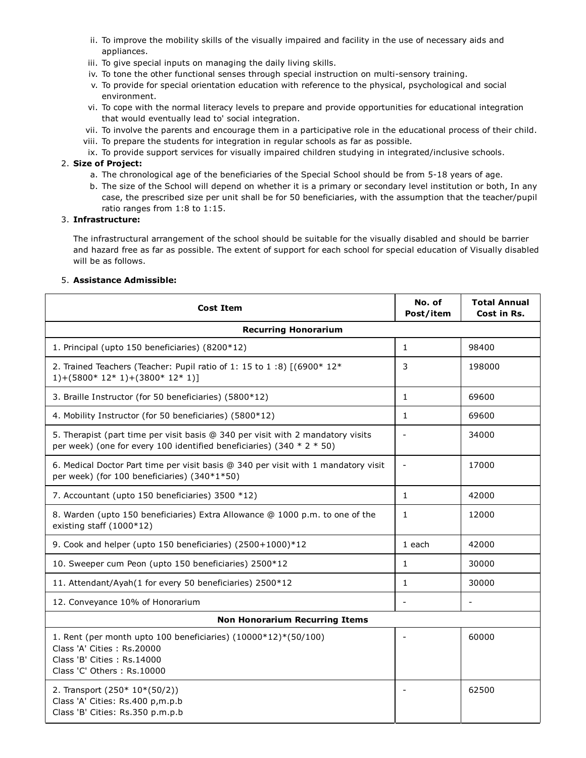ii. To improve the mobility skills of the visually impaired and facility in the use of necessary aids and appliances.
iii. To give special inputs on managing the daily living skills.
iv. To tone the other functional senses through special instruction on multi-sensory training.
v. To provide for special orientation education with reference to the physical, psychological and social environment.
vi. To cope with the normal literacy levels to prepare and provide opportunities for educational integration that would eventually lead to' social integration.
vii. To involve the parents and encourage them in a participative role in the educational process of their child.
viii. To prepare the students for integration in regular schools as far as possible.
ix. To provide support services for visually impaired children studying in integrated/inclusive schools.

2. **Size of Project:**
    a. The chronological age of the beneficiaries of the Special School should be from 5-18 years of age.
    b. The size of the School will depend on whether it is a primary or secondary level institution or both, In any case, the prescribed size per unit shall be for 50 beneficiaries, with the assumption that the teacher/pupil ratio ranges from 1:8 to 1:15.

3. **Infrastructure:**

    The infrastructural arrangement of the school should be suitable for the visually disabled and should be barrier and hazard free as far as possible. The extent of support for each school for special education of Visually disabled will be as follows.

5. **Assistance Admissible:**

| Cost Item | No. of Post/item | Total Annual Cost in Rs. |
|---|---|---|
| **Recurring Honorarium** | | |
| 1. Principal (upto 150 beneficiaries) (8200*12) | 1 | 98400 |
| 2. Trained Teachers (Teacher: Pupil ratio of 1: 15 to 1 :8) [(6900* 12* 1)+(5800* 12* 1)+(3800* 12* 1)] | 3 | 198000 |
| 3. Braille Instructor (for 50 beneficiaries) (5800*12) | 1 | 69600 |
| 4. Mobility Instructor (for 50 beneficiaries) (5800*12) | 1 | 69600 |
| 5. Therapist (part time per visit basis @ 340 per visit with 2 mandatory visits per week) (one for every 100 identified beneficiaries) (340 * 2 * 50) | - | 34000 |
| 6. Medical Doctor Part time per visit basis @ 340 per visit with 1 mandatory visit per week) (for 100 beneficiaries) (340*1*50) | - | 17000 |
| 7. Accountant (upto 150 beneficiaries) 3500 *12) | 1 | 42000 |
| 8. Warden (upto 150 beneficiaries) Extra Allowance @ 1000 p.m. to one of the existing staff (1000*12) | 1 | 12000 |
| 9. Cook and helper (upto 150 beneficiaries) (2500+1000)*12 | 1 each | 42000 |
| 10. Sweeper cum Peon (upto 150 beneficiaries) 2500*12 | 1 | 30000 |
| 11. Attendant/Ayah(1 for every 50 beneficiaries) 2500*12 | 1 | 30000 |
| 12. Conveyance 10% of Honorarium | - | - |
| **Non Honorarium Recurring Items** | | |
| 1. Rent (per month upto 100 beneficiaries) (10000*12)*(50/100)<br>Class 'A' Cities : Rs.20000<br>Class 'B' Cities : Rs.14000<br>Class 'C' Others : Rs.10000 | - | 60000 |
| 2. Transport (250* 10*(50/2))<br>Class 'A' Cities: Rs.400 p,m.p.b<br>Class 'B' Cities: Rs.350 p.m.p.b | - | 62500 |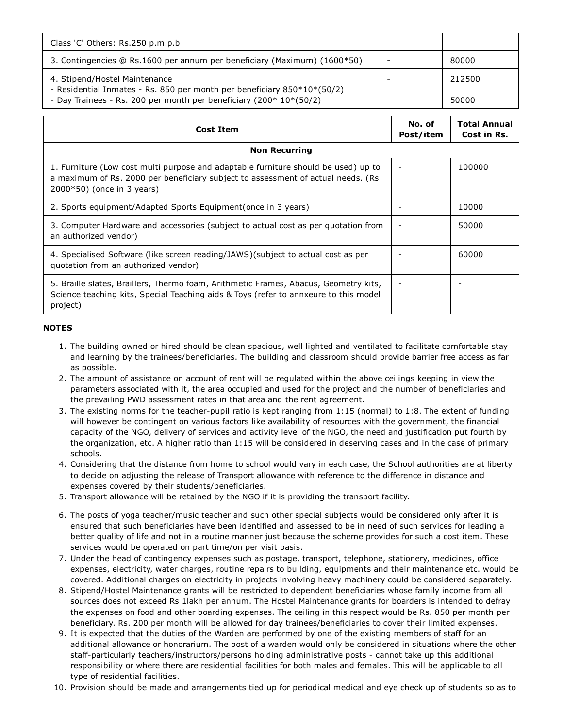| | | |
|---|---|---|
| Class 'C' Others: Rs.250 p.m.p.b | | |
| 3. Contingencies @ Rs.1600 per annum per beneficiary (Maximum) (1600*50) | - | 80000 |
| 4. Stipend/Hostel Maintenance<br>- Residential Inmates - Rs. 850 per month per beneficiary 850*10*(50/2)<br>- Day Trainees - Rs. 200 per month per beneficiary (200* 10*(50/2) | - | 212500<br><br>50000 |

| Cost Item | No. of Post/item | Total Annual Cost in Rs. |
|---|---|---|
| **Non Recurring** | | |
| 1. Furniture (Low cost multi purpose and adaptable furniture should be used) up to a maximum of Rs. 2000 per beneficiary subject to assessment of actual needs. (Rs 2000*50) (once in 3 years) | - | 100000 |
| 2. Sports equipment/Adapted Sports Equipment(once in 3 years) | - | 10000 |
| 3. Computer Hardware and accessories (subject to actual cost as per quotation from an authorized vendor) | - | 50000 |
| 4. Specialised Software (like screen reading/JAWS)(subject to actual cost as per quotation from an authorized vendor) | - | 60000 |
| 5. Braille slates, Braillers, Thermo foam, Arithmetic Frames, Abacus, Geometry kits, Science teaching kits, Special Teaching aids & Toys (refer to annxeure to this model project) | - | - |

**NOTES**

1. The building owned or hired should be clean spacious, well lighted and ventilated to facilitate comfortable stay and learning by the trainees/beneficiaries. The building and classroom should provide barrier free access as far as possible.
2. The amount of assistance on account of rent will be regulated within the above ceilings keeping in view the parameters associated with it, the area occupied and used for the project and the number of beneficiaries and the prevailing PWD assessment rates in that area and the rent agreement.
3. The existing norms for the teacher-pupil ratio is kept ranging from 1:15 (normal) to 1:8. The extent of funding will however be contingent on various factors like availability of resources with the government, the financial capacity of the NGO, delivery of services and activity level of the NGO, the need and justification put fourth by the organization, etc. A higher ratio than 1:15 will be considered in deserving cases and in the case of primary schools.
4. Considering that the distance from home to school would vary in each case, the School authorities are at liberty to decide on adjusting the release of Transport allowance with reference to the difference in distance and expenses covered by their students/beneficiaries.
5. Transport allowance will be retained by the NGO if it is providing the transport facility.
6. The posts of yoga teacher/music teacher and such other special subjects would be considered only after it is ensured that such beneficiaries have been identified and assessed to be in need of such services for leading a better quality of life and not in a routine manner just because the scheme provides for such a cost item. These services would be operated on part time/on per visit basis.
7. Under the head of contingency expenses such as postage, transport, telephone, stationery, medicines, office expenses, electricity, water charges, routine repairs to building, equipments and their maintenance etc. would be covered. Additional charges on electricity in projects involving heavy machinery could be considered separately.
8. Stipend/Hostel Maintenance grants will be restricted to dependent beneficiaries whose family income from all sources does not exceed Rs 1lakh per annum. The Hostel Maintenance grants for boarders is intended to defray the expenses on food and other boarding expenses. The ceiling in this respect would be Rs. 850 per month per beneficiary. Rs. 200 per month will be allowed for day trainees/beneficiaries to cover their limited expenses.
9. It is expected that the duties of the Warden are performed by one of the existing members of staff for an additional allowance or honorarium. The post of a warden would only be considered in situations where the other staff-particularly teachers/instructors/persons holding administrative posts - cannot take up this additional responsibility or where there are residential facilities for both males and females. This will be applicable to all type of residential facilities.
10. Provision should be made and arrangements tied up for periodical medical and eye check up of students so as to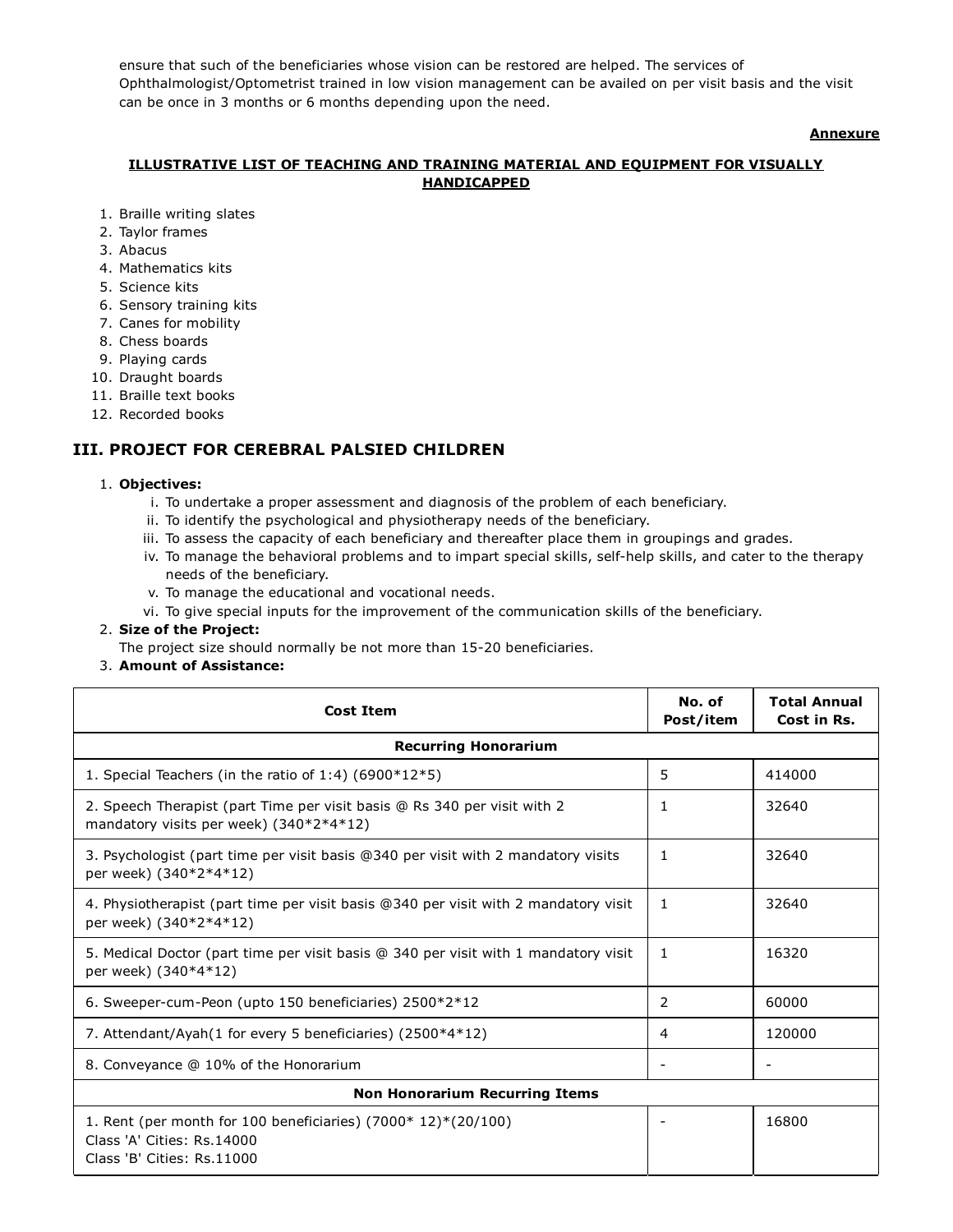ensure that such of the beneficiaries whose vision can be restored are helped. The services of Ophthalmologist/Optometrist trained in low vision management can be availed on per visit basis and the visit can be once in 3 months or 6 months depending upon the need.

**Annexure**

**ILLUSTRATIVE LIST OF TEACHING AND TRAINING MATERIAL AND EQUIPMENT FOR VISUALLY HANDICAPPED**

1. Braille writing slates
2. Taylor frames
3. Abacus
4. Mathematics kits
5. Science kits
6. Sensory training kits
7. Canes for mobility
8. Chess boards
9. Playing cards
10. Draught boards
11. Braille text books
12. Recorded books

## III. PROJECT FOR CEREBRAL PALSIED CHILDREN

1. **Objectives:**
   i. To undertake a proper assessment and diagnosis of the problem of each beneficiary.
   ii. To identify the psychological and physiotherapy needs of the beneficiary.
   iii. To assess the capacity of each beneficiary and thereafter place them in groupings and grades.
   iv. To manage the behavioral problems and to impart special skills, self-help skills, and cater to the therapy needs of the beneficiary.
   v. To manage the educational and vocational needs.
   vi. To give special inputs for the improvement of the communication skills of the beneficiary.
2. **Size of the Project:**
   The project size should normally be not more than 15-20 beneficiaries.
3. **Amount of Assistance:**

| Cost Item | No. of Post/item | Total Annual Cost in Rs. |
|---|---|---|
| **Recurring Honorarium** | | |
| 1. Special Teachers (in the ratio of 1:4) (6900*12*5) | 5 | 414000 |
| 2. Speech Therapist (part Time per visit basis @ Rs 340 per visit with 2 mandatory visits per week) (340*2*4*12) | 1 | 32640 |
| 3. Psychologist (part time per visit basis @340 per visit with 2 mandatory visits per week) (340*2*4*12) | 1 | 32640 |
| 4. Physiotherapist (part time per visit basis @340 per visit with 2 mandatory visit per week) (340*2*4*12) | 1 | 32640 |
| 5. Medical Doctor (part time per visit basis @ 340 per visit with 1 mandatory visit per week) (340*4*12) | 1 | 16320 |
| 6. Sweeper-cum-Peon (upto 150 beneficiaries) 2500*2*12 | 2 | 60000 |
| 7. Attendant/Ayah(1 for every 5 beneficiaries) (2500*4*12) | 4 | 120000 |
| 8. Conveyance @ 10% of the Honorarium | - | - |
| **Non Honorarium Recurring Items** | | |
| 1. Rent (per month for 100 beneficiaries) (7000* 12)*(20/100)<br>Class 'A' Cities: Rs.14000<br>Class 'B' Cities: Rs.11000 | - | 16800 |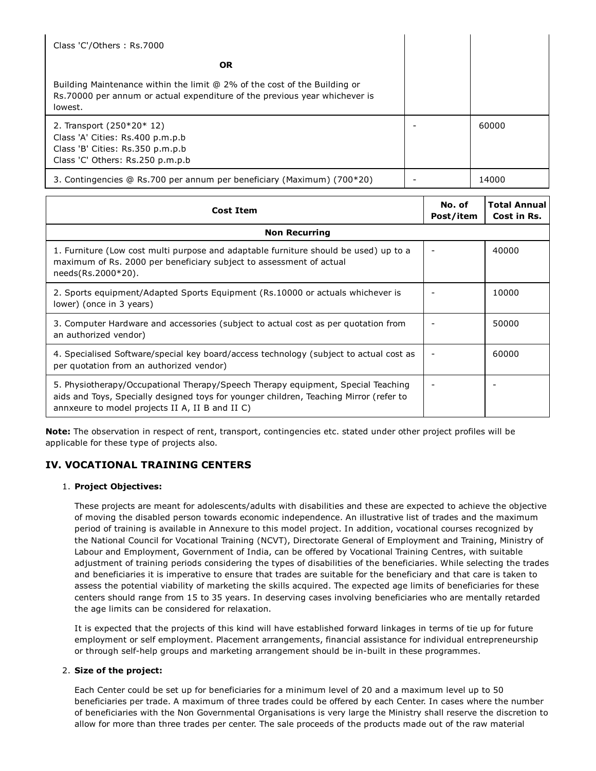| | | |
|---|---|---|
| Class 'C'/Others : Rs.7000<br><br>**OR**<br><br>Building Maintenance within the limit @ 2% of the cost of the Building or Rs.70000 per annum or actual expenditure of the previous year whichever is lowest. | | |
| 2. Transport (250*20* 12)<br>Class 'A' Cities: Rs.400 p.m.p.b<br>Class 'B' Cities: Rs.350 p.m.p.b<br>Class 'C' Others: Rs.250 p.m.p.b | - | 60000 |
| 3. Contingencies @ Rs.700 per annum per beneficiary (Maximum) (700*20) | - | 14000 |

| Cost Item | No. of Post/item | Total Annual Cost in Rs. |
|---|---|---|
| **Non Recurring** | | |
| 1. Furniture (Low cost multi purpose and adaptable furniture should be used) up to a maximum of Rs. 2000 per beneficiary subject to assessment of actual needs(Rs.2000*20). | - | 40000 |
| 2. Sports equipment/Adapted Sports Equipment (Rs.10000 or actuals whichever is lower) (once in 3 years) | - | 10000 |
| 3. Computer Hardware and accessories (subject to actual cost as per quotation from an authorized vendor) | - | 50000 |
| 4. Specialised Software/special key board/access technology (subject to actual cost as per quotation from an authorized vendor) | - | 60000 |
| 5. Physiotherapy/Occupational Therapy/Speech Therapy equipment, Special Teaching aids and Toys, Specially designed toys for younger children, Teaching Mirror (refer to annxeure to model projects II A, II B and II C) | - | - |

**Note:** The observation in respect of rent, transport, contingencies etc. stated under other project profiles will be applicable for these type of projects also.

## IV. VOCATIONAL TRAINING CENTERS

1. **Project Objectives:**

   These projects are meant for adolescents/adults with disabilities and these are expected to achieve the objective of moving the disabled person towards economic independence. An illustrative list of trades and the maximum period of training is available in Annexure to this model project. In addition, vocational courses recognized by the National Council for Vocational Training (NCVT), Directorate General of Employment and Training, Ministry of Labour and Employment, Government of India, can be offered by Vocational Training Centres, with suitable adjustment of training periods considering the types of disabilities of the beneficiaries. While selecting the trades and beneficiaries it is imperative to ensure that trades are suitable for the beneficiary and that care is taken to assess the potential viability of marketing the skills acquired. The expected age limits of beneficiaries for these centers should range from 15 to 35 years. In deserving cases involving beneficiaries who are mentally retarded the age limits can be considered for relaxation.

   It is expected that the projects of this kind will have established forward linkages in terms of tie up for future employment or self employment. Placement arrangements, financial assistance for individual entrepreneurship or through self-help groups and marketing arrangement should be in-built in these programmes.

2. **Size of the project:**

   Each Center could be set up for beneficiaries for a minimum level of 20 and a maximum level up to 50 beneficiaries per trade. A maximum of three trades could be offered by each Center. In cases where the number of beneficiaries with the Non Governmental Organisations is very large the Ministry shall reserve the discretion to allow for more than three trades per center. The sale proceeds of the products made out of the raw material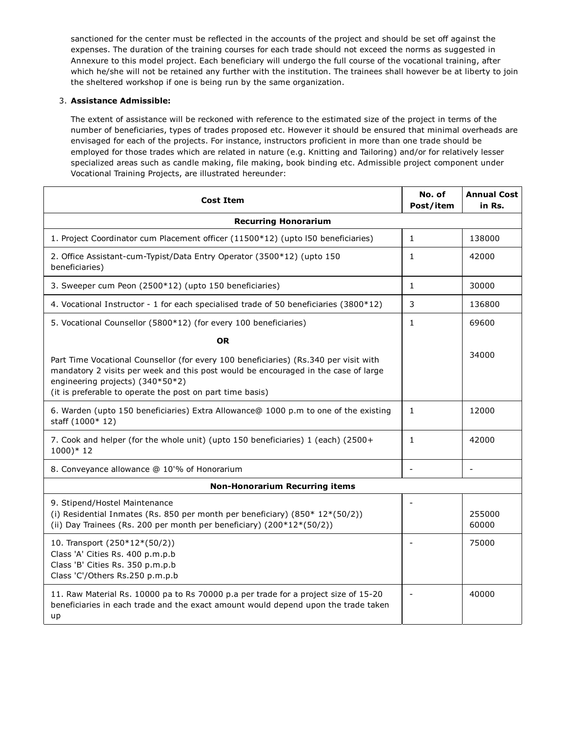sanctioned for the center must be reflected in the accounts of the project and should be set off against the expenses. The duration of the training courses for each trade should not exceed the norms as suggested in Annexure to this model project. Each beneficiary will undergo the full course of the vocational training, after which he/she will not be retained any further with the institution. The trainees shall however be at liberty to join the sheltered workshop if one is being run by the same organization.

3. **Assistance Admissible:**

The extent of assistance will be reckoned with reference to the estimated size of the project in terms of the number of beneficiaries, types of trades proposed etc. However it should be ensured that minimal overheads are envisaged for each of the projects. For instance, instructors proficient in more than one trade should be employed for those trades which are related in nature (e.g. Knitting and Tailoring) and/or for relatively lesser specialized areas such as candle making, file making, book binding etc. Admissible project component under Vocational Training Projects, are illustrated hereunder:

| Cost Item | No. of Post/item | Annual Cost in Rs. |
|---|---|---|
| **Recurring Honorarium** | | |
| 1. Project Coordinator cum Placement officer (11500*12) (upto l50 beneficiaries) | 1 | 138000 |
| 2. Office Assistant-cum-Typist/Data Entry Operator (3500*12) (upto 150 beneficiaries) | 1 | 42000 |
| 3. Sweeper cum Peon (2500*12) (upto 150 beneficiaries) | 1 | 30000 |
| 4. Vocational Instructor - 1 for each specialised trade of 50 beneficiaries (3800*12) | 3 | 136800 |
| 5. Vocational Counsellor (5800*12) (for every 100 beneficiaries)<br>**OR**<br>Part Time Vocational Counsellor (for every 100 beneficiaries) (Rs.340 per visit with mandatory 2 visits per week and this post would be encouraged in the case of large engineering projects) (340*50*2)<br>(it is preferable to operate the post on part time basis) | 1 | 69600<br><br>34000 |
| 6. Warden (upto 150 beneficiaries) Extra Allowance@ 1000 p.m to one of the existing staff (1000* 12) | 1 | 12000 |
| 7. Cook and helper (for the whole unit) (upto 150 beneficiaries) 1 (each) (2500+ 1000)* 12 | 1 | 42000 |
| 8. Conveyance allowance @ 10'% of Honorarium | - | - |
| **Non-Honorarium Recurring items** | | |
| 9. Stipend/Hostel Maintenance<br>(i) Residential Inmates (Rs. 850 per month per beneficiary) (850* 12*(50/2))<br>(ii) Day Trainees (Rs. 200 per month per beneficiary) (200*12*(50/2)) | - | <br>255000<br>60000 |
| 10. Transport (250*12*(50/2))<br>Class 'A' Cities Rs. 400 p.m.p.b<br>Class 'B' Cities Rs. 350 p.m.p.b<br>Class 'C'/Others Rs.250 p.m.p.b | - | 75000 |
| 11. Raw Material Rs. 10000 pa to Rs 70000 p.a per trade for a project size of 15-20 beneficiaries in each trade and the exact amount would depend upon the trade taken up | - | 40000 |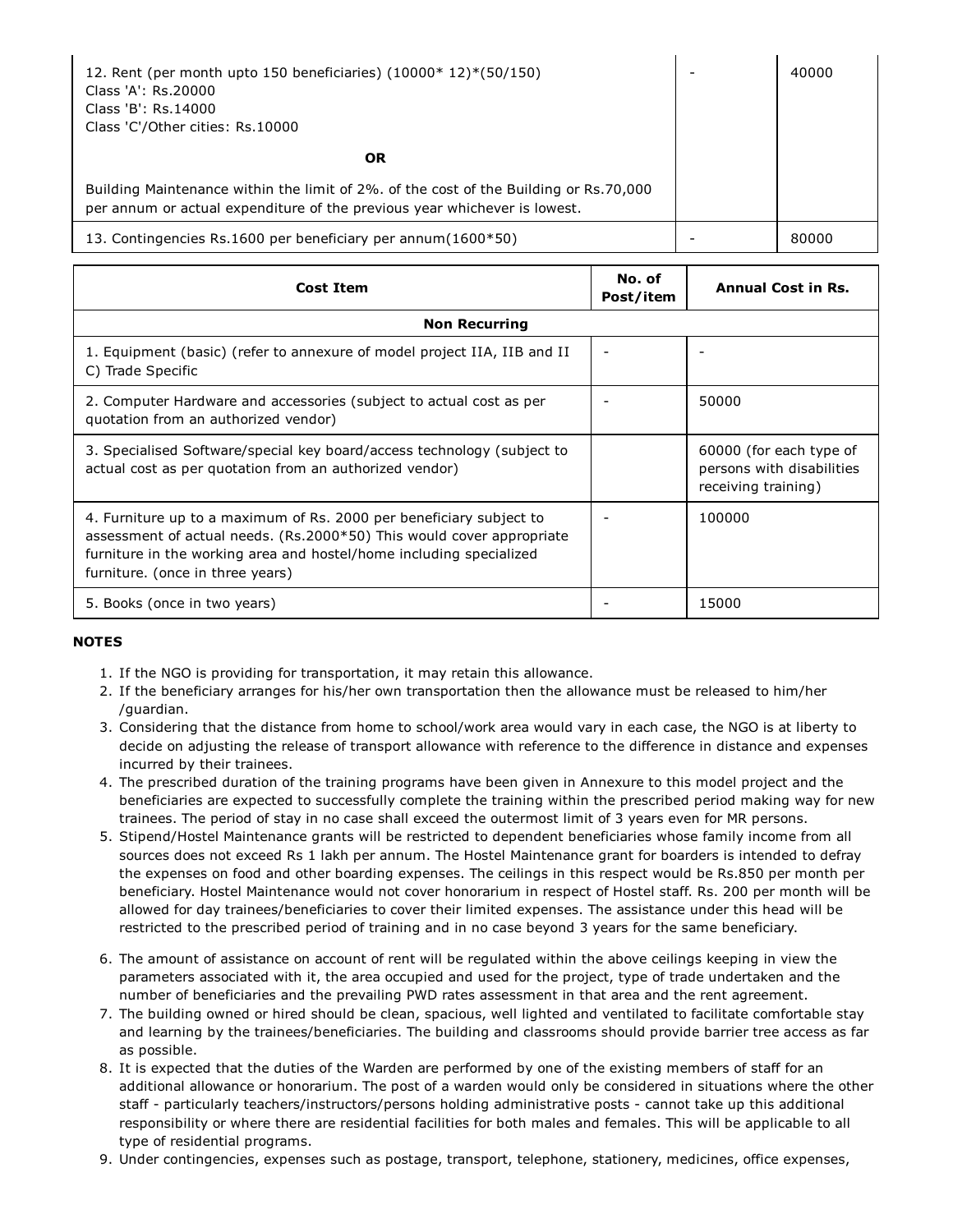| | | |
|---|---|---|
| 12. Rent (per month upto 150 beneficiaries) (10000* 12)*(50/150)<br>Class 'A': Rs.20000<br>Class 'B': Rs.14000<br>Class 'C'/Other cities: Rs.10000<br><br>**OR**<br><br>Building Maintenance within the limit of 2%. of the cost of the Building or Rs.70,000 per annum or actual expenditure of the previous year whichever is lowest. | - | 40000 |
| 13. Contingencies Rs.1600 per beneficiary per annum(1600*50) | - | 80000 |

| Cost Item | No. of Post/item | Annual Cost in Rs. |
|---|---|---|
| **Non Recurring** | | |
| 1. Equipment (basic) (refer to annexure of model project IIA, IIB and II C) Trade Specific | - | - |
| 2. Computer Hardware and accessories (subject to actual cost as per quotation from an authorized vendor) | - | 50000 |
| 3. Specialised Software/special key board/access technology (subject to actual cost as per quotation from an authorized vendor) | | 60000 (for each type of persons with disabilities receiving training) |
| 4. Furniture up to a maximum of Rs. 2000 per beneficiary subject to assessment of actual needs. (Rs.2000*50) This would cover appropriate furniture in the working area and hostel/home including specialized furniture. (once in three years) | - | 100000 |
| 5. Books (once in two years) | - | 15000 |

**NOTES**

1. If the NGO is providing for transportation, it may retain this allowance.
2. If the beneficiary arranges for his/her own transportation then the allowance must be released to him/her /guardian.
3. Considering that the distance from home to school/work area would vary in each case, the NGO is at liberty to decide on adjusting the release of transport allowance with reference to the difference in distance and expenses incurred by their trainees.
4. The prescribed duration of the training programs have been given in Annexure to this model project and the beneficiaries are expected to successfully complete the training within the prescribed period making way for new trainees. The period of stay in no case shall exceed the outermost limit of 3 years even for MR persons.
5. Stipend/Hostel Maintenance grants will be restricted to dependent beneficiaries whose family income from all sources does not exceed Rs 1 lakh per annum. The Hostel Maintenance grant for boarders is intended to defray the expenses on food and other boarding expenses. The ceilings in this respect would be Rs.850 per month per beneficiary. Hostel Maintenance would not cover honorarium in respect of Hostel staff. Rs. 200 per month will be allowed for day trainees/beneficiaries to cover their limited expenses. The assistance under this head will be restricted to the prescribed period of training and in no case beyond 3 years for the same beneficiary.
6. The amount of assistance on account of rent will be regulated within the above ceilings keeping in view the parameters associated with it, the area occupied and used for the project, type of trade undertaken and the number of beneficiaries and the prevailing PWD rates assessment in that area and the rent agreement.
7. The building owned or hired should be clean, spacious, well lighted and ventilated to facilitate comfortable stay and learning by the trainees/beneficiaries. The building and classrooms should provide barrier tree access as far as possible.
8. It is expected that the duties of the Warden are performed by one of the existing members of staff for an additional allowance or honorarium. The post of a warden would only be considered in situations where the other staff - particularly teachers/instructors/persons holding administrative posts - cannot take up this additional responsibility or where there are residential facilities for both males and females. This will be applicable to all type of residential programs.
9. Under contingencies, expenses such as postage, transport, telephone, stationery, medicines, office expenses,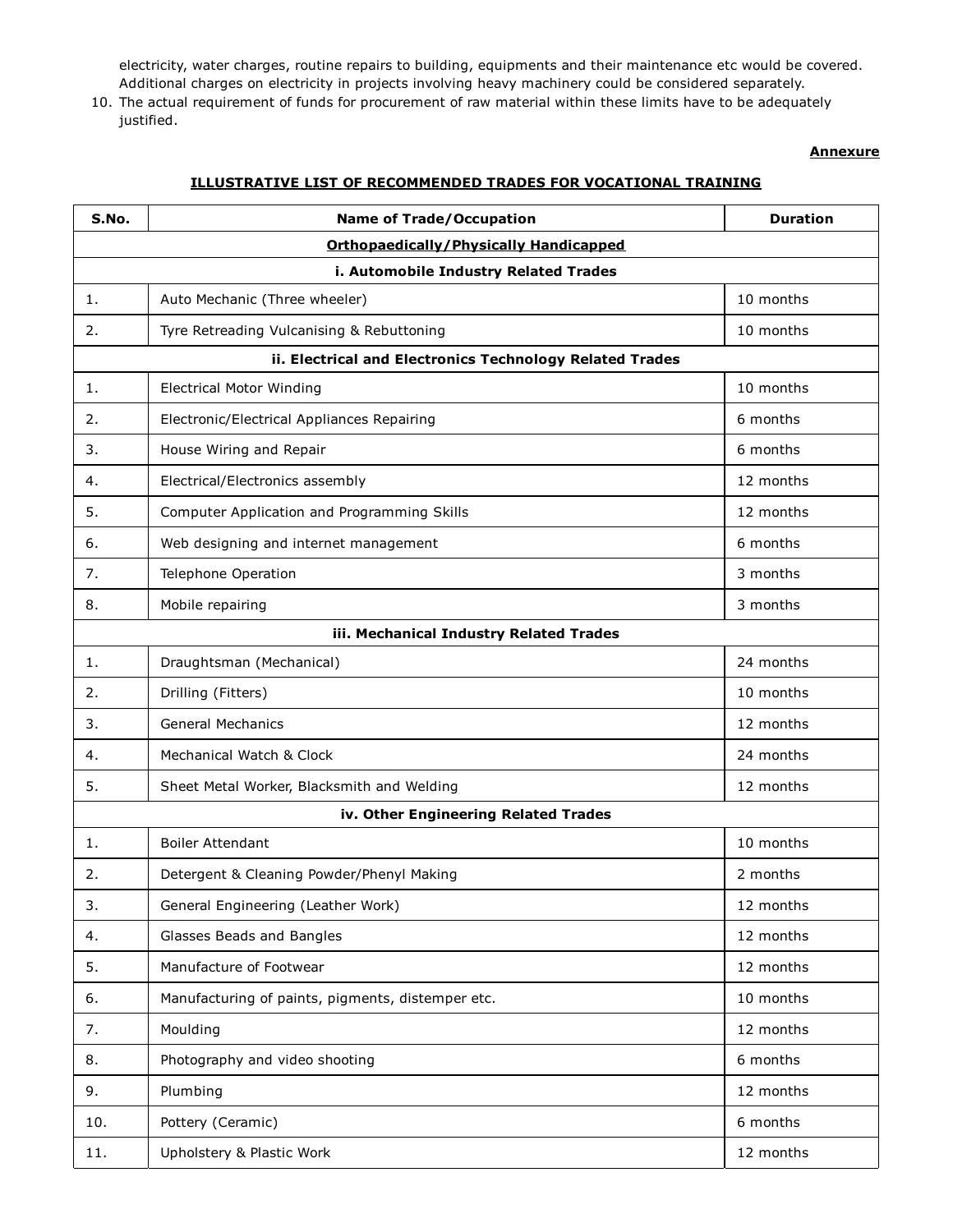electricity, water charges, routine repairs to building, equipments and their maintenance etc would be covered. Additional charges on electricity in projects involving heavy machinery could be considered separately.

10. The actual requirement of funds for procurement of raw material within these limits have to be adequately justified.

**Annexure**

## ILLUSTRATIVE LIST OF RECOMMENDED TRADES FOR VOCATIONAL TRAINING

| S.No. | Name of Trade/Occupation | Duration |
|---|---|---|
| | **Orthopaedically/Physically Handicapped** | |
| | **i. Automobile Industry Related Trades** | |
| 1. | Auto Mechanic (Three wheeler) | 10 months |
| 2. | Tyre Retreading Vulcanising & Rebuttoning | 10 months |
| | **ii. Electrical and Electronics Technology Related Trades** | |
| 1. | Electrical Motor Winding | 10 months |
| 2. | Electronic/Electrical Appliances Repairing | 6 months |
| 3. | House Wiring and Repair | 6 months |
| 4. | Electrical/Electronics assembly | 12 months |
| 5. | Computer Application and Programming Skills | 12 months |
| 6. | Web designing and internet management | 6 months |
| 7. | Telephone Operation | 3 months |
| 8. | Mobile repairing | 3 months |
| | **iii. Mechanical Industry Related Trades** | |
| 1. | Draughtsman (Mechanical) | 24 months |
| 2. | Drilling (Fitters) | 10 months |
| 3. | General Mechanics | 12 months |
| 4. | Mechanical Watch & Clock | 24 months |
| 5. | Sheet Metal Worker, Blacksmith and Welding | 12 months |
| | **iv. Other Engineering Related Trades** | |
| 1. | Boiler Attendant | 10 months |
| 2. | Detergent & Cleaning Powder/Phenyl Making | 2 months |
| 3. | General Engineering (Leather Work) | 12 months |
| 4. | Glasses Beads and Bangles | 12 months |
| 5. | Manufacture of Footwear | 12 months |
| 6. | Manufacturing of paints, pigments, distemper etc. | 10 months |
| 7. | Moulding | 12 months |
| 8. | Photography and video shooting | 6 months |
| 9. | Plumbing | 12 months |
| 10. | Pottery (Ceramic) | 6 months |
| 11. | Upholstery & Plastic Work | 12 months |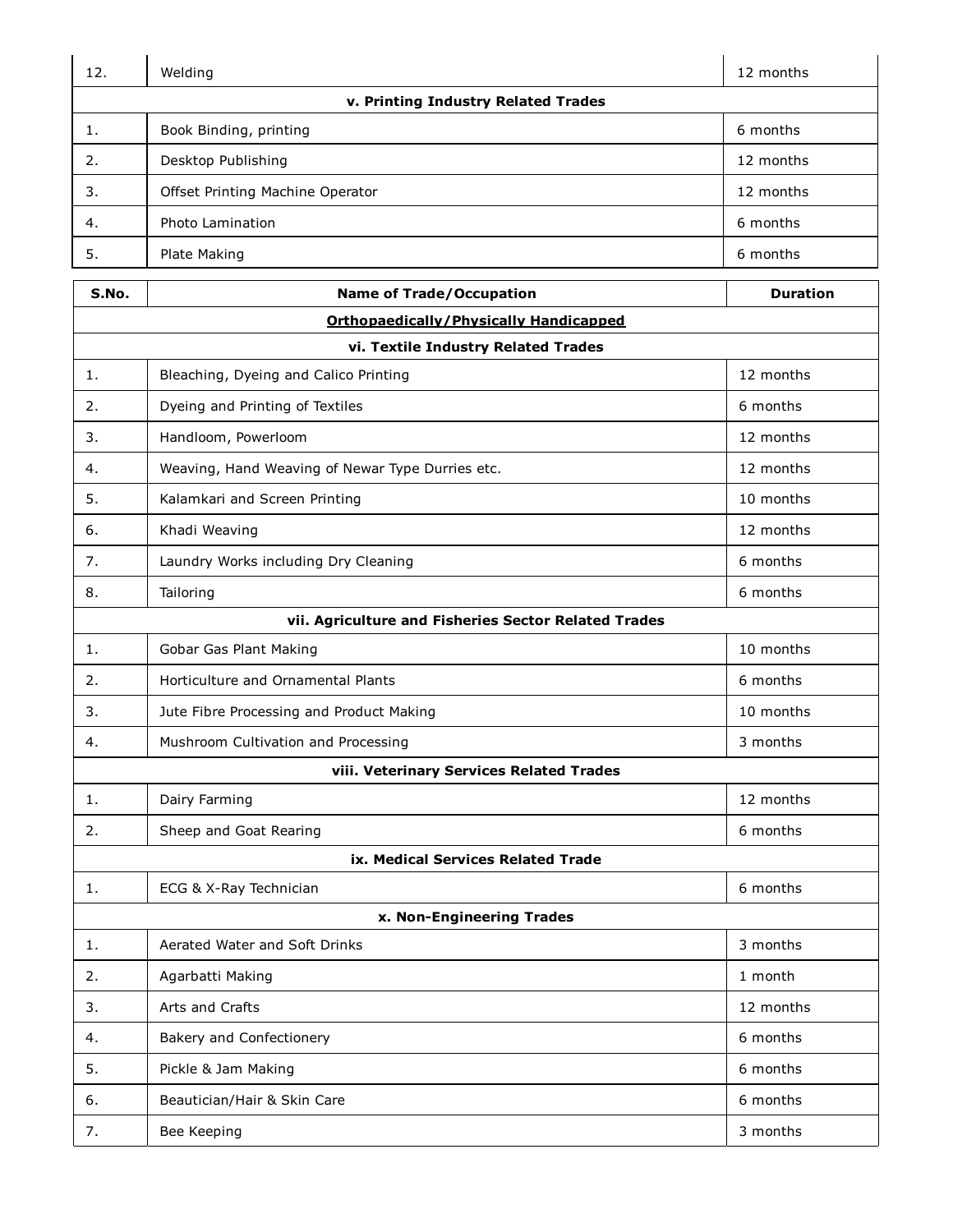| | | |
|---|---|---|
| 12. | Welding | 12 months |
| **v. Printing Industry Related Trades** | | |
| 1. | Book Binding, printing | 6 months |
| 2. | Desktop Publishing | 12 months |
| 3. | Offset Printing Machine Operator | 12 months |
| 4. | Photo Lamination | 6 months |
| 5. | Plate Making | 6 months |

| S.No. | Name of Trade/Occupation | Duration |
|---|---|---|
| **Orthopaedically/Physically Handicapped** | | |
| **vi. Textile Industry Related Trades** | | |
| 1. | Bleaching, Dyeing and Calico Printing | 12 months |
| 2. | Dyeing and Printing of Textiles | 6 months |
| 3. | Handloom, Powerloom | 12 months |
| 4. | Weaving, Hand Weaving of Newar Type Durries etc. | 12 months |
| 5. | Kalamkari and Screen Printing | 10 months |
| 6. | Khadi Weaving | 12 months |
| 7. | Laundry Works including Dry Cleaning | 6 months |
| 8. | Tailoring | 6 months |
| **vii. Agriculture and Fisheries Sector Related Trades** | | |
| 1. | Gobar Gas Plant Making | 10 months |
| 2. | Horticulture and Ornamental Plants | 6 months |
| 3. | Jute Fibre Processing and Product Making | 10 months |
| 4. | Mushroom Cultivation and Processing | 3 months |
| **viii. Veterinary Services Related Trades** | | |
| 1. | Dairy Farming | 12 months |
| 2. | Sheep and Goat Rearing | 6 months |
| **ix. Medical Services Related Trade** | | |
| 1. | ECG & X-Ray Technician | 6 months |
| **x. Non-Engineering Trades** | | |
| 1. | Aerated Water and Soft Drinks | 3 months |
| 2. | Agarbatti Making | 1 month |
| 3. | Arts and Crafts | 12 months |
| 4. | Bakery and Confectionery | 6 months |
| 5. | Pickle & Jam Making | 6 months |
| 6. | Beautician/Hair & Skin Care | 6 months |
| 7. | Bee Keeping | 3 months |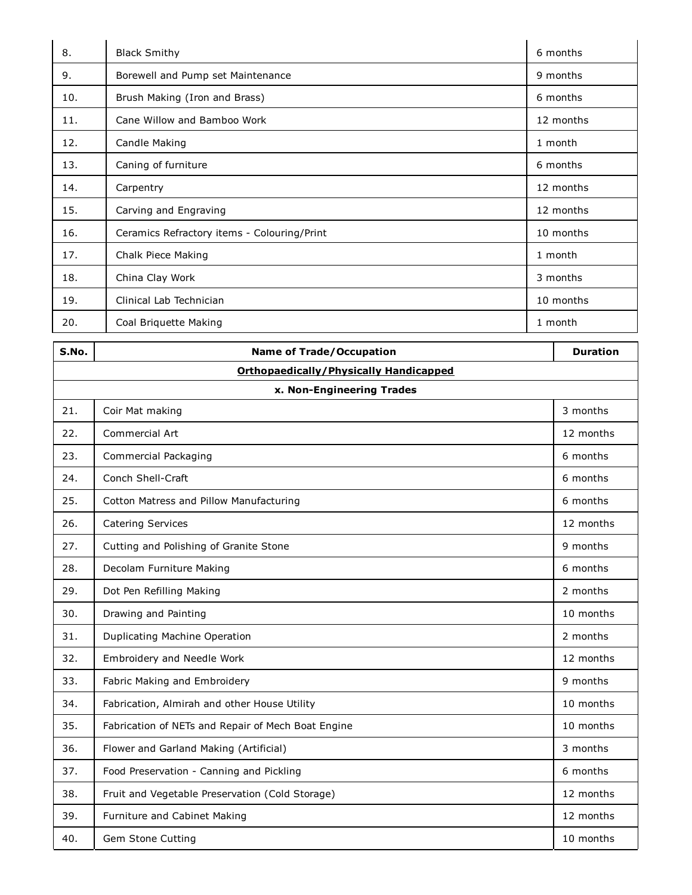| | | |
|---|---|---|
| 8. | Black Smithy | 6 months |
| 9. | Borewell and Pump set Maintenance | 9 months |
| 10. | Brush Making (Iron and Brass) | 6 months |
| 11. | Cane Willow and Bamboo Work | 12 months |
| 12. | Candle Making | 1 month |
| 13. | Caning of furniture | 6 months |
| 14. | Carpentry | 12 months |
| 15. | Carving and Engraving | 12 months |
| 16. | Ceramics Refractory items - Colouring/Print | 10 months |
| 17. | Chalk Piece Making | 1 month |
| 18. | China Clay Work | 3 months |
| 19. | Clinical Lab Technician | 10 months |
| 20. | Coal Briquette Making | 1 month |

| S.No. | Name of Trade/Occupation | Duration |
|---|---|---|
| | **Orthopaedically/Physically Handicapped** | |
| | **x. Non-Engineering Trades** | |
| 21. | Coir Mat making | 3 months |
| 22. | Commercial Art | 12 months |
| 23. | Commercial Packaging | 6 months |
| 24. | Conch Shell-Craft | 6 months |
| 25. | Cotton Matress and Pillow Manufacturing | 6 months |
| 26. | Catering Services | 12 months |
| 27. | Cutting and Polishing of Granite Stone | 9 months |
| 28. | Decolam Furniture Making | 6 months |
| 29. | Dot Pen Refilling Making | 2 months |
| 30. | Drawing and Painting | 10 months |
| 31. | Duplicating Machine Operation | 2 months |
| 32. | Embroidery and Needle Work | 12 months |
| 33. | Fabric Making and Embroidery | 9 months |
| 34. | Fabrication, Almirah and other House Utility | 10 months |
| 35. | Fabrication of NETs and Repair of Mech Boat Engine | 10 months |
| 36. | Flower and Garland Making (Artificial) | 3 months |
| 37. | Food Preservation - Canning and Pickling | 6 months |
| 38. | Fruit and Vegetable Preservation (Cold Storage) | 12 months |
| 39. | Furniture and Cabinet Making | 12 months |
| 40. | Gem Stone Cutting | 10 months |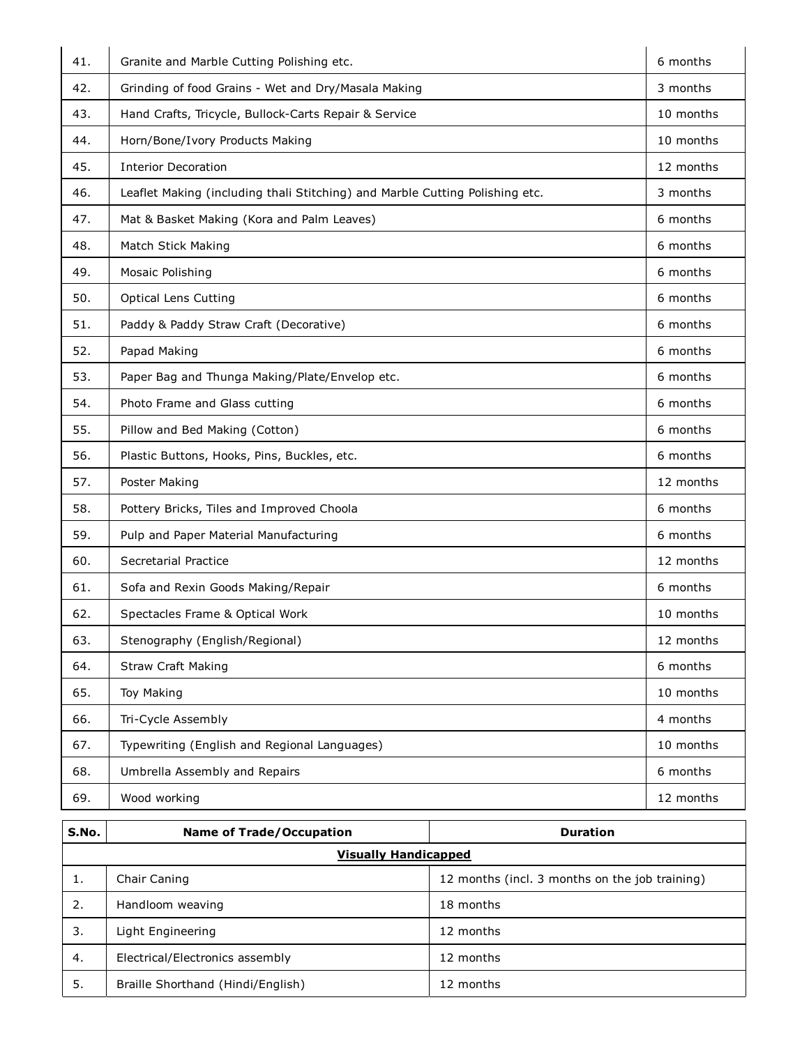| | | |
|---|---|---|
| 41. | Granite and Marble Cutting Polishing etc. | 6 months |
| 42. | Grinding of food Grains - Wet and Dry/Masala Making | 3 months |
| 43. | Hand Crafts, Tricycle, Bullock-Carts Repair & Service | 10 months |
| 44. | Horn/Bone/Ivory Products Making | 10 months |
| 45. | Interior Decoration | 12 months |
| 46. | Leaflet Making (including thali Stitching) and Marble Cutting Polishing etc. | 3 months |
| 47. | Mat & Basket Making (Kora and Palm Leaves) | 6 months |
| 48. | Match Stick Making | 6 months |
| 49. | Mosaic Polishing | 6 months |
| 50. | Optical Lens Cutting | 6 months |
| 51. | Paddy & Paddy Straw Craft (Decorative) | 6 months |
| 52. | Papad Making | 6 months |
| 53. | Paper Bag and Thunga Making/Plate/Envelop etc. | 6 months |
| 54. | Photo Frame and Glass cutting | 6 months |
| 55. | Pillow and Bed Making (Cotton) | 6 months |
| 56. | Plastic Buttons, Hooks, Pins, Buckles, etc. | 6 months |
| 57. | Poster Making | 12 months |
| 58. | Pottery Bricks, Tiles and Improved Choola | 6 months |
| 59. | Pulp and Paper Material Manufacturing | 6 months |
| 60. | Secretarial Practice | 12 months |
| 61. | Sofa and Rexin Goods Making/Repair | 6 months |
| 62. | Spectacles Frame & Optical Work | 10 months |
| 63. | Stenography (English/Regional) | 12 months |
| 64. | Straw Craft Making | 6 months |
| 65. | Toy Making | 10 months |
| 66. | Tri-Cycle Assembly | 4 months |
| 67. | Typewriting (English and Regional Languages) | 10 months |
| 68. | Umbrella Assembly and Repairs | 6 months |
| 69. | Wood working | 12 months |

| S.No. | Name of Trade/Occupation | Duration |
|---|---|---|
| | **Visually Handicapped** | |
| 1. | Chair Caning | 12 months (incl. 3 months on the job training) |
| 2. | Handloom weaving | 18 months |
| 3. | Light Engineering | 12 months |
| 4. | Electrical/Electronics assembly | 12 months |
| 5. | Braille Shorthand (Hindi/English) | 12 months |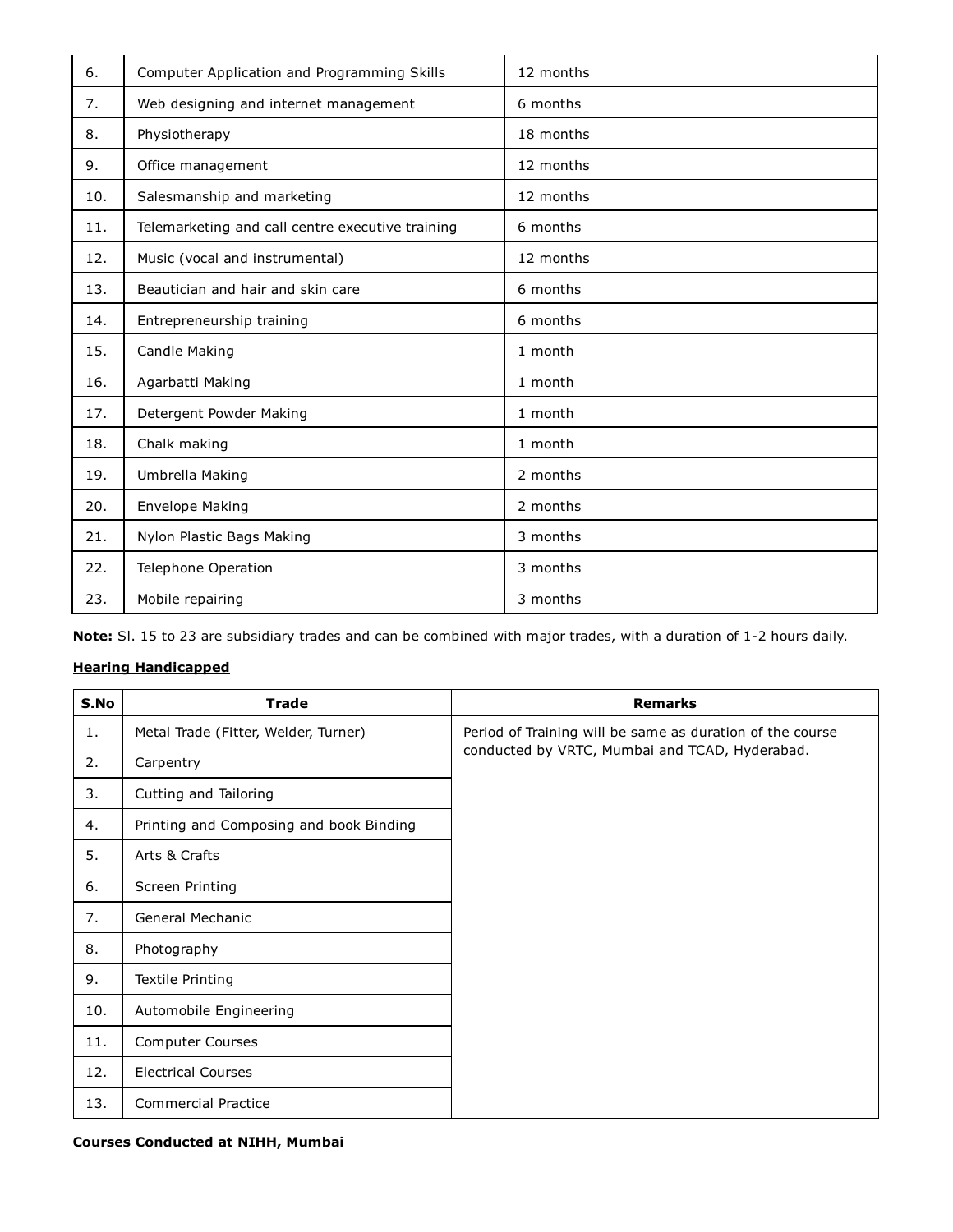| | | |
|---|---|---|
| 6. | Computer Application and Programming Skills | 12 months |
| 7. | Web designing and internet management | 6 months |
| 8. | Physiotherapy | 18 months |
| 9. | Office management | 12 months |
| 10. | Salesmanship and marketing | 12 months |
| 11. | Telemarketing and call centre executive training | 6 months |
| 12. | Music (vocal and instrumental) | 12 months |
| 13. | Beautician and hair and skin care | 6 months |
| 14. | Entrepreneurship training | 6 months |
| 15. | Candle Making | 1 month |
| 16. | Agarbatti Making | 1 month |
| 17. | Detergent Powder Making | 1 month |
| 18. | Chalk making | 1 month |
| 19. | Umbrella Making | 2 months |
| 20. | Envelope Making | 2 months |
| 21. | Nylon Plastic Bags Making | 3 months |
| 22. | Telephone Operation | 3 months |
| 23. | Mobile repairing | 3 months |

**Note:** Sl. 15 to 23 are subsidiary trades and can be combined with major trades, with a duration of 1-2 hours daily.

**Hearing Handicapped**

| S.No | Trade | Remarks |
|---|---|---|
| 1. | Metal Trade (Fitter, Welder, Turner) | Period of Training will be same as duration of the course conducted by VRTC, Mumbai and TCAD, Hyderabad. |
| 2. | Carpentry | |
| 3. | Cutting and Tailoring | |
| 4. | Printing and Composing and book Binding | |
| 5. | Arts & Crafts | |
| 6. | Screen Printing | |
| 7. | General Mechanic | |
| 8. | Photography | |
| 9. | Textile Printing | |
| 10. | Automobile Engineering | |
| 11. | Computer Courses | |
| 12. | Electrical Courses | |
| 13. | Commercial Practice | |

**Courses Conducted at NIHH, Mumbai**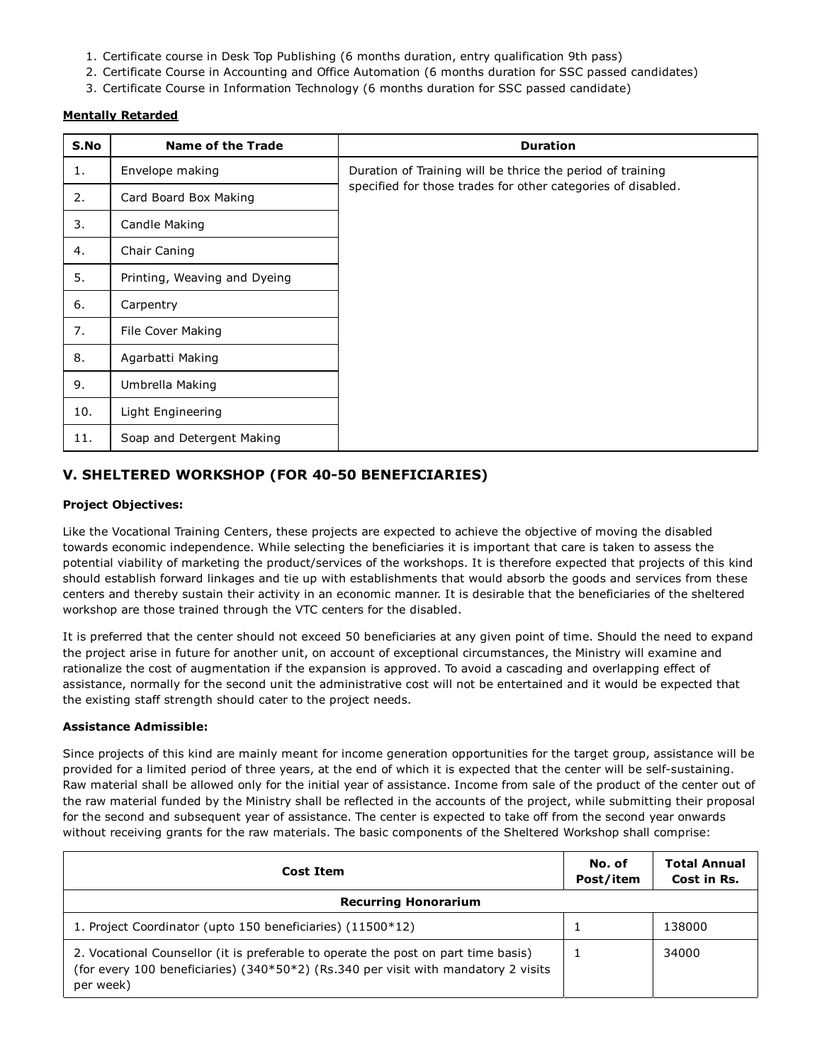1. Certificate course in Desk Top Publishing (6 months duration, entry qualification 9th pass)
2. Certificate Course in Accounting and Office Automation (6 months duration for SSC passed candidates)
3. Certificate Course in Information Technology (6 months duration for SSC passed candidate)

**Mentally Retarded**

| S.No | Name of the Trade | Duration |
|---|---|---|
| 1. | Envelope making | Duration of Training will be thrice the period of training specified for those trades for other categories of disabled. |
| 2. | Card Board Box Making | |
| 3. | Candle Making | |
| 4. | Chair Caning | |
| 5. | Printing, Weaving and Dyeing | |
| 6. | Carpentry | |
| 7. | File Cover Making | |
| 8. | Agarbatti Making | |
| 9. | Umbrella Making | |
| 10. | Light Engineering | |
| 11. | Soap and Detergent Making | |

## V. SHELTERED WORKSHOP (FOR 40-50 BENEFICIARIES)

**Project Objectives:**

Like the Vocational Training Centers, these projects are expected to achieve the objective of moving the disabled towards economic independence. While selecting the beneficiaries it is important that care is taken to assess the potential viability of marketing the product/services of the workshops. It is therefore expected that projects of this kind should establish forward linkages and tie up with establishments that would absorb the goods and services from these centers and thereby sustain their activity in an economic manner. It is desirable that the beneficiaries of the sheltered workshop are those trained through the VTC centers for the disabled.

It is preferred that the center should not exceed 50 beneficiaries at any given point of time. Should the need to expand the project arise in future for another unit, on account of exceptional circumstances, the Ministry will examine and rationalize the cost of augmentation if the expansion is approved. To avoid a cascading and overlapping effect of assistance, normally for the second unit the administrative cost will not be entertained and it would be expected that the existing staff strength should cater to the project needs.

**Assistance Admissible:**

Since projects of this kind are mainly meant for income generation opportunities for the target group, assistance will be provided for a limited period of three years, at the end of which it is expected that the center will be self-sustaining. Raw material shall be allowed only for the initial year of assistance. Income from sale of the product of the center out of the raw material funded by the Ministry shall be reflected in the accounts of the project, while submitting their proposal for the second and subsequent year of assistance. The center is expected to take off from the second year onwards without receiving grants for the raw materials. The basic components of the Sheltered Workshop shall comprise:

| Cost Item | No. of Post/item | Total Annual Cost in Rs. |
|---|---|---|
| **Recurring Honorarium** | | |
| 1. Project Coordinator (upto 150 beneficiaries) (11500*12) | 1 | 138000 |
| 2. Vocational Counsellor (it is preferable to operate the post on part time basis) (for every 100 beneficiaries) (340*50*2) (Rs.340 per visit with mandatory 2 visits per week) | 1 | 34000 |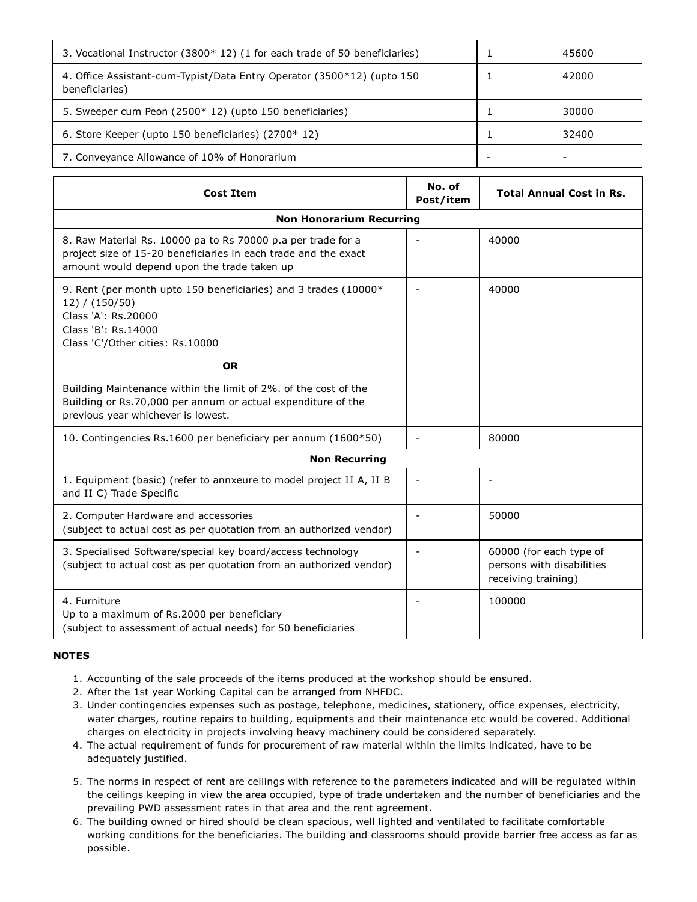| | | |
|---|---|---|
| 3. Vocational Instructor (3800* 12) (1 for each trade of 50 beneficiaries) | 1 | 45600 |
| 4. Office Assistant-cum-Typist/Data Entry Operator (3500*12) (upto 150 beneficiaries) | 1 | 42000 |
| 5. Sweeper cum Peon (2500* 12) (upto 150 beneficiaries) | 1 | 30000 |
| 6. Store Keeper (upto 150 beneficiaries) (2700* 12) | 1 | 32400 |
| 7. Conveyance Allowance of 10% of Honorarium | - | - |

| Cost Item | No. of Post/item | Total Annual Cost in Rs. |
|---|---|---|
| **Non Honorarium Recurring** | | |
| 8. Raw Material Rs. 10000 pa to Rs 70000 p.a per trade for a project size of 15-20 beneficiaries in each trade and the exact amount would depend upon the trade taken up | - | 40000 |
| 9. Rent (per month upto 150 beneficiaries) and 3 trades (10000* 12) / (150/50)<br>Class 'A': Rs.20000<br>Class 'B': Rs.14000<br>Class 'C'/Other cities: Rs.10000<br>**OR**<br>Building Maintenance within the limit of 2%. of the cost of the Building or Rs.70,000 per annum or actual expenditure of the previous year whichever is lowest. | - | 40000 |
| 10. Contingencies Rs.1600 per beneficiary per annum (1600*50) | - | 80000 |
| **Non Recurring** | | |
| 1. Equipment (basic) (refer to annxeure to model project II A, II B and II C) Trade Specific | - | - |
| 2. Computer Hardware and accessories<br>(subject to actual cost as per quotation from an authorized vendor) | - | 50000 |
| 3. Specialised Software/special key board/access technology<br>(subject to actual cost as per quotation from an authorized vendor) | - | 60000 (for each type of persons with disabilities receiving training) |
| 4. Furniture<br>Up to a maximum of Rs.2000 per beneficiary<br>(subject to assessment of actual needs) for 50 beneficiaries | - | 100000 |

**NOTES**

1. Accounting of the sale proceeds of the items produced at the workshop should be ensured.
2. After the 1st year Working Capital can be arranged from NHFDC.
3. Under contingencies expenses such as postage, telephone, medicines, stationery, office expenses, electricity, water charges, routine repairs to building, equipments and their maintenance etc would be covered. Additional charges on electricity in projects involving heavy machinery could be considered separately.
4. The actual requirement of funds for procurement of raw material within the limits indicated, have to be adequately justified.
5. The norms in respect of rent are ceilings with reference to the parameters indicated and will be regulated within the ceilings keeping in view the area occupied, type of trade undertaken and the number of beneficiaries and the prevailing PWD assessment rates in that area and the rent agreement.
6. The building owned or hired should be clean spacious, well lighted and ventilated to facilitate comfortable working conditions for the beneficiaries. The building and classrooms should provide barrier free access as far as possible.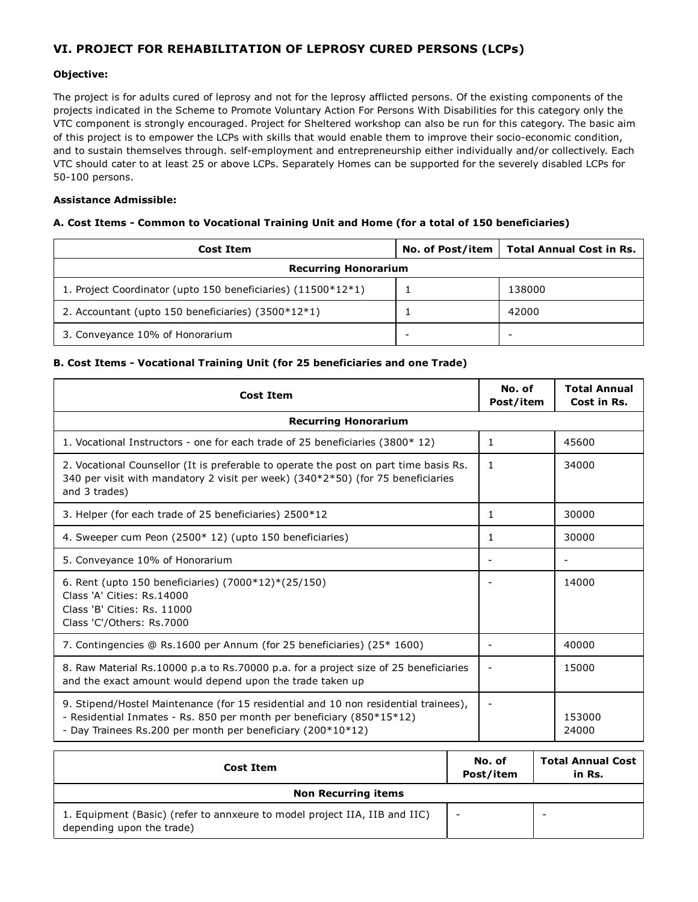## VI. PROJECT FOR REHABILITATION OF LEPROSY CURED PERSONS (LCPs)

**Objective:**

The project is for adults cured of leprosy and not for the leprosy afflicted persons. Of the existing components of the projects indicated in the Scheme to Promote Voluntary Action For Persons With Disabilities for this category only the VTC component is strongly encouraged. Project for Sheltered workshop can also be run for this category. The basic aim of this project is to empower the LCPs with skills that would enable them to improve their socio-economic condition, and to sustain themselves through. self-employment and entrepreneurship either individually and/or collectively. Each VTC should cater to at least 25 or above LCPs. Separately Homes can be supported for the severely disabled LCPs for 50-100 persons.

**Assistance Admissible:**

**A. Cost Items - Common to Vocational Training Unit and Home (for a total of 150 beneficiaries)**

| Cost Item | No. of Post/item | Total Annual Cost in Rs. |
|---|---|---|
| **Recurring Honorarium** | | |
| 1. Project Coordinator (upto 150 beneficiaries) (11500*12*1) | 1 | 138000 |
| 2. Accountant (upto 150 beneficiaries) (3500*12*1) | 1 | 42000 |
| 3. Conveyance 10% of Honorarium | - | - |

**B. Cost Items - Vocational Training Unit (for 25 beneficiaries and one Trade)**

| Cost Item | No. of Post/item | Total Annual Cost in Rs. |
|---|---|---|
| **Recurring Honorarium** | | |
| 1. Vocational Instructors - one for each trade of 25 beneficiaries (3800* 12) | 1 | 45600 |
| 2. Vocational Counsellor (It is preferable to operate the post on part time basis Rs. 340 per visit with mandatory 2 visit per week) (340*2*50) (for 75 beneficiaries and 3 trades) | 1 | 34000 |
| 3. Helper (for each trade of 25 beneficiaries) 2500*12 | 1 | 30000 |
| 4. Sweeper cum Peon (2500* 12) (upto 150 beneficiaries) | 1 | 30000 |
| 5. Conveyance 10% of Honorarium | - | - |
| 6. Rent (upto 150 beneficiaries) (7000*12)*(25/150)<br>Class 'A' Cities: Rs.14000<br>Class 'B' Cities: Rs. 11000<br>Class 'C'/Others: Rs.7000 | - | 14000 |
| 7. Contingencies @ Rs.1600 per Annum (for 25 beneficiaries) (25* 1600) | - | 40000 |
| 8. Raw Material Rs.10000 p.a to Rs.70000 p.a. for a project size of 25 beneficiaries and the exact amount would depend upon the trade taken up | - | 15000 |
| 9. Stipend/Hostel Maintenance (for 15 residential and 10 non residential trainees),<br>- Residential Inmates - Rs. 850 per month per beneficiary (850*15*12)<br>- Day Trainees Rs.200 per month per beneficiary (200*10*12) | - | <br>153000<br>24000 |

| Cost Item | No. of Post/item | Total Annual Cost in Rs. |
|---|---|---|
| **Non Recurring items** | | |
| 1. Equipment (Basic) (refer to annxeure to model project IIA, IIB and IIC) depending upon the trade) | - | - |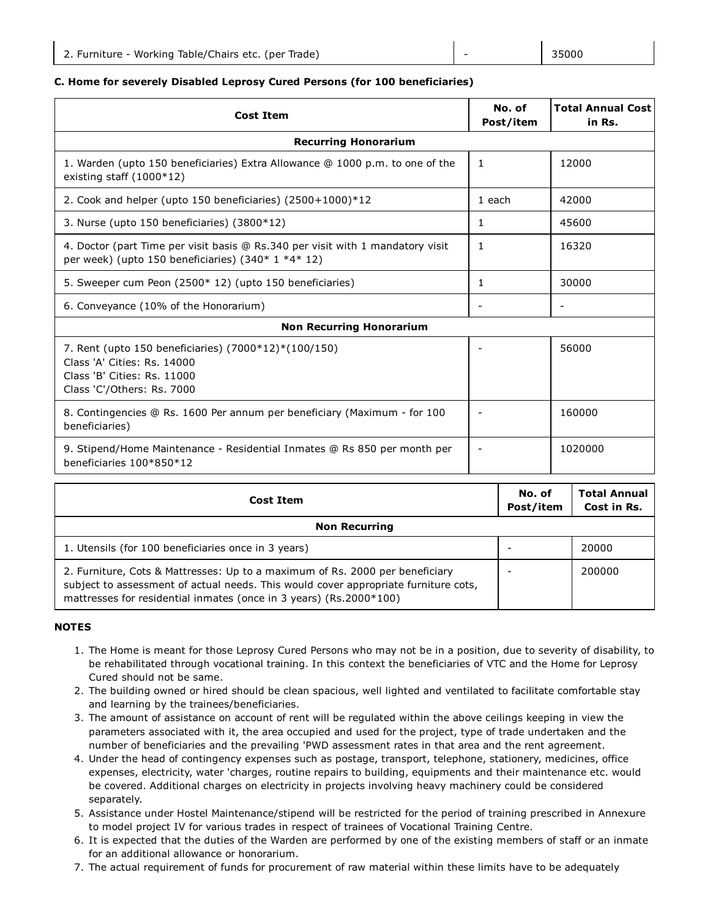| | | |
|---|---|---|
| 2. Furniture - Working Table/Chairs etc. (per Trade) | - | 35000 |

**C. Home for severely Disabled Leprosy Cured Persons (for 100 beneficiaries)**

| Cost Item | No. of Post/item | Total Annual Cost in Rs. |
|---|---|---|
| **Recurring Honorarium** | | |
| 1. Warden (upto 150 beneficiaries) Extra Allowance @ 1000 p.m. to one of the existing staff (1000*12) | 1 | 12000 |
| 2. Cook and helper (upto 150 beneficiaries) (2500+1000)*12 | 1 each | 42000 |
| 3. Nurse (upto 150 beneficiaries) (3800*12) | 1 | 45600 |
| 4. Doctor (part Time per visit basis @ Rs.340 per visit with 1 mandatory visit per week) (upto 150 beneficiaries) (340* 1 *4* 12) | 1 | 16320 |
| 5. Sweeper cum Peon (2500* 12) (upto 150 beneficiaries) | 1 | 30000 |
| 6. Conveyance (10% of the Honorarium) | - | - |
| **Non Recurring Honorarium** | | |
| 7. Rent (upto 150 beneficiaries) (7000*12)*(100/150)<br>Class 'A' Cities: Rs. 14000<br>Class 'B' Cities: Rs. 11000<br>Class 'C'/Others: Rs. 7000 | - | 56000 |
| 8. Contingencies @ Rs. 1600 Per annum per beneficiary (Maximum - for 100 beneficiaries) | - | 160000 |
| 9. Stipend/Home Maintenance - Residential Inmates @ Rs 850 per month per beneficiaries 100*850*12 | - | 1020000 |

| Cost Item | No. of Post/item | Total Annual Cost in Rs. |
|---|---|---|
| **Non Recurring** | | |
| 1. Utensils (for 100 beneficiaries once in 3 years) | - | 20000 |
| 2. Furniture, Cots & Mattresses: Up to a maximum of Rs. 2000 per beneficiary subject to assessment of actual needs. This would cover appropriate furniture cots, mattresses for residential inmates (once in 3 years) (Rs.2000*100) | - | 200000 |

**NOTES**

1. The Home is meant for those Leprosy Cured Persons who may not be in a position, due to severity of disability, to be rehabilitated through vocational training. In this context the beneficiaries of VTC and the Home for Leprosy Cured should not be same.
2. The building owned or hired should be clean spacious, well lighted and ventilated to facilitate comfortable stay and learning by the trainees/beneficiaries.
3. The amount of assistance on account of rent will be regulated within the above ceilings keeping in view the parameters associated with it, the area occupied and used for the project, type of trade undertaken and the number of beneficiaries and the prevailing 'PWD assessment rates in that area and the rent agreement.
4. Under the head of contingency expenses such as postage, transport, telephone, stationery, medicines, office expenses, electricity, water 'charges, routine repairs to building, equipments and their maintenance etc. would be covered. Additional charges on electricity in projects involving heavy machinery could be considered separately.
5. Assistance under Hostel Maintenance/stipend will be restricted for the period of training prescribed in Annexure to model project IV for various trades in respect of trainees of Vocational Training Centre.
6. It is expected that the duties of the Warden are performed by one of the existing members of staff or an inmate for an additional allowance or honorarium.
7. The actual requirement of funds for procurement of raw material within these limits have to be adequately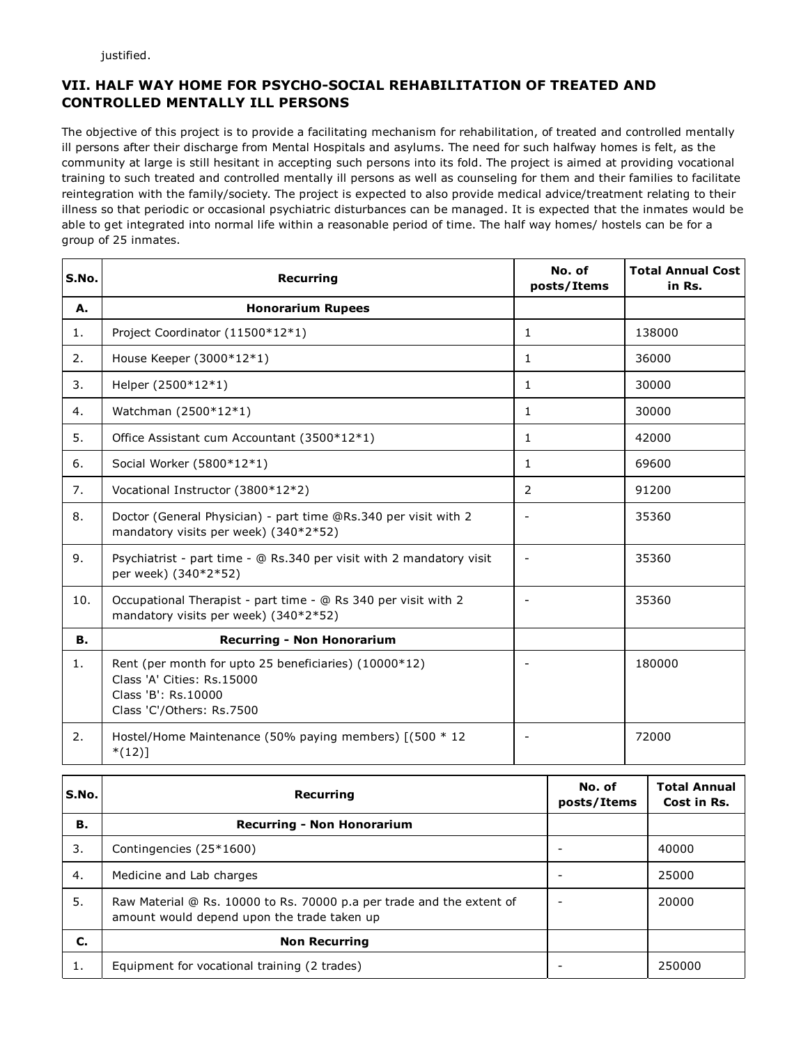justified.

## VII. HALF WAY HOME FOR PSYCHO-SOCIAL REHABILITATION OF TREATED AND CONTROLLED MENTALLY ILL PERSONS

The objective of this project is to provide a facilitating mechanism for rehabilitation, of treated and controlled mentally ill persons after their discharge from Mental Hospitals and asylums. The need for such halfway homes is felt, as the community at large is still hesitant in accepting such persons into its fold. The project is aimed at providing vocational training to such treated and controlled mentally ill persons as well as counseling for them and their families to facilitate reintegration with the family/society. The project is expected to also provide medical advice/treatment relating to their illness so that periodic or occasional psychiatric disturbances can be managed. It is expected that the inmates would be able to get integrated into normal life within a reasonable period of time. The half way homes/ hostels can be for a group of 25 inmates.

| S.No. | Recurring | No. of posts/Items | Total Annual Cost in Rs. |
|---|---|---|---|
| **A.** | **Honorarium Rupees** | | |
| 1. | Project Coordinator (11500*12*1) | 1 | 138000 |
| 2. | House Keeper (3000*12*1) | 1 | 36000 |
| 3. | Helper (2500*12*1) | 1 | 30000 |
| 4. | Watchman (2500*12*1) | 1 | 30000 |
| 5. | Office Assistant cum Accountant (3500*12*1) | 1 | 42000 |
| 6. | Social Worker (5800*12*1) | 1 | 69600 |
| 7. | Vocational Instructor (3800*12*2) | 2 | 91200 |
| 8. | Doctor (General Physician) - part time @Rs.340 per visit with 2 mandatory visits per week) (340*2*52) | - | 35360 |
| 9. | Psychiatrist - part time - @ Rs.340 per visit with 2 mandatory visit per week) (340*2*52) | - | 35360 |
| 10. | Occupational Therapist - part time - @ Rs 340 per visit with 2 mandatory visits per week) (340*2*52) | - | 35360 |
| **B.** | **Recurring - Non Honorarium** | | |
| 1. | Rent (per month for upto 25 beneficiaries) (10000*12)<br>Class 'A' Cities: Rs.15000<br>Class 'B': Rs.10000<br>Class 'C'/Others: Rs.7500 | - | 180000 |
| 2. | Hostel/Home Maintenance (50% paying members) [(500 * 12 *(12)] | - | 72000 |
| 3. | Contingencies (25*1600) | - | 40000 |
| 4. | Medicine and Lab charges | - | 25000 |
| 5. | Raw Material @ Rs. 10000 to Rs. 70000 p.a per trade and the extent of amount would depend upon the trade taken up | - | 20000 |
| **C.** | **Non Recurring** | | |
| 1. | Equipment for vocational training (2 trades) | - | 250000 |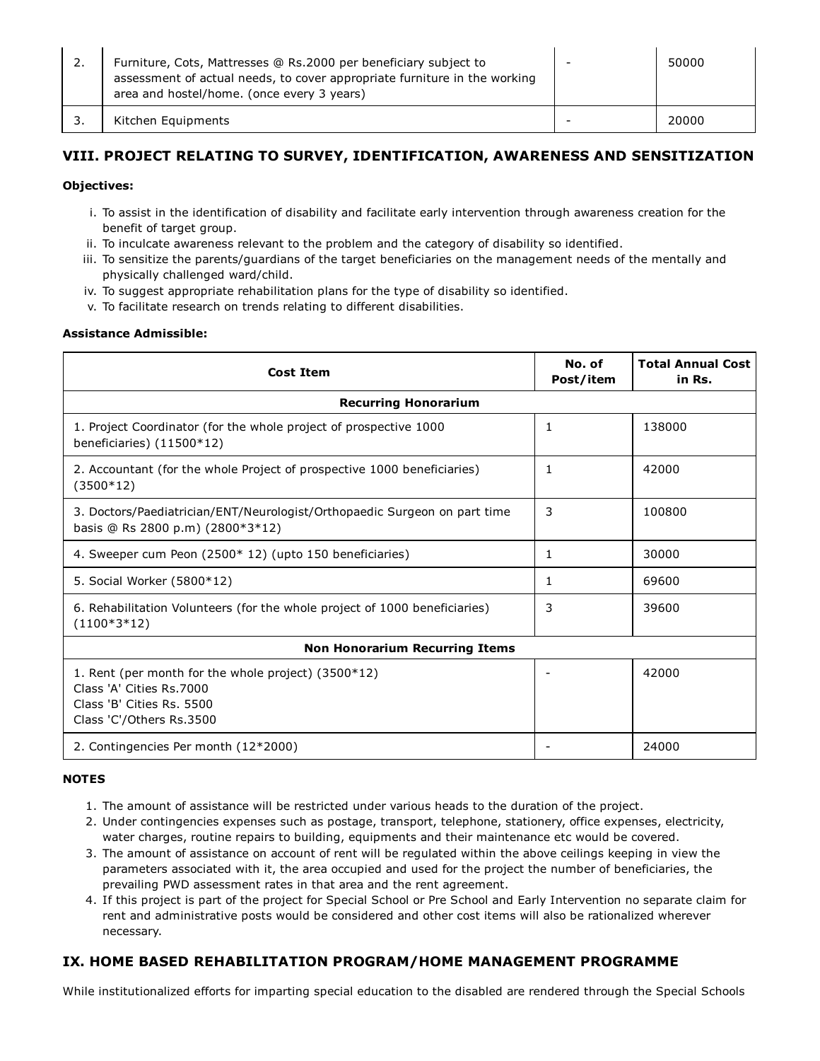| | | | |
|---|---|---|---|
| 2. | Furniture, Cots, Mattresses @ Rs.2000 per beneficiary subject to assessment of actual needs, to cover appropriate furniture in the working area and hostel/home. (once every 3 years) | - | 50000 |
| 3. | Kitchen Equipments | - | 20000 |

## VIII. PROJECT RELATING TO SURVEY, IDENTIFICATION, AWARENESS AND SENSITIZATION

**Objectives:**

i. To assist in the identification of disability and facilitate early intervention through awareness creation for the benefit of target group.
ii. To inculcate awareness relevant to the problem and the category of disability so identified.
iii. To sensitize the parents/guardians of the target beneficiaries on the management needs of the mentally and physically challenged ward/child.
iv. To suggest appropriate rehabilitation plans for the type of disability so identified.
v. To facilitate research on trends relating to different disabilities.

**Assistance Admissible:**

| Cost Item | No. of Post/item | Total Annual Cost in Rs. |
|---|---|---|
| **Recurring Honorarium** | | |
| 1. Project Coordinator (for the whole project of prospective 1000 beneficiaries) (11500*12) | 1 | 138000 |
| 2. Accountant (for the whole Project of prospective 1000 beneficiaries) (3500*12) | 1 | 42000 |
| 3. Doctors/Paediatrician/ENT/Neurologist/Orthopaedic Surgeon on part time basis @ Rs 2800 p.m) (2800*3*12) | 3 | 100800 |
| 4. Sweeper cum Peon (2500* 12) (upto 150 beneficiaries) | 1 | 30000 |
| 5. Social Worker (5800*12) | 1 | 69600 |
| 6. Rehabilitation Volunteers (for the whole project of 1000 beneficiaries) (1100*3*12) | 3 | 39600 |
| **Non Honorarium Recurring Items** | | |
| 1. Rent (per month for the whole project) (3500*12)<br>Class 'A' Cities Rs.7000<br>Class 'B' Cities Rs. 5500<br>Class 'C'/Others Rs.3500 | - | 42000 |
| 2. Contingencies Per month (12*2000) | - | 24000 |

**NOTES**

1. The amount of assistance will be restricted under various heads to the duration of the project.
2. Under contingencies expenses such as postage, transport, telephone, stationery, office expenses, electricity, water charges, routine repairs to building, equipments and their maintenance etc would be covered.
3. The amount of assistance on account of rent will be regulated within the above ceilings keeping in view the parameters associated with it, the area occupied and used for the project the number of beneficiaries, the prevailing PWD assessment rates in that area and the rent agreement.
4. If this project is part of the project for Special School or Pre School and Early Intervention no separate claim for rent and administrative posts would be considered and other cost items will also be rationalized wherever necessary.

## IX. HOME BASED REHABILITATION PROGRAM/HOME MANAGEMENT PROGRAMME

While institutionalized efforts for imparting special education to the disabled are rendered through the Special Schools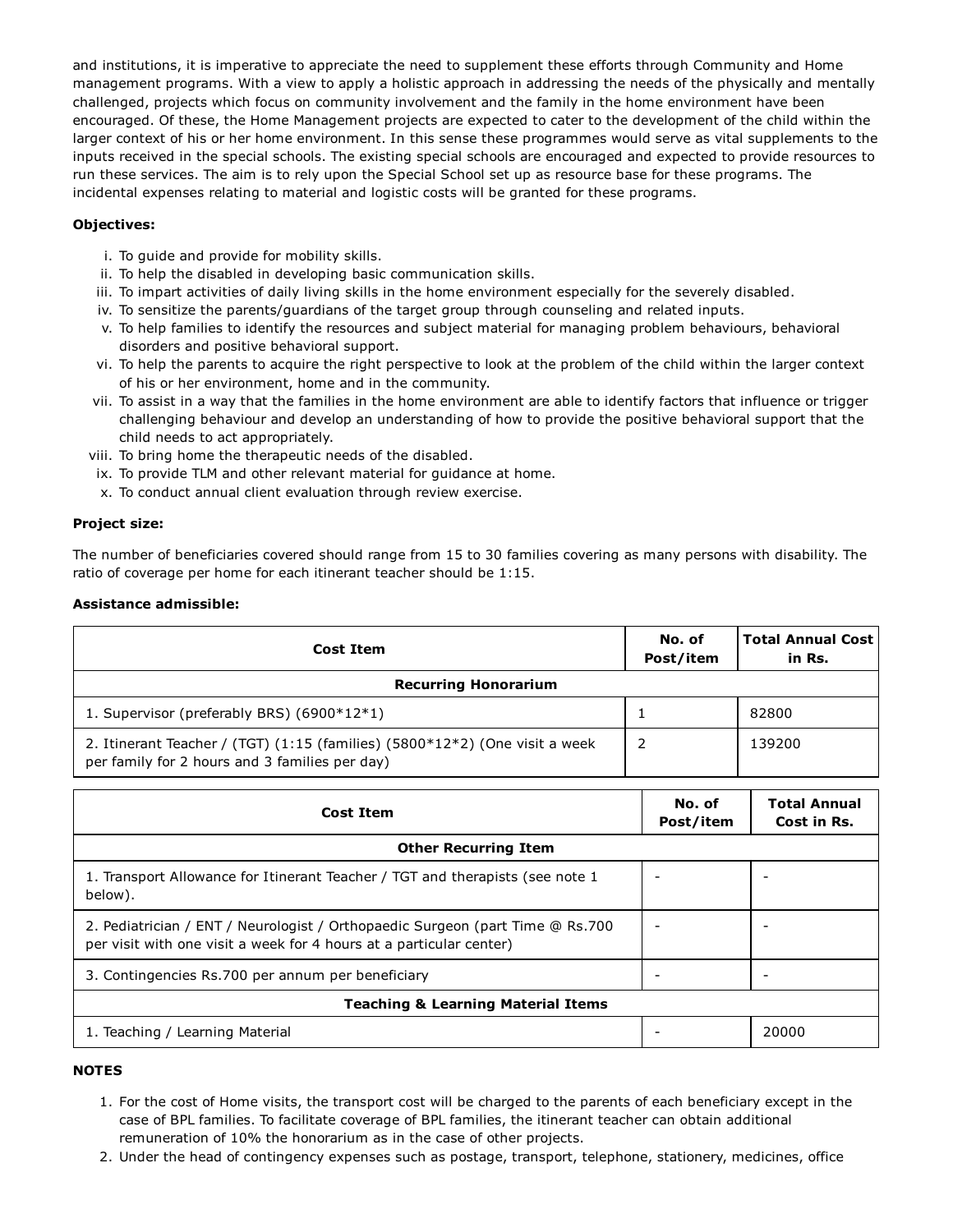and institutions, it is imperative to appreciate the need to supplement these efforts through Community and Home management programs. With a view to apply a holistic approach in addressing the needs of the physically and mentally challenged, projects which focus on community involvement and the family in the home environment have been encouraged. Of these, the Home Management projects are expected to cater to the development of the child within the larger context of his or her home environment. In this sense these programmes would serve as vital supplements to the inputs received in the special schools. The existing special schools are encouraged and expected to provide resources to run these services. The aim is to rely upon the Special School set up as resource base for these programs. The incidental expenses relating to material and logistic costs will be granted for these programs.

**Objectives:**

i. To guide and provide for mobility skills.
ii. To help the disabled in developing basic communication skills.
iii. To impart activities of daily living skills in the home environment especially for the severely disabled.
iv. To sensitize the parents/guardians of the target group through counseling and related inputs.
v. To help families to identify the resources and subject material for managing problem behaviours, behavioral disorders and positive behavioral support.
vi. To help the parents to acquire the right perspective to look at the problem of the child within the larger context of his or her environment, home and in the community.
vii. To assist in a way that the families in the home environment are able to identify factors that influence or trigger challenging behaviour and develop an understanding of how to provide the positive behavioral support that the child needs to act appropriately.
viii. To bring home the therapeutic needs of the disabled.
ix. To provide TLM and other relevant material for guidance at home.
x. To conduct annual client evaluation through review exercise.

**Project size:**

The number of beneficiaries covered should range from 15 to 30 families covering as many persons with disability. The ratio of coverage per home for each itinerant teacher should be 1:15.

**Assistance admissible:**

| Cost Item | No. of Post/item | Total Annual Cost in Rs. |
|---|---|---|
| **Recurring Honorarium** | | |
| 1. Supervisor (preferably BRS) (6900*12*1) | 1 | 82800 |
| 2. Itinerant Teacher / (TGT) (1:15 (families) (5800*12*2) (One visit a week per family for 2 hours and 3 families per day) | 2 | 139200 |

| Cost Item | No. of Post/item | Total Annual Cost in Rs. |
|---|---|---|
| **Other Recurring Item** | | |
| 1. Transport Allowance for Itinerant Teacher / TGT and therapists (see note 1 below). | - | - |
| 2. Pediatrician / ENT / Neurologist / Orthopaedic Surgeon (part Time @ Rs.700 per visit with one visit a week for 4 hours at a particular center) | - | - |
| 3. Contingencies Rs.700 per annum per beneficiary | - | - |
| **Teaching & Learning Material Items** | | |
| 1. Teaching / Learning Material | - | 20000 |

**NOTES**

1. For the cost of Home visits, the transport cost will be charged to the parents of each beneficiary except in the case of BPL families. To facilitate coverage of BPL families, the itinerant teacher can obtain additional remuneration of 10% the honorarium as in the case of other projects.
2. Under the head of contingency expenses such as postage, transport, telephone, stationery, medicines, office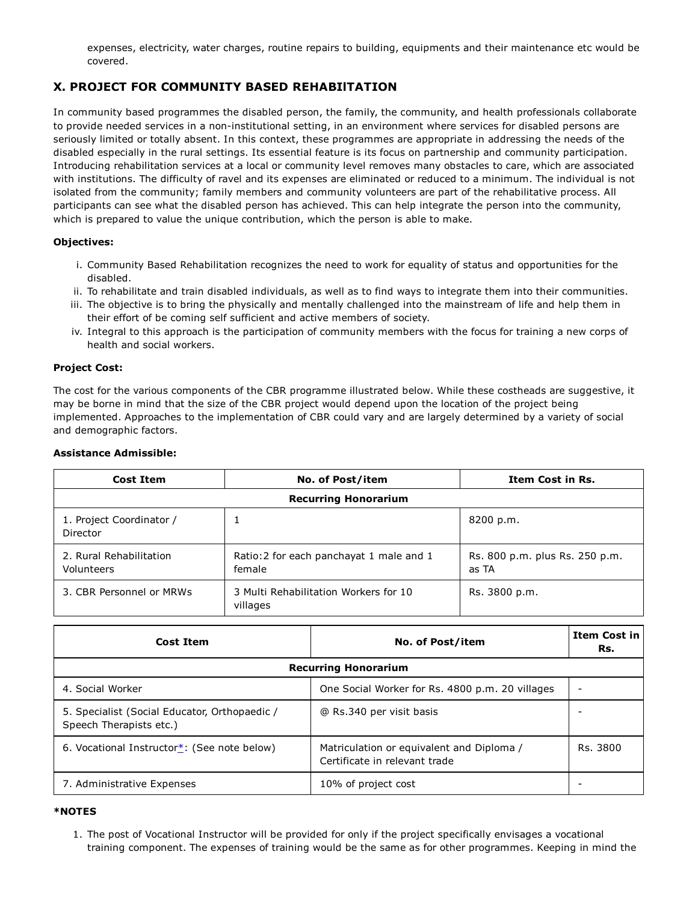expenses, electricity, water charges, routine repairs to building, equipments and their maintenance etc would be covered.

## X. PROJECT FOR COMMUNITY BASED REHABIITATION

In community based programmes the disabled person, the family, the community, and health professionals collaborate to provide needed services in a non-institutional setting, in an environment where services for disabled persons are seriously limited or totally absent. In this context, these programmes are appropriate in addressing the needs of the disabled especially in the rural settings. Its essential feature is its focus on partnership and community participation. Introducing rehabilitation services at a local or community level removes many obstacles to care, which are associated with institutions. The difficulty of ravel and its expenses are eliminated or reduced to a minimum. The individual is not isolated from the community; family members and community volunteers are part of the rehabilitative process. All participants can see what the disabled person has achieved. This can help integrate the person into the community, which is prepared to value the unique contribution, which the person is able to make.

**Objectives:**

i. Community Based Rehabilitation recognizes the need to work for equality of status and opportunities for the disabled.
ii. To rehabilitate and train disabled individuals, as well as to find ways to integrate them into their communities.
iii. The objective is to bring the physically and mentally challenged into the mainstream of life and help them in their effort of be coming self sufficient and active members of society.
iv. Integral to this approach is the participation of community members with the focus for training a new corps of health and social workers.

**Project Cost:**

The cost for the various components of the CBR programme illustrated below. While these costheads are suggestive, it may be borne in mind that the size of the CBR project would depend upon the location of the project being implemented. Approaches to the implementation of CBR could vary and are largely determined by a variety of social and demographic factors.

**Assistance Admissible:**

| Cost Item | No. of Post/item | Item Cost in Rs. |
|---|---|---|
| **Recurring Honorarium** | | |
| 1. Project Coordinator / Director | 1 | 8200 p.m. |
| 2. Rural Rehabilitation Volunteers | Ratio:2 for each panchayat 1 male and 1 female | Rs. 800 p.m. plus Rs. 250 p.m. as TA |
| 3. CBR Personnel or MRWs | 3 Multi Rehabilitation Workers for 10 villages | Rs. 3800 p.m. |

| Cost Item | No. of Post/item | Item Cost in Rs. |
|---|---|---|
| **Recurring Honorarium** | | |
| 4. Social Worker | One Social Worker for Rs. 4800 p.m. 20 villages | - |
| 5. Specialist (Social Educator, Orthopaedic / Speech Therapists etc.) | @ Rs.340 per visit basis | - |
| 6. Vocational Instructor*: (See note below) | Matriculation or equivalent and Diploma / Certificate in relevant trade | Rs. 3800 |
| 7. Administrative Expenses | 10% of project cost | - |

**\*NOTES**

1. The post of Vocational Instructor will be provided for only if the project specifically envisages a vocational training component. The expenses of training would be the same as for other programmes. Keeping in mind the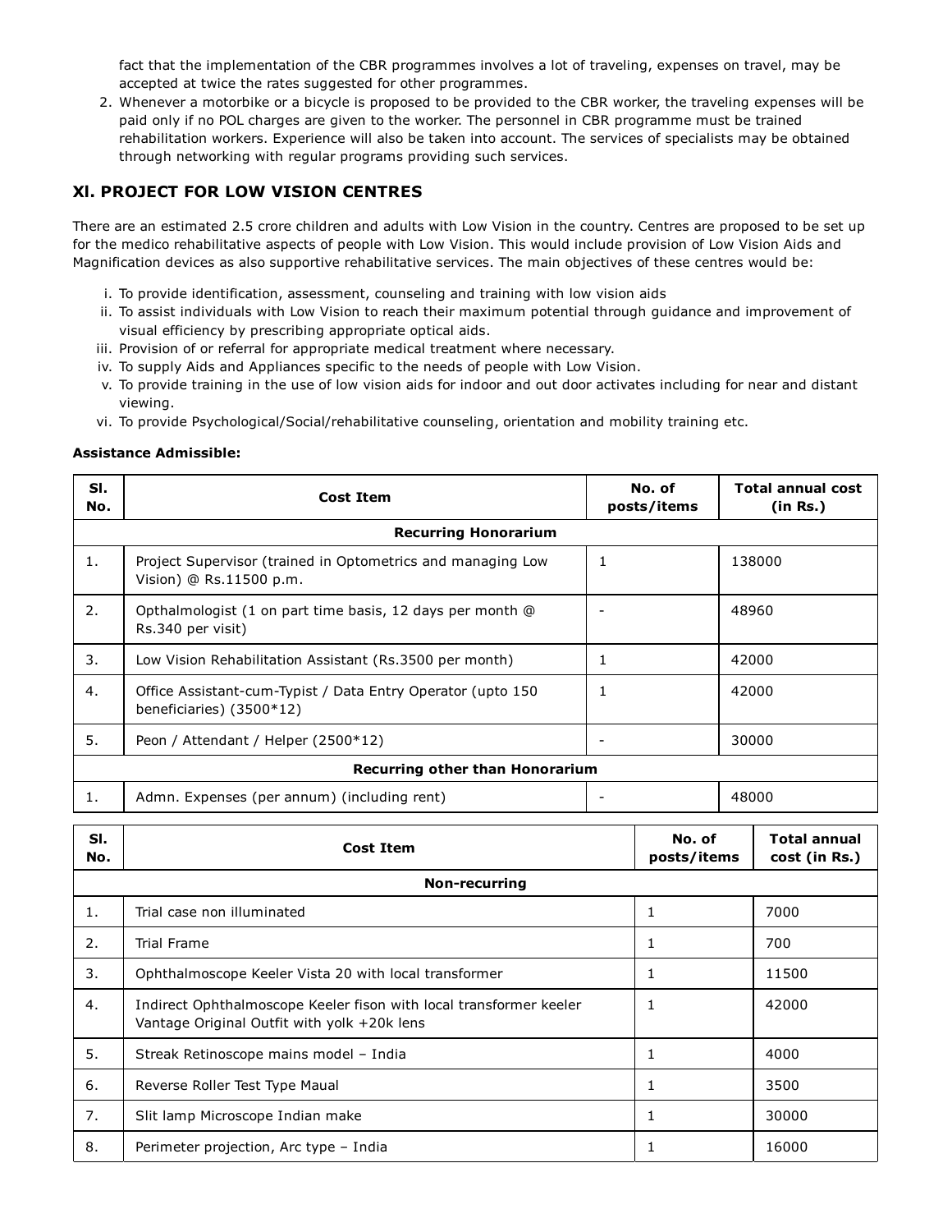fact that the implementation of the CBR programmes involves a lot of traveling, expenses on travel, may be accepted at twice the rates suggested for other programmes.

2. Whenever a motorbike or a bicycle is proposed to be provided to the CBR worker, the traveling expenses will be paid only if no POL charges are given to the worker. The personnel in CBR programme must be trained rehabilitation workers. Experience will also be taken into account. The services of specialists may be obtained through networking with regular programs providing such services.

## XI. PROJECT FOR LOW VISION CENTRES

There are an estimated 2.5 crore children and adults with Low Vision in the country. Centres are proposed to be set up for the medico rehabilitative aspects of people with Low Vision. This would include provision of Low Vision Aids and Magnification devices as also supportive rehabilitative services. The main objectives of these centres would be:

i. To provide identification, assessment, counseling and training with low vision aids
ii. To assist individuals with Low Vision to reach their maximum potential through guidance and improvement of visual efficiency by prescribing appropriate optical aids.
iii. Provision of or referral for appropriate medical treatment where necessary.
iv. To supply Aids and Appliances specific to the needs of people with Low Vision.
v. To provide training in the use of low vision aids for indoor and out door activates including for near and distant viewing.
vi. To provide Psychological/Social/rehabilitative counseling, orientation and mobility training etc.

**Assistance Admissible:**

| Sl. No. | Cost Item | No. of posts/items | Total annual cost (in Rs.) |
|---|---|---|---|
| | **Recurring Honorarium** | | |
| 1. | Project Supervisor (trained in Optometrics and managing Low Vision) @ Rs.11500 p.m. | 1 | 138000 |
| 2. | Opthalmologist (1 on part time basis, 12 days per month @ Rs.340 per visit) | - | 48960 |
| 3. | Low Vision Rehabilitation Assistant (Rs.3500 per month) | 1 | 42000 |
| 4. | Office Assistant-cum-Typist / Data Entry Operator (upto 150 beneficiaries) (3500*12) | 1 | 42000 |
| 5. | Peon / Attendant / Helper (2500*12) | - | 30000 |
| | **Recurring other than Honorarium** | | |
| 1. | Admn. Expenses (per annum) (including rent) | - | 48000 |

| Sl. No. | Cost Item | No. of posts/items | Total annual cost (in Rs.) |
|---|---|---|---|
| | **Non-recurring** | | |
| 1. | Trial case non illuminated | 1 | 7000 |
| 2. | Trial Frame | 1 | 700 |
| 3. | Ophthalmoscope Keeler Vista 20 with local transformer | 1 | 11500 |
| 4. | Indirect Ophthalmoscope Keeler fison with local transformer keeler Vantage Original Outfit with yolk +20k lens | 1 | 42000 |
| 5. | Streak Retinoscope mains model – India | 1 | 4000 |
| 6. | Reverse Roller Test Type Maual | 1 | 3500 |
| 7. | Slit lamp Microscope Indian make | 1 | 30000 |
| 8. | Perimeter projection, Arc type – India | 1 | 16000 |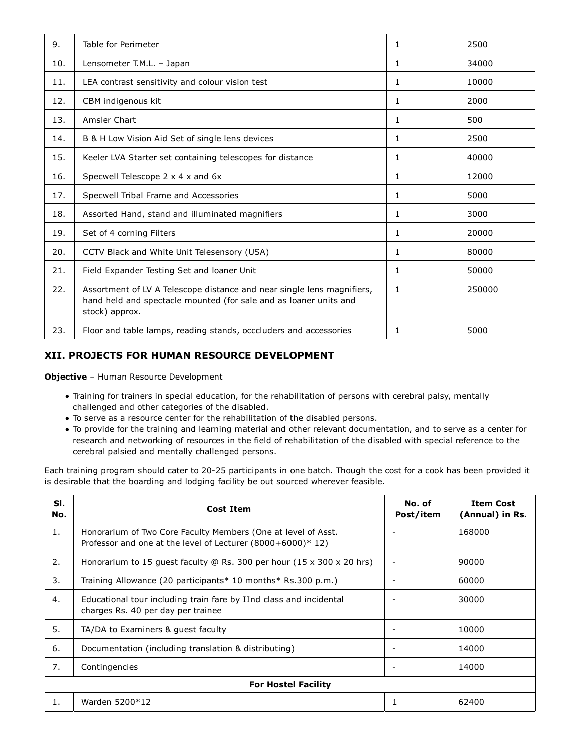| | | | |
|---|---|---|---|
| 9. | Table for Perimeter | 1 | 2500 |
| 10. | Lensometer T.M.L. – Japan | 1 | 34000 |
| 11. | LEA contrast sensitivity and colour vision test | 1 | 10000 |
| 12. | CBM indigenous kit | 1 | 2000 |
| 13. | Amsler Chart | 1 | 500 |
| 14. | B & H Low Vision Aid Set of single lens devices | 1 | 2500 |
| 15. | Keeler LVA Starter set containing telescopes for distance | 1 | 40000 |
| 16. | Specwell Telescope 2 x 4 x and 6x | 1 | 12000 |
| 17. | Specwell Tribal Frame and Accessories | 1 | 5000 |
| 18. | Assorted Hand, stand and illuminated magnifiers | 1 | 3000 |
| 19. | Set of 4 corning Filters | 1 | 20000 |
| 20. | CCTV Black and White Unit Telesensory (USA) | 1 | 80000 |
| 21. | Field Expander Testing Set and loaner Unit | 1 | 50000 |
| 22. | Assortment of LV A Telescope distance and near single lens magnifiers, hand held and spectacle mounted (for sale and as loaner units and stock) approx. | 1 | 250000 |
| 23. | Floor and table lamps, reading stands, occcluders and accessories | 1 | 5000 |

## XII. PROJECTS FOR HUMAN RESOURCE DEVELOPMENT

**Objective** – Human Resource Development

- Training for trainers in special education, for the rehabilitation of persons with cerebral palsy, mentally challenged and other categories of the disabled.
- To serve as a resource center for the rehabilitation of the disabled persons.
- To provide for the training and learning material and other relevant documentation, and to serve as a center for research and networking of resources in the field of rehabilitation of the disabled with special reference to the cerebral palsied and mentally challenged persons.

Each training program should cater to 20-25 participants in one batch. Though the cost for a cook has been provided it is desirable that the boarding and lodging facility be out sourced wherever feasible.

| Sl. No. | Cost Item | No. of Post/item | Item Cost (Annual) in Rs. |
|---|---|---|---|
| 1. | Honorarium of Two Core Faculty Members (One at level of Asst. Professor and one at the level of Lecturer (8000+6000)* 12) | - | 168000 |
| 2. | Honorarium to 15 guest faculty @ Rs. 300 per hour (15 x 300 x 20 hrs) | - | 90000 |
| 3. | Training Allowance (20 participants* 10 months* Rs.300 p.m.) | - | 60000 |
| 4. | Educational tour including train fare by IInd class and incidental charges Rs. 40 per day per trainee | - | 30000 |
| 5. | TA/DA to Examiners & guest faculty | - | 10000 |
| 6. | Documentation (including translation & distributing) | - | 14000 |
| 7. | Contingencies | - | 14000 |
| | **For Hostel Facility** | | |
| 1. | Warden 5200*12 | 1 | 62400 |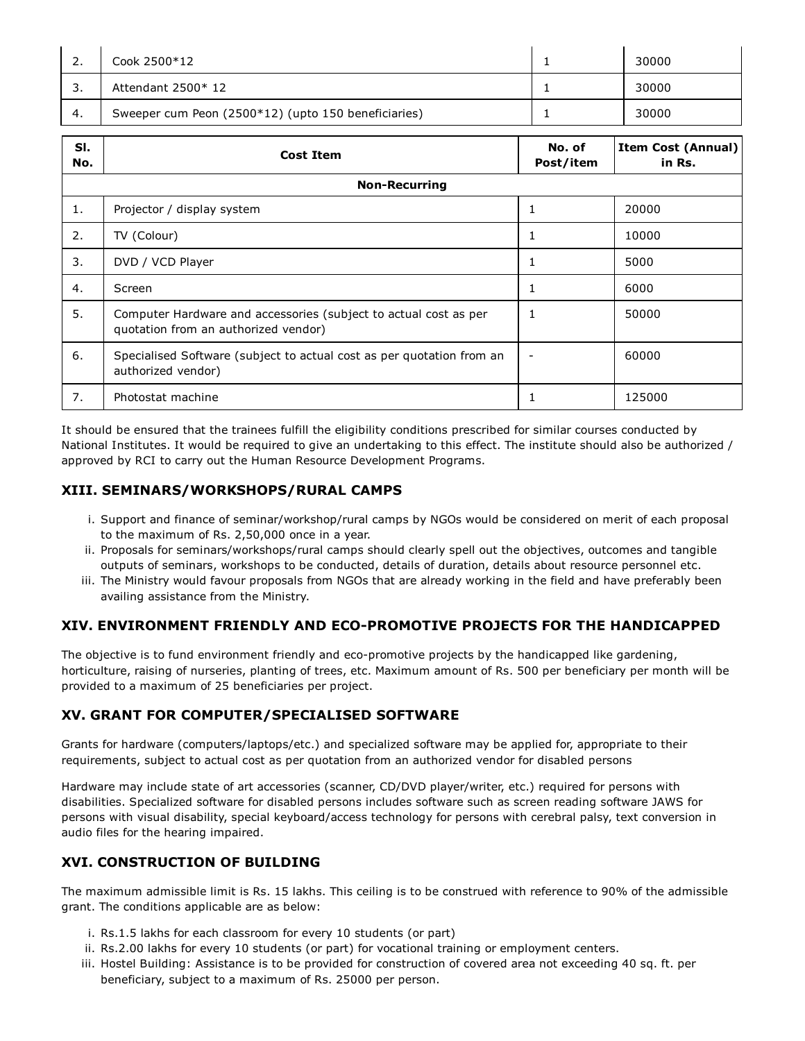| | | | |
|---|---|---|---|
| 2. | Cook 2500*12 | 1 | 30000 |
| 3. | Attendant 2500* 12 | 1 | 30000 |
| 4. | Sweeper cum Peon (2500*12) (upto 150 beneficiaries) | 1 | 30000 |

| Sl. No. | Cost Item | No. of Post/item | Item Cost (Annual) in Rs. |
|---|---|---|---|
| | **Non-Recurring** | | |
| 1. | Projector / display system | 1 | 20000 |
| 2. | TV (Colour) | 1 | 10000 |
| 3. | DVD / VCD Player | 1 | 5000 |
| 4. | Screen | 1 | 6000 |
| 5. | Computer Hardware and accessories (subject to actual cost as per quotation from an authorized vendor) | 1 | 50000 |
| 6. | Specialised Software (subject to actual cost as per quotation from an authorized vendor) | - | 60000 |
| 7. | Photostat machine | 1 | 125000 |

It should be ensured that the trainees fulfill the eligibility conditions prescribed for similar courses conducted by National Institutes. It would be required to give an undertaking to this effect. The institute should also be authorized / approved by RCI to carry out the Human Resource Development Programs.

## XIII. SEMINARS/WORKSHOPS/RURAL CAMPS

i. Support and finance of seminar/workshop/rural camps by NGOs would be considered on merit of each proposal to the maximum of Rs. 2,50,000 once in a year.
ii. Proposals for seminars/workshops/rural camps should clearly spell out the objectives, outcomes and tangible outputs of seminars, workshops to be conducted, details of duration, details about resource personnel etc.
iii. The Ministry would favour proposals from NGOs that are already working in the field and have preferably been availing assistance from the Ministry.

## XIV. ENVIRONMENT FRIENDLY AND ECO-PROMOTIVE PROJECTS FOR THE HANDICAPPED

The objective is to fund environment friendly and eco-promotive projects by the handicapped like gardening, horticulture, raising of nurseries, planting of trees, etc. Maximum amount of Rs. 500 per beneficiary per month will be provided to a maximum of 25 beneficiaries per project.

## XV. GRANT FOR COMPUTER/SPECIALISED SOFTWARE

Grants for hardware (computers/laptops/etc.) and specialized software may be applied for, appropriate to their requirements, subject to actual cost as per quotation from an authorized vendor for disabled persons

Hardware may include state of art accessories (scanner, CD/DVD player/writer, etc.) required for persons with disabilities. Specialized software for disabled persons includes software such as screen reading software JAWS for persons with visual disability, special keyboard/access technology for persons with cerebral palsy, text conversion in audio files for the hearing impaired.

## XVI. CONSTRUCTION OF BUILDING

The maximum admissible limit is Rs. 15 lakhs. This ceiling is to be construed with reference to 90% of the admissible grant. The conditions applicable are as below:

i. Rs.1.5 lakhs for each classroom for every 10 students (or part)
ii. Rs.2.00 lakhs for every 10 students (or part) for vocational training or employment centers.
iii. Hostel Building: Assistance is to be provided for construction of covered area not exceeding 40 sq. ft. per beneficiary, subject to a maximum of Rs. 25000 per person.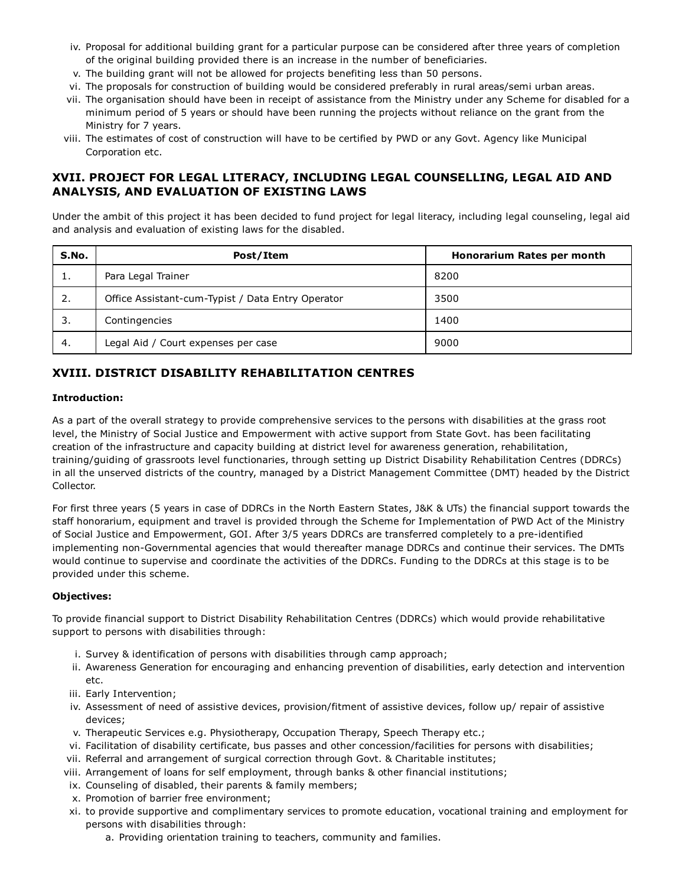iv. Proposal for additional building grant for a particular purpose can be considered after three years of completion of the original building provided there is an increase in the number of beneficiaries.
v. The building grant will not be allowed for projects benefiting less than 50 persons.
vi. The proposals for construction of building would be considered preferably in rural areas/semi urban areas.
vii. The organisation should have been in receipt of assistance from the Ministry under any Scheme for disabled for a minimum period of 5 years or should have been running the projects without reliance on the grant from the Ministry for 7 years.
viii. The estimates of cost of construction will have to be certified by PWD or any Govt. Agency like Municipal Corporation etc.

## XVII. PROJECT FOR LEGAL LITERACY, INCLUDING LEGAL COUNSELLING, LEGAL AID AND ANALYSIS, AND EVALUATION OF EXISTING LAWS

Under the ambit of this project it has been decided to fund project for legal literacy, including legal counseling, legal aid and analysis and evaluation of existing laws for the disabled.

| S.No. | Post/Item | Honorarium Rates per month |
|---|---|---|
| 1. | Para Legal Trainer | 8200 |
| 2. | Office Assistant-cum-Typist / Data Entry Operator | 3500 |
| 3. | Contingencies | 1400 |
| 4. | Legal Aid / Court expenses per case | 9000 |

## XVIII. DISTRICT DISABILITY REHABILITATION CENTRES

**Introduction:**

As a part of the overall strategy to provide comprehensive services to the persons with disabilities at the grass root level, the Ministry of Social Justice and Empowerment with active support from State Govt. has been facilitating creation of the infrastructure and capacity building at district level for awareness generation, rehabilitation, training/guiding of grassroots level functionaries, through setting up District Disability Rehabilitation Centres (DDRCs) in all the unserved districts of the country, managed by a District Management Committee (DMT) headed by the District Collector.

For first three years (5 years in case of DDRCs in the North Eastern States, J&K & UTs) the financial support towards the staff honorarium, equipment and travel is provided through the Scheme for Implementation of PWD Act of the Ministry of Social Justice and Empowerment, GOI. After 3/5 years DDRCs are transferred completely to a pre-identified implementing non-Governmental agencies that would thereafter manage DDRCs and continue their services. The DMTs would continue to supervise and coordinate the activities of the DDRCs. Funding to the DDRCs at this stage is to be provided under this scheme.

**Objectives:**

To provide financial support to District Disability Rehabilitation Centres (DDRCs) which would provide rehabilitative support to persons with disabilities through:

i. Survey & identification of persons with disabilities through camp approach;
ii. Awareness Generation for encouraging and enhancing prevention of disabilities, early detection and intervention etc.
iii. Early Intervention;
iv. Assessment of need of assistive devices, provision/fitment of assistive devices, follow up/ repair of assistive devices;
v. Therapeutic Services e.g. Physiotherapy, Occupation Therapy, Speech Therapy etc.;
vi. Facilitation of disability certificate, bus passes and other concession/facilities for persons with disabilities;
vii. Referral and arrangement of surgical correction through Govt. & Charitable institutes;
viii. Arrangement of loans for self employment, through banks & other financial institutions;
ix. Counseling of disabled, their parents & family members;
x. Promotion of barrier free environment;
xi. to provide supportive and complimentary services to promote education, vocational training and employment for persons with disabilities through:
   a. Providing orientation training to teachers, community and families.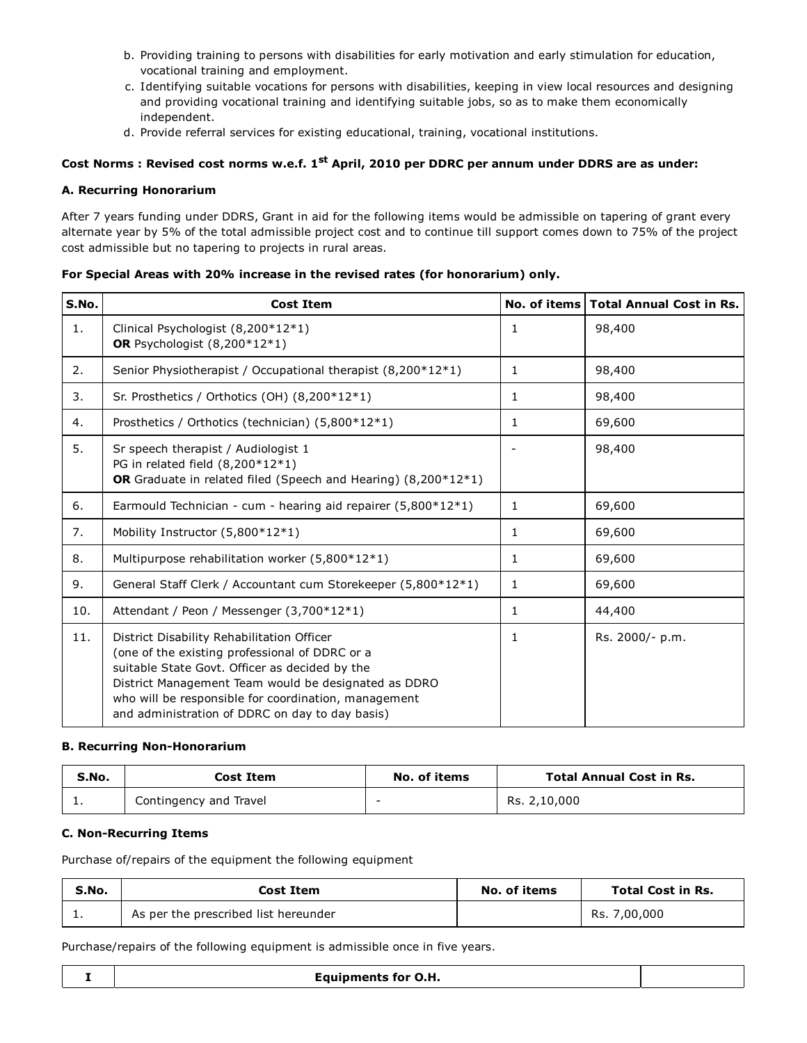b. Providing training to persons with disabilities for early motivation and early stimulation for education, vocational training and employment.
c. Identifying suitable vocations for persons with disabilities, keeping in view local resources and designing and providing vocational training and identifying suitable jobs, so as to make them economically independent.
d. Provide referral services for existing educational, training, vocational institutions.

**Cost Norms : Revised cost norms w.e.f. 1st April, 2010 per DDRC per annum under DDRS are as under:**

**A. Recurring Honorarium**

After 7 years funding under DDRS, Grant in aid for the following items would be admissible on tapering of grant every alternate year by 5% of the total admissible project cost and to continue till support comes down to 75% of the project cost admissible but no tapering to projects in rural areas.

**For Special Areas with 20% increase in the revised rates (for honorarium) only.**

| S.No. | Cost Item | No. of items | Total Annual Cost in Rs. |
|---|---|---|---|
| 1. | Clinical Psychologist (8,200*12*1) **OR** Psychologist (8,200*12*1) | 1 | 98,400 |
| 2. | Senior Physiotherapist / Occupational therapist (8,200*12*1) | 1 | 98,400 |
| 3. | Sr. Prosthetics / Orthotics (OH) (8,200*12*1) | 1 | 98,400 |
| 4. | Prosthetics / Orthotics (technician) (5,800*12*1) | 1 | 69,600 |
| 5. | Sr speech therapist / Audiologist 1 PG in related field (8,200*12*1) **OR** Graduate in related filed (Speech and Hearing) (8,200*12*1) | - | 98,400 |
| 6. | Earmould Technician - cum - hearing aid repairer (5,800*12*1) | 1 | 69,600 |
| 7. | Mobility Instructor (5,800*12*1) | 1 | 69,600 |
| 8. | Multipurpose rehabilitation worker (5,800*12*1) | 1 | 69,600 |
| 9. | General Staff Clerk / Accountant cum Storekeeper (5,800*12*1) | 1 | 69,600 |
| 10. | Attendant / Peon / Messenger (3,700*12*1) | 1 | 44,400 |
| 11. | District Disability Rehabilitation Officer (one of the existing professional of DDRC or a suitable State Govt. Officer as decided by the District Management Team would be designated as DDRO who will be responsible for coordination, management and administration of DDRC on day to day basis) | 1 | Rs. 2000/- p.m. |

**B. Recurring Non-Honorarium**

| S.No. | Cost Item | No. of items | Total Annual Cost in Rs. |
|---|---|---|---|
| 1. | Contingency and Travel | - | Rs. 2,10,000 |

**C. Non-Recurring Items**

Purchase of/repairs of the equipment the following equipment

| S.No. | Cost Item | No. of items | Total Cost in Rs. |
|---|---|---|---|
| 1. | As per the prescribed list hereunder | | Rs. 7,00,000 |

Purchase/repairs of the following equipment is admissible once in five years.

| I | Equipments for O.H. | |
|---|---|---|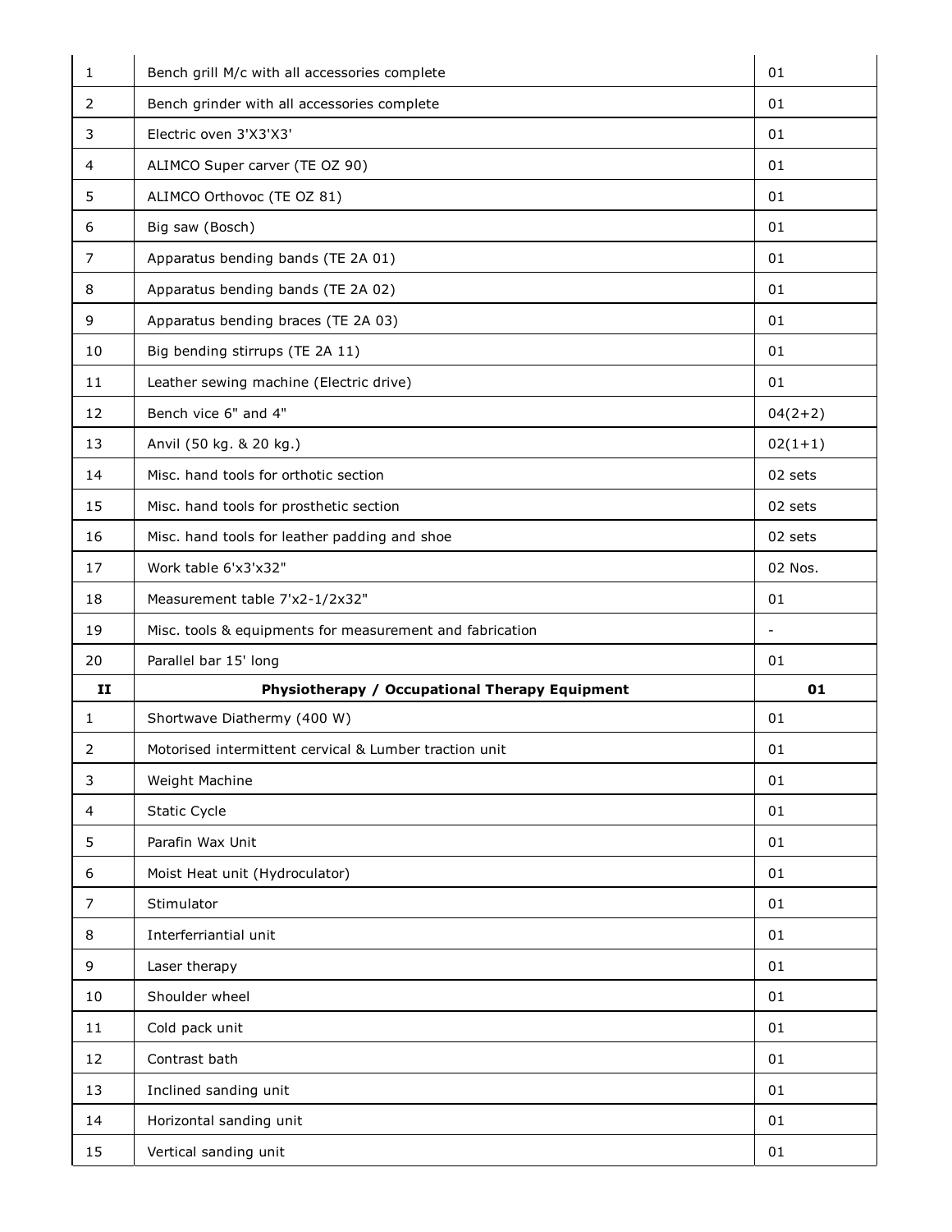| | | |
|---|---|---|
| 1 | Bench grill M/c with all accessories complete | 01 |
| 2 | Bench grinder with all accessories complete | 01 |
| 3 | Electric oven 3'X3'X3' | 01 |
| 4 | ALIMCO Super carver (TE OZ 90) | 01 |
| 5 | ALIMCO Orthovoc (TE OZ 81) | 01 |
| 6 | Big saw (Bosch) | 01 |
| 7 | Apparatus bending bands (TE 2A 01) | 01 |
| 8 | Apparatus bending bands (TE 2A 02) | 01 |
| 9 | Apparatus bending braces (TE 2A 03) | 01 |
| 10 | Big bending stirrups (TE 2A 11) | 01 |
| 11 | Leather sewing machine (Electric drive) | 01 |
| 12 | Bench vice 6" and 4" | 04(2+2) |
| 13 | Anvil (50 kg. & 20 kg.) | 02(1+1) |
| 14 | Misc. hand tools for orthotic section | 02 sets |
| 15 | Misc. hand tools for prosthetic section | 02 sets |
| 16 | Misc. hand tools for leather padding and shoe | 02 sets |
| 17 | Work table 6'x3'x32" | 02 Nos. |
| 18 | Measurement table 7'x2-1/2x32" | 01 |
| 19 | Misc. tools & equipments for measurement and fabrication | - |
| 20 | Parallel bar 15' long | 01 |
| **II** | **Physiotherapy / Occupational Therapy Equipment** | **01** |
| 1 | Shortwave Diathermy (400 W) | 01 |
| 2 | Motorised intermittent cervical & Lumber traction unit | 01 |
| 3 | Weight Machine | 01 |
| 4 | Static Cycle | 01 |
| 5 | Parafin Wax Unit | 01 |
| 6 | Moist Heat unit (Hydroculator) | 01 |
| 7 | Stimulator | 01 |
| 8 | Interferriantial unit | 01 |
| 9 | Laser therapy | 01 |
| 10 | Shoulder wheel | 01 |
| 11 | Cold pack unit | 01 |
| 12 | Contrast bath | 01 |
| 13 | Inclined sanding unit | 01 |
| 14 | Horizontal sanding unit | 01 |
| 15 | Vertical sanding unit | 01 |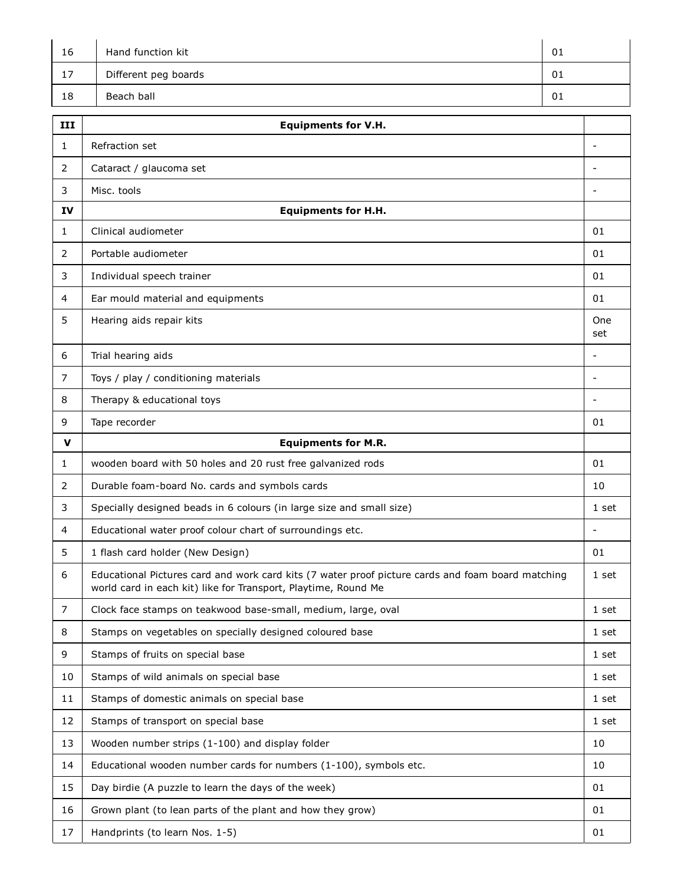| | | |
|---|---|---|
| 16 | Hand function kit | 01 |
| 17 | Different peg boards | 01 |
| 18 | Beach ball | 01 |

| | | |
|---|---|---|
| **III** | **Equipments for V.H.** | |
| 1 | Refraction set | - |
| 2 | Cataract / glaucoma set | - |
| 3 | Misc. tools | - |
| **IV** | **Equipments for H.H.** | |
| 1 | Clinical audiometer | 01 |
| 2 | Portable audiometer | 01 |
| 3 | Individual speech trainer | 01 |
| 4 | Ear mould material and equipments | 01 |
| 5 | Hearing aids repair kits | One set |
| 6 | Trial hearing aids | - |
| 7 | Toys / play / conditioning materials | - |
| 8 | Therapy & educational toys | - |
| 9 | Tape recorder | 01 |
| **V** | **Equipments for M.R.** | |
| 1 | wooden board with 50 holes and 20 rust free galvanized rods | 01 |
| 2 | Durable foam-board No. cards and symbols cards | 10 |
| 3 | Specially designed beads in 6 colours (in large size and small size) | 1 set |
| 4 | Educational water proof colour chart of surroundings etc. | - |
| 5 | 1 flash card holder (New Design) | 01 |
| 6 | Educational Pictures card and work card kits (7 water proof picture cards and foam board matching world card in each kit) like for Transport, Playtime, Round Me | 1 set |
| 7 | Clock face stamps on teakwood base-small, medium, large, oval | 1 set |
| 8 | Stamps on vegetables on specially designed coloured base | 1 set |
| 9 | Stamps of fruits on special base | 1 set |
| 10 | Stamps of wild animals on special base | 1 set |
| 11 | Stamps of domestic animals on special base | 1 set |
| 12 | Stamps of transport on special base | 1 set |
| 13 | Wooden number strips (1-100) and display folder | 10 |
| 14 | Educational wooden number cards for numbers (1-100), symbols etc. | 10 |
| 15 | Day birdie (A puzzle to learn the days of the week) | 01 |
| 16 | Grown plant (to lean parts of the plant and how they grow) | 01 |
| 17 | Handprints (to learn Nos. 1-5) | 01 |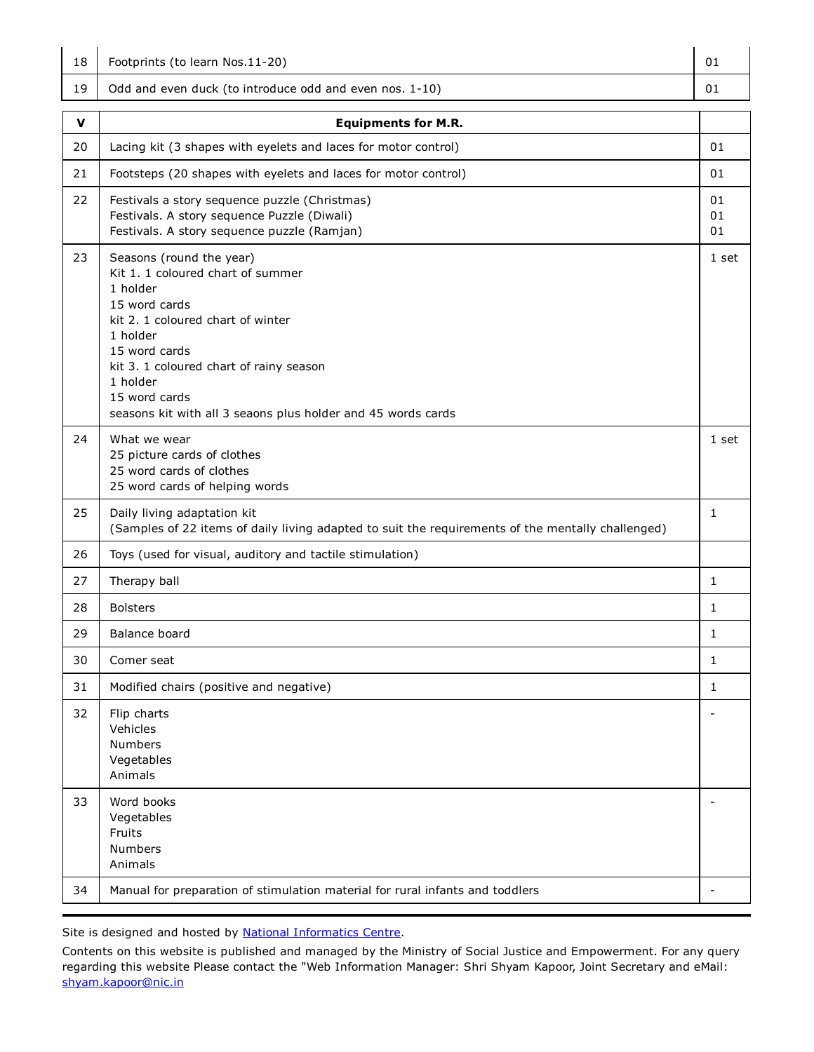| | | |
|---|---|---|
| 18 | Footprints (to learn Nos.11-20) | 01 |
| 19 | Odd and even duck (to introduce odd and even nos. 1-10) | 01 |

| V | Equipments for M.R. | |
|---|---|---|
| 20 | Lacing kit (3 shapes with eyelets and laces for motor control) | 01 |
| 21 | Footsteps (20 shapes with eyelets and laces for motor control) | 01 |
| 22 | Festivals a story sequence puzzle (Christmas)<br>Festivals. A story sequence Puzzle (Diwali)<br>Festivals. A story sequence puzzle (Ramjan) | 01<br>01<br>01 |
| 23 | Seasons (round the year)<br>Kit 1. 1 coloured chart of summer<br>1 holder<br>15 word cards<br>kit 2. 1 coloured chart of winter<br>1 holder<br>15 word cards<br>kit 3. 1 coloured chart of rainy season<br>1 holder<br>15 word cards<br>seasons kit with all 3 seaons plus holder and 45 words cards | 1 set |
| 24 | What we wear<br>25 picture cards of clothes<br>25 word cards of clothes<br>25 word cards of helping words | 1 set |
| 25 | Daily living adaptation kit<br>(Samples of 22 items of daily living adapted to suit the requirements of the mentally challenged) | 1 |
| 26 | Toys (used for visual, auditory and tactile stimulation) | |
| 27 | Therapy ball | 1 |
| 28 | Bolsters | 1 |
| 29 | Balance board | 1 |
| 30 | Comer seat | 1 |
| 31 | Modified chairs (positive and negative) | 1 |
| 32 | Flip charts<br>Vehicles<br>Numbers<br>Vegetables<br>Animals | - |
| 33 | Word books<br>Vegetables<br>Fruits<br>Numbers<br>Animals | - |
| 34 | Manual for preparation of stimulation material for rural infants and toddlers | - |

Site is designed and hosted by National Informatics Centre.

Contents on this website is published and managed by the Ministry of Social Justice and Empowerment. For any query regarding this website Please contact the "Web Information Manager: Shri Shyam Kapoor, Joint Secretary and eMail: shyam.kapoor@nic.in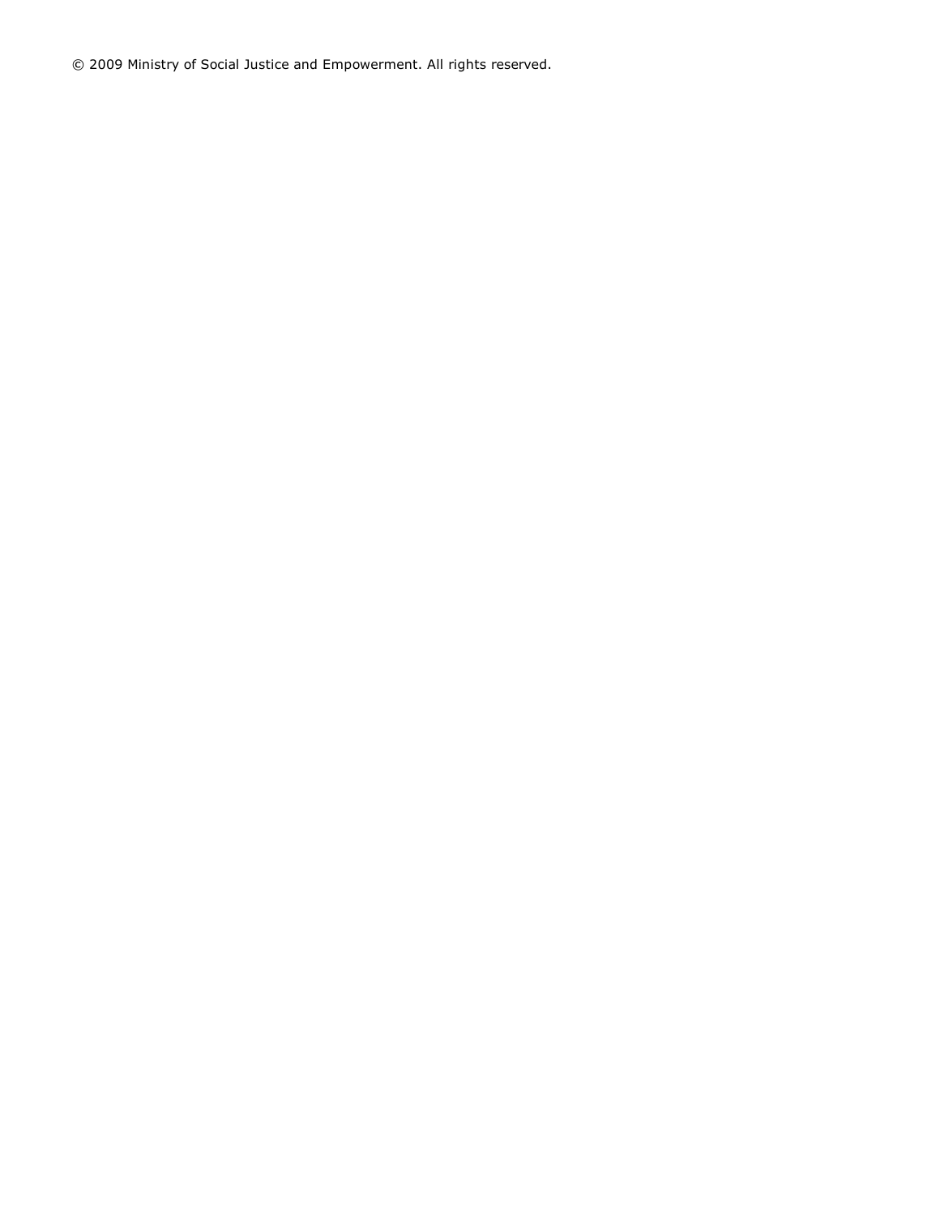© 2009 Ministry of Social Justice and Empowerment. All rights reserved.